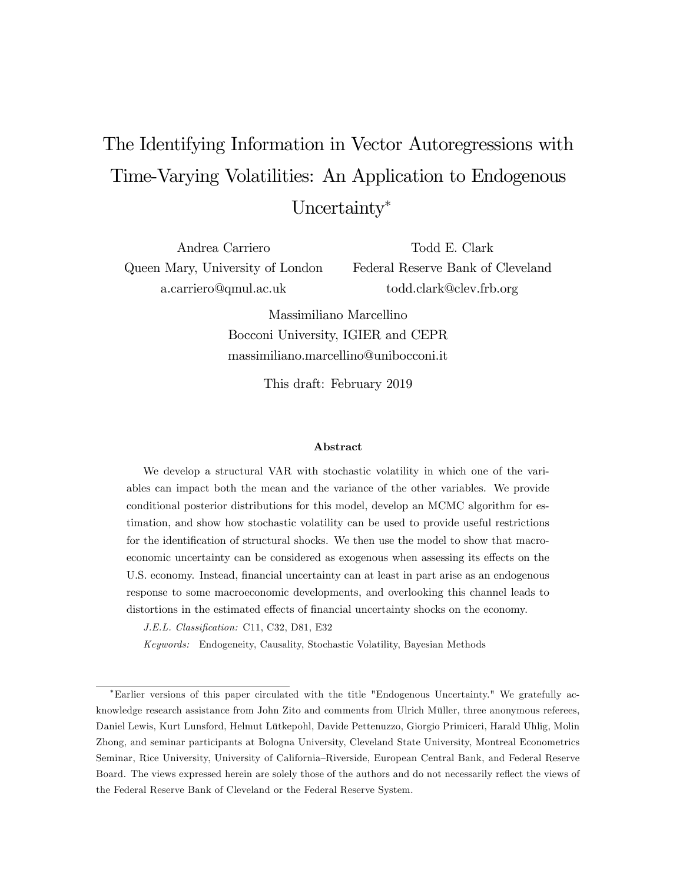# The Identifying Information in Vector Autoregressions with Time-Varying Volatilities: An Application to Endogenous Uncertainty[*]

Andrea Carriero
Queen Mary, University of London
a.carriero@qmul.ac.uk

Todd E. Clark
Federal Reserve Bank of Cleveland
todd.clark@clev.frb.org

Massimiliano Marcellino
Bocconi University, IGIER and CEPR
massimiliano.marcellino@unibocconi.it

This draft: February 2019

### Abstract

We develop a structural VAR with stochastic volatility in which one of the variables can impact both the mean and the variance of the other variables. We provide conditional posterior distributions for this model, develop an MCMC algorithm for estimation, and show how stochastic volatility can be used to provide useful restrictions for the identification of structural shocks. We then use the model to show that macroeconomic uncertainty can be considered as exogenous when assessing its effects on the U.S. economy. Instead, financial uncertainty can at least in part arise as an endogenous response to some macroeconomic developments, and overlooking this channel leads to distortions in the estimated effects of financial uncertainty shocks on the economy.

*J.E.L. Classification:* C11, C32, D81, E32

*Keywords:* Endogeneity, Causality, Stochastic Volatility, Bayesian Methods

---

[*] Earlier versions of this paper circulated with the title "Endogenous Uncertainty." We gratefully acknowledge research assistance from John Zito and comments from Ulrich Müller, three anonymous referees, Daniel Lewis, Kurt Lunsford, Helmut Lütkepohl, Davide Pettenuzzo, Giorgio Primiceri, Harald Uhlig, Molin Zhong, and seminar participants at Bologna University, Cleveland State University, Montreal Econometrics Seminar, Rice University, University of California–Riverside, European Central Bank, and Federal Reserve Board. The views expressed herein are solely those of the authors and do not necessarily reflect the views of the Federal Reserve Bank of Cleveland or the Federal Reserve System.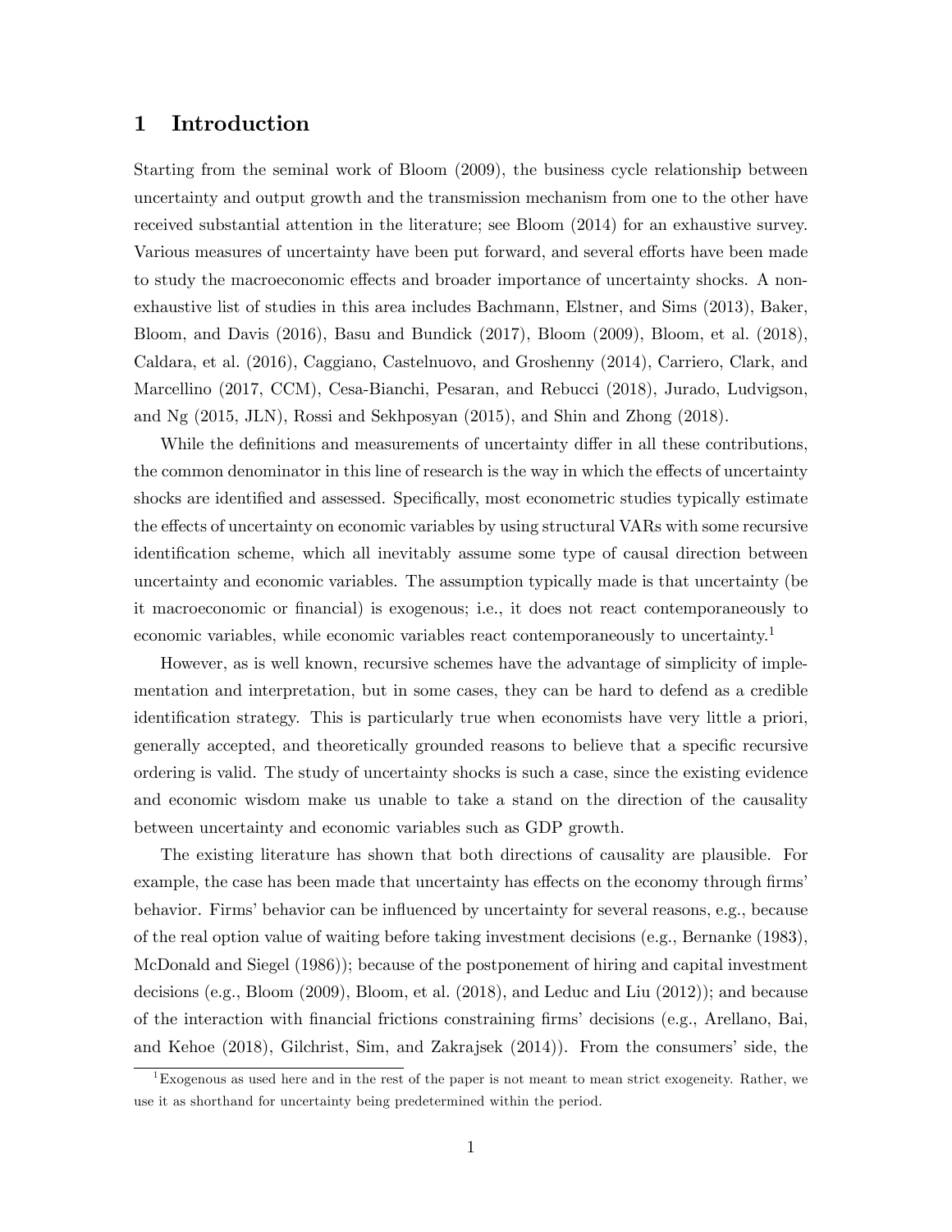# 1 Introduction

Starting from the seminal work of Bloom (2009), the business cycle relationship between uncertainty and output growth and the transmission mechanism from one to the other have received substantial attention in the literature; see Bloom (2014) for an exhaustive survey. Various measures of uncertainty have been put forward, and several efforts have been made to study the macroeconomic effects and broader importance of uncertainty shocks. A non-exhaustive list of studies in this area includes Bachmann, Elstner, and Sims (2013), Baker, Bloom, and Davis (2016), Basu and Bundick (2017), Bloom (2009), Bloom, et al. (2018), Caldara, et al. (2016), Caggiano, Castelnuovo, and Groshenny (2014), Carriero, Clark, and Marcellino (2017, CCM), Cesa-Bianchi, Pesaran, and Rebucci (2018), Jurado, Ludvigson, and Ng (2015, JLN), Rossi and Sekhposyan (2015), and Shin and Zhong (2018).

While the definitions and measurements of uncertainty differ in all these contributions, the common denominator in this line of research is the way in which the effects of uncertainty shocks are identified and assessed. Specifically, most econometric studies typically estimate the effects of uncertainty on economic variables by using structural VARs with some recursive identification scheme, which all inevitably assume some type of causal direction between uncertainty and economic variables. The assumption typically made is that uncertainty (be it macroeconomic or financial) is exogenous; i.e., it does not react contemporaneously to economic variables, while economic variables react contemporaneously to uncertainty.[1]

However, as is well known, recursive schemes have the advantage of simplicity of implementation and interpretation, but in some cases, they can be hard to defend as a credible identification strategy. This is particularly true when economists have very little a priori, generally accepted, and theoretically grounded reasons to believe that a specific recursive ordering is valid. The study of uncertainty shocks is such a case, since the existing evidence and economic wisdom make us unable to take a stand on the direction of the causality between uncertainty and economic variables such as GDP growth.

The existing literature has shown that both directions of causality are plausible. For example, the case has been made that uncertainty has effects on the economy through firms' behavior. Firms' behavior can be influenced by uncertainty for several reasons, e.g., because of the real option value of waiting before taking investment decisions (e.g., Bernanke (1983), McDonald and Siegel (1986)); because of the postponement of hiring and capital investment decisions (e.g., Bloom (2009), Bloom, et al. (2018), and Leduc and Liu (2012)); and because of the interaction with financial frictions constraining firms' decisions (e.g., Arellano, Bai, and Kehoe (2018), Gilchrist, Sim, and Zakrajsek (2014)). From the consumers' side, the

[1] Exogenous as used here and in the rest of the paper is not meant to mean strict exogeneity. Rather, we use it as shorthand for uncertainty being predetermined within the period.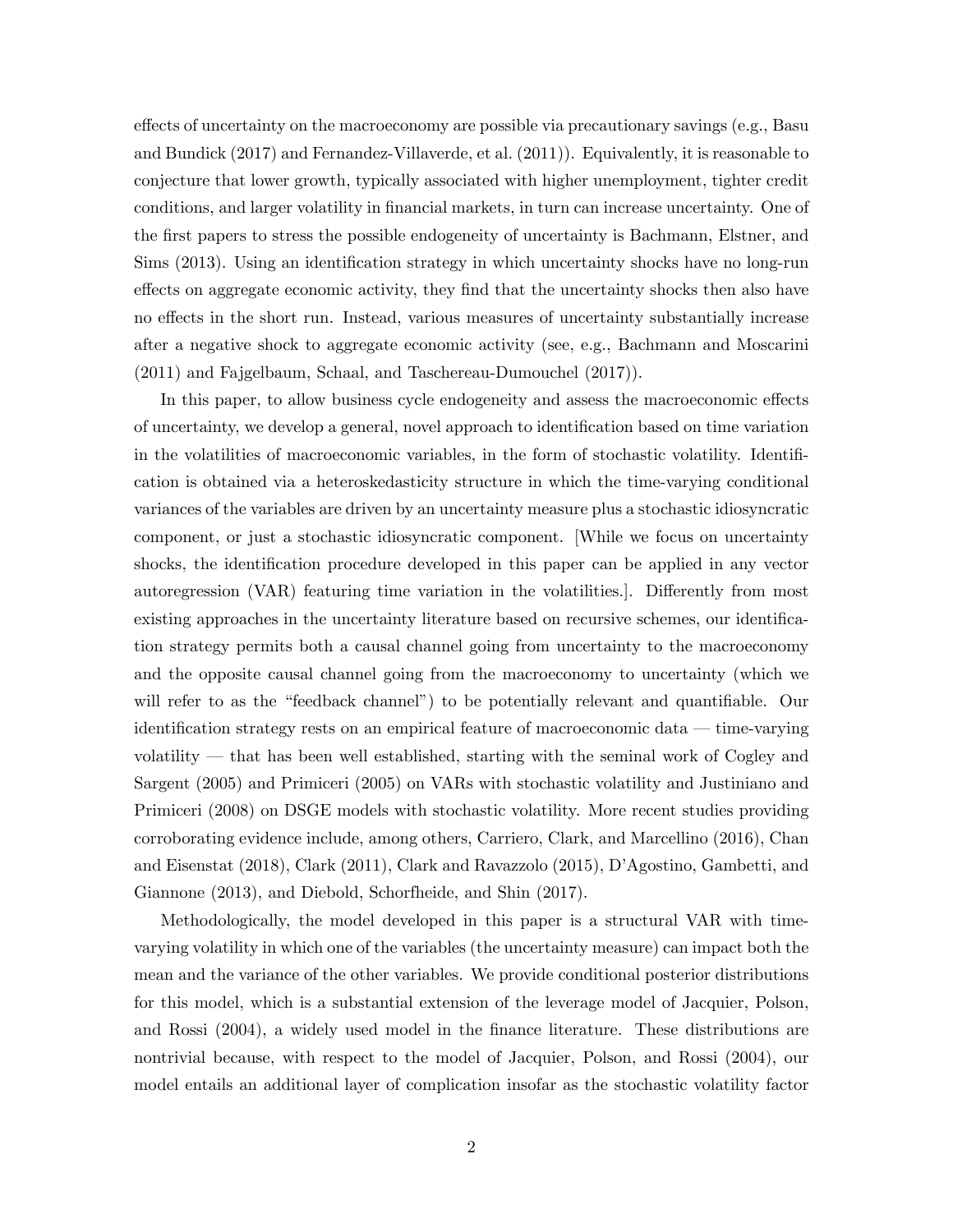effects of uncertainty on the macroeconomy are possible via precautionary savings (e.g., Basu and Bundick (2017) and Fernandez-Villaverde, et al. (2011)). Equivalently, it is reasonable to conjecture that lower growth, typically associated with higher unemployment, tighter credit conditions, and larger volatility in financial markets, in turn can increase uncertainty. One of the first papers to stress the possible endogeneity of uncertainty is Bachmann, Elstner, and Sims (2013). Using an identification strategy in which uncertainty shocks have no long-run effects on aggregate economic activity, they find that the uncertainty shocks then also have no effects in the short run. Instead, various measures of uncertainty substantially increase after a negative shock to aggregate economic activity (see, e.g., Bachmann and Moscarini (2011) and Fajgelbaum, Schaal, and Taschereau-Dumouchel (2017)).

In this paper, to allow business cycle endogeneity and assess the macroeconomic effects of uncertainty, we develop a general, novel approach to identification based on time variation in the volatilities of macroeconomic variables, in the form of stochastic volatility. Identification is obtained via a heteroskedasticity structure in which the time-varying conditional variances of the variables are driven by an uncertainty measure plus a stochastic idiosyncratic component, or just a stochastic idiosyncratic component. [While we focus on uncertainty shocks, the identification procedure developed in this paper can be applied in any vector autoregression (VAR) featuring time variation in the volatilities.]. Differently from most existing approaches in the uncertainty literature based on recursive schemes, our identification strategy permits both a causal channel going from uncertainty to the macroeconomy and the opposite causal channel going from the macroeconomy to uncertainty (which we will refer to as the "feedback channel") to be potentially relevant and quantifiable. Our identification strategy rests on an empirical feature of macroeconomic data — time-varying volatility — that has been well established, starting with the seminal work of Cogley and Sargent (2005) and Primiceri (2005) on VARs with stochastic volatility and Justiniano and Primiceri (2008) on DSGE models with stochastic volatility. More recent studies providing corroborating evidence include, among others, Carriero, Clark, and Marcellino (2016), Chan and Eisenstat (2018), Clark (2011), Clark and Ravazzolo (2015), D'Agostino, Gambetti, and Giannone (2013), and Diebold, Schorfheide, and Shin (2017).

Methodologically, the model developed in this paper is a structural VAR with time-varying volatility in which one of the variables (the uncertainty measure) can impact both the mean and the variance of the other variables. We provide conditional posterior distributions for this model, which is a substantial extension of the leverage model of Jacquier, Polson, and Rossi (2004), a widely used model in the finance literature. These distributions are nontrivial because, with respect to the model of Jacquier, Polson, and Rossi (2004), our model entails an additional layer of complication insofar as the stochastic volatility factor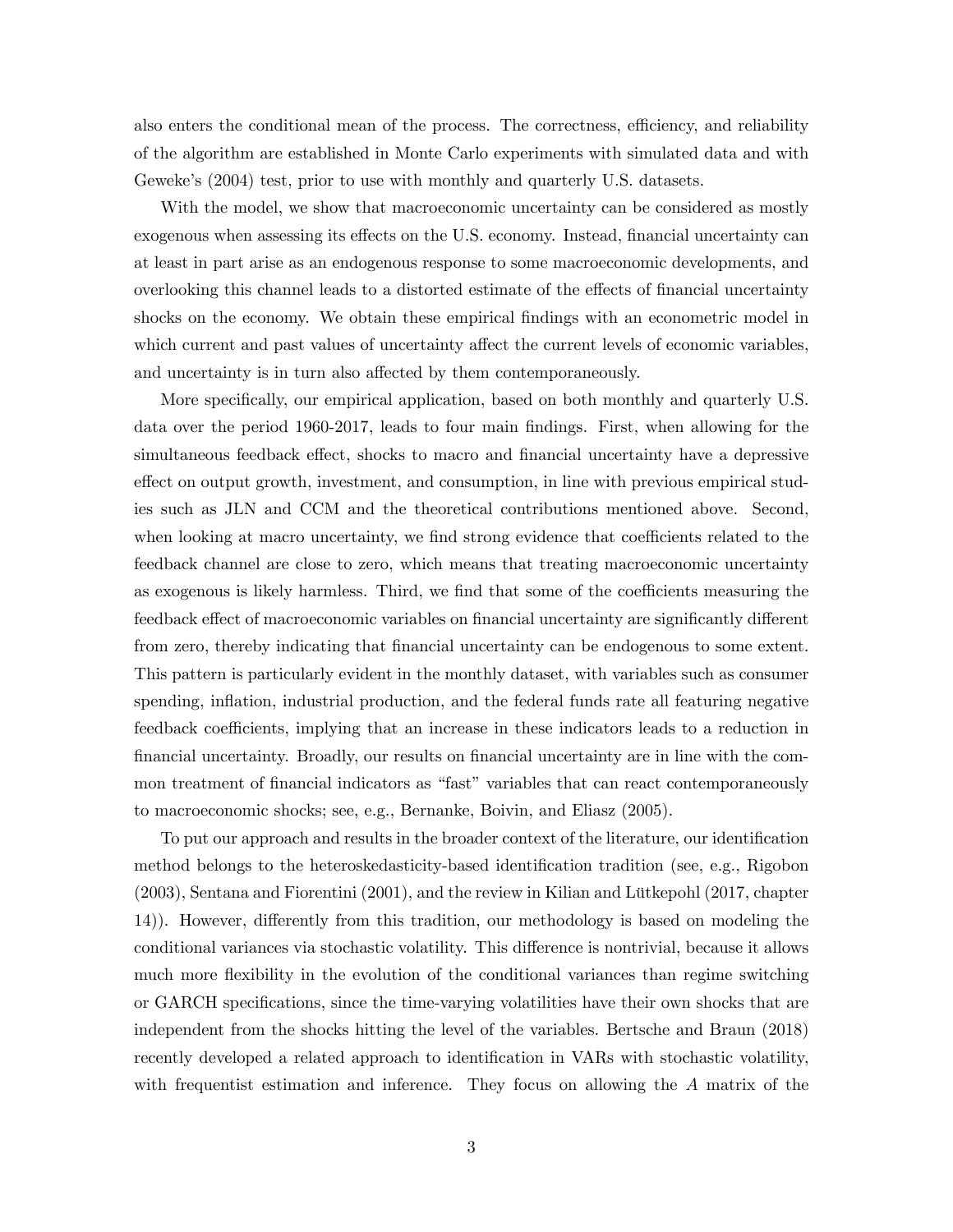also enters the conditional mean of the process. The correctness, efficiency, and reliability of the algorithm are established in Monte Carlo experiments with simulated data and with Geweke's (2004) test, prior to use with monthly and quarterly U.S. datasets.

With the model, we show that macroeconomic uncertainty can be considered as mostly exogenous when assessing its effects on the U.S. economy. Instead, financial uncertainty can at least in part arise as an endogenous response to some macroeconomic developments, and overlooking this channel leads to a distorted estimate of the effects of financial uncertainty shocks on the economy. We obtain these empirical findings with an econometric model in which current and past values of uncertainty affect the current levels of economic variables, and uncertainty is in turn also affected by them contemporaneously.

More specifically, our empirical application, based on both monthly and quarterly U.S. data over the period 1960-2017, leads to four main findings. First, when allowing for the simultaneous feedback effect, shocks to macro and financial uncertainty have a depressive effect on output growth, investment, and consumption, in line with previous empirical studies such as JLN and CCM and the theoretical contributions mentioned above. Second, when looking at macro uncertainty, we find strong evidence that coefficients related to the feedback channel are close to zero, which means that treating macroeconomic uncertainty as exogenous is likely harmless. Third, we find that some of the coefficients measuring the feedback effect of macroeconomic variables on financial uncertainty are significantly different from zero, thereby indicating that financial uncertainty can be endogenous to some extent. This pattern is particularly evident in the monthly dataset, with variables such as consumer spending, inflation, industrial production, and the federal funds rate all featuring negative feedback coefficients, implying that an increase in these indicators leads to a reduction in financial uncertainty. Broadly, our results on financial uncertainty are in line with the common treatment of financial indicators as "fast" variables that can react contemporaneously to macroeconomic shocks; see, e.g., Bernanke, Boivin, and Eliasz (2005).

To put our approach and results in the broader context of the literature, our identification method belongs to the heteroskedasticity-based identification tradition (see, e.g., Rigobon (2003), Sentana and Fiorentini (2001), and the review in Kilian and Lütkepohl (2017, chapter 14)). However, differently from this tradition, our methodology is based on modeling the conditional variances via stochastic volatility. This difference is nontrivial, because it allows much more flexibility in the evolution of the conditional variances than regime switching or GARCH specifications, since the time-varying volatilities have their own shocks that are independent from the shocks hitting the level of the variables. Bertsche and Braun (2018) recently developed a related approach to identification in VARs with stochastic volatility, with frequentist estimation and inference. They focus on allowing the $A$ matrix of the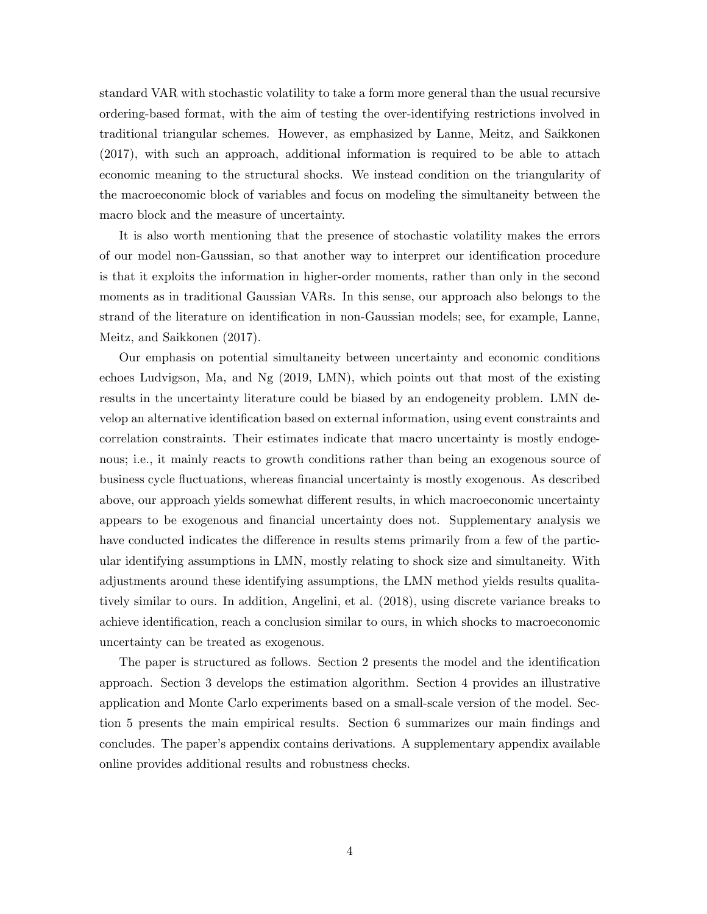standard VAR with stochastic volatility to take a form more general than the usual recursive ordering-based format, with the aim of testing the over-identifying restrictions involved in traditional triangular schemes. However, as emphasized by Lanne, Meitz, and Saikkonen (2017), with such an approach, additional information is required to be able to attach economic meaning to the structural shocks. We instead condition on the triangularity of the macroeconomic block of variables and focus on modeling the simultaneity between the macro block and the measure of uncertainty.

It is also worth mentioning that the presence of stochastic volatility makes the errors of our model non-Gaussian, so that another way to interpret our identification procedure is that it exploits the information in higher-order moments, rather than only in the second moments as in traditional Gaussian VARs. In this sense, our approach also belongs to the strand of the literature on identification in non-Gaussian models; see, for example, Lanne, Meitz, and Saikkonen (2017).

Our emphasis on potential simultaneity between uncertainty and economic conditions echoes Ludvigson, Ma, and Ng (2019, LMN), which points out that most of the existing results in the uncertainty literature could be biased by an endogeneity problem. LMN develop an alternative identification based on external information, using event constraints and correlation constraints. Their estimates indicate that macro uncertainty is mostly endogenous; i.e., it mainly reacts to growth conditions rather than being an exogenous source of business cycle fluctuations, whereas financial uncertainty is mostly exogenous. As described above, our approach yields somewhat different results, in which macroeconomic uncertainty appears to be exogenous and financial uncertainty does not. Supplementary analysis we have conducted indicates the difference in results stems primarily from a few of the particular identifying assumptions in LMN, mostly relating to shock size and simultaneity. With adjustments around these identifying assumptions, the LMN method yields results qualitatively similar to ours. In addition, Angelini, et al. (2018), using discrete variance breaks to achieve identification, reach a conclusion similar to ours, in which shocks to macroeconomic uncertainty can be treated as exogenous.

The paper is structured as follows. Section 2 presents the model and the identification approach. Section 3 develops the estimation algorithm. Section 4 provides an illustrative application and Monte Carlo experiments based on a small-scale version of the model. Section 5 presents the main empirical results. Section 6 summarizes our main findings and concludes. The paper's appendix contains derivations. A supplementary appendix available online provides additional results and robustness checks.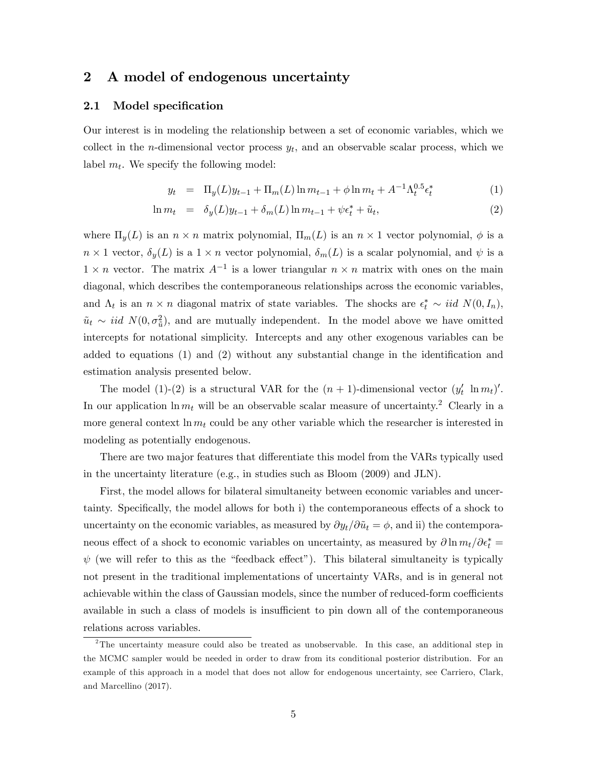## 2 A model of endogenous uncertainty

### 2.1 Model specification

Our interest is in modeling the relationship between a set of economic variables, which we collect in the $n$-dimensional vector process $y_t$, and an observable scalar process, which we label $m_t$. We specify the following model:

$$
\begin{aligned}
y_t &= \Pi_y(L)y_{t-1} + \Pi_m(L)\ln m_{t-1} + \phi \ln m_t + A^{-1}\Lambda_t^{0.5}\epsilon_t^* && (1) \\
\ln m_t &= \delta_y(L)y_{t-1} + \delta_m(L)\ln m_{t-1} + \psi\epsilon_t^* + \tilde{u}_t, && (2)
\end{aligned}
$$

where $\Pi_y(L)$ is an $n \times n$ matrix polynomial, $\Pi_m(L)$ is an $n \times 1$ vector polynomial, $\phi$ is a $n \times 1$ vector, $\delta_y(L)$ is a $1 \times n$ vector polynomial, $\delta_m(L)$ is a scalar polynomial, and $\psi$ is a $1 \times n$ vector. The matrix $A^{-1}$ is a lower triangular $n \times n$ matrix with ones on the main diagonal, which describes the contemporaneous relationships across the economic variables, and $\Lambda_t$ is an $n \times n$ diagonal matrix of state variables. The shocks are $\epsilon_t^* \sim iid\ N(0, I_n)$, $\tilde{u}_t \sim iid\ N(0, \sigma_{\tilde{u}}^2)$, and are mutually independent. In the model above we have omitted intercepts for notational simplicity. Intercepts and any other exogenous variables can be added to equations (1) and (2) without any substantial change in the identification and estimation analysis presented below.

The model (1)-(2) is a structural VAR for the $(n+1)$-dimensional vector $(y_t'\ \ln m_t)'$. In our application $\ln m_t$ will be an observable scalar measure of uncertainty.[2] Clearly in a more general context $\ln m_t$ could be any other variable which the researcher is interested in modeling as potentially endogenous.

There are two major features that differentiate this model from the VARs typically used in the uncertainty literature (e.g., in studies such as Bloom (2009) and JLN).

First, the model allows for bilateral simultaneity between economic variables and uncertainty. Specifically, the model allows for both i) the contemporaneous effects of a shock to uncertainty on the economic variables, as measured by $\partial y_t / \partial \tilde{u}_t = \phi$, and ii) the contemporaneous effect of a shock to economic variables on uncertainty, as measured by $\partial \ln m_t / \partial \epsilon_t^* = \psi$ (we will refer to this as the "feedback effect"). This bilateral simultaneity is typically not present in the traditional implementations of uncertainty VARs, and is in general not achievable within the class of Gaussian models, since the number of reduced-form coefficients available in such a class of models is insufficient to pin down all of the contemporaneous relations across variables.

[2] The uncertainty measure could also be treated as unobservable. In this case, an additional step in the MCMC sampler would be needed in order to draw from its conditional posterior distribution. For an example of this approach in a model that does not allow for endogenous uncertainty, see Carriero, Clark, and Marcellino (2017).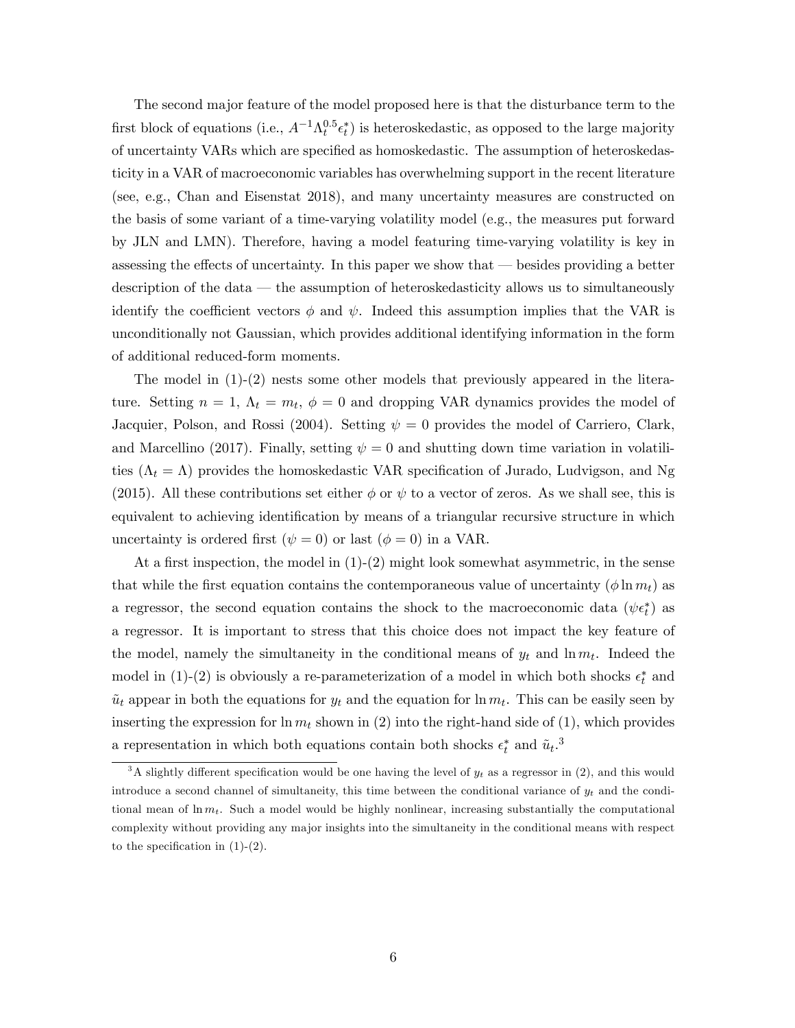The second major feature of the model proposed here is that the disturbance term to the first block of equations (i.e., $A^{-1}\Lambda_t^{0.5}\epsilon_t^*$) is heteroskedastic, as opposed to the large majority of uncertainty VARs which are specified as homoskedastic. The assumption of heteroskedasticity in a VAR of macroeconomic variables has overwhelming support in the recent literature (see, e.g., Chan and Eisenstat 2018), and many uncertainty measures are constructed on the basis of some variant of a time-varying volatility model (e.g., the measures put forward by JLN and LMN). Therefore, having a model featuring time-varying volatility is key in assessing the effects of uncertainty. In this paper we show that — besides providing a better description of the data — the assumption of heteroskedasticity allows us to simultaneously identify the coefficient vectors $\phi$ and $\psi$. Indeed this assumption implies that the VAR is unconditionally not Gaussian, which provides additional identifying information in the form of additional reduced-form moments.

The model in (1)-(2) nests some other models that previously appeared in the literature. Setting $n = 1$, $\Lambda_t = m_t$, $\phi = 0$ and dropping VAR dynamics provides the model of Jacquier, Polson, and Rossi (2004). Setting $\psi = 0$ provides the model of Carriero, Clark, and Marcellino (2017). Finally, setting $\psi = 0$ and shutting down time variation in volatilities ($\Lambda_t = \Lambda$) provides the homoskedastic VAR specification of Jurado, Ludvigson, and Ng (2015). All these contributions set either $\phi$ or $\psi$ to a vector of zeros. As we shall see, this is equivalent to achieving identification by means of a triangular recursive structure in which uncertainty is ordered first ($\psi = 0$) or last ($\phi = 0$) in a VAR.

At a first inspection, the model in (1)-(2) might look somewhat asymmetric, in the sense that while the first equation contains the contemporaneous value of uncertainty ($\phi \ln m_t$) as a regressor, the second equation contains the shock to the macroeconomic data ($\psi\epsilon_t^*$) as a regressor. It is important to stress that this choice does not impact the key feature of the model, namely the simultaneity in the conditional means of $y_t$ and $\ln m_t$. Indeed the model in (1)-(2) is obviously a re-parameterization of a model in which both shocks $\epsilon_t^*$ and $\tilde{u}_t$ appear in both the equations for $y_t$ and the equation for $\ln m_t$. This can be easily seen by inserting the expression for $\ln m_t$ shown in (2) into the right-hand side of (1), which provides a representation in which both equations contain both shocks $\epsilon_t^*$ and $\tilde{u}_t$.[3]

[3] A slightly different specification would be one having the level of $y_t$ as a regressor in (2), and this would introduce a second channel of simultaneity, this time between the conditional variance of $y_t$ and the conditional mean of $\ln m_t$. Such a model would be highly nonlinear, increasing substantially the computational complexity without providing any major insights into the simultaneity in the conditional means with respect to the specification in (1)-(2).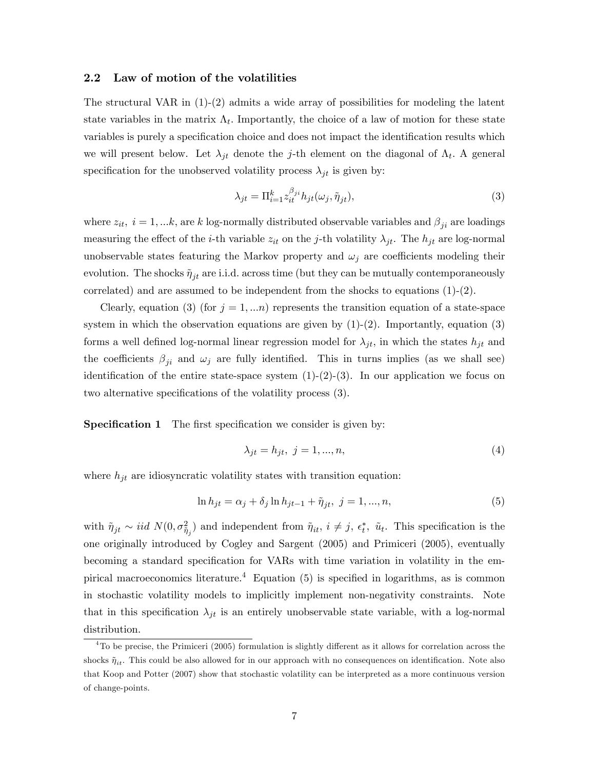### 2.2 Law of motion of the volatilities

The structural VAR in (1)-(2) admits a wide array of possibilities for modeling the latent state variables in the matrix $\Lambda_t$. Importantly, the choice of a law of motion for these state variables is purely a specification choice and does not impact the identification results which we will present below. Let $\lambda_{jt}$ denote the $j$-th element on the diagonal of $\Lambda_t$. A general specification for the unobserved volatility process $\lambda_{jt}$ is given by:

$$\lambda_{jt} = \Pi_{i=1}^{k} z_{it}^{\beta_{ji}} h_{jt}(\omega_j, \tilde{\eta}_{jt}), \tag{3}$$

where $z_{it},\ i = 1, ...k$, are $k$ log-normally distributed observable variables and $\beta_{ji}$ are loadings measuring the effect of the $i$-th variable $z_{it}$ on the $j$-th volatility $\lambda_{jt}$. The $h_{jt}$ are log-normal unobservable states featuring the Markov property and $\omega_j$ are coefficients modeling their evolution. The shocks $\tilde{\eta}_{jt}$ are i.i.d. across time (but they can be mutually contemporaneously correlated) and are assumed to be independent from the shocks to equations (1)-(2).

Clearly, equation (3) (for $j = 1, ...n$) represents the transition equation of a state-space system in which the observation equations are given by (1)-(2). Importantly, equation (3) forms a well defined log-normal linear regression model for $\lambda_{jt}$, in which the states $h_{jt}$ and the coefficients $\beta_{ji}$ and $\omega_j$ are fully identified. This in turns implies (as we shall see) identification of the entire state-space system (1)-(2)-(3). In our application we focus on two alternative specifications of the volatility process (3).

**Specification 1** The first specification we consider is given by:

$$\lambda_{jt} = h_{jt},\ j = 1, ..., n, \tag{4}$$

where $h_{jt}$ are idiosyncratic volatility states with transition equation:

$$\ln h_{jt} = \alpha_j + \delta_j \ln h_{jt-1} + \tilde{\eta}_{jt},\ j = 1, ..., n, \tag{5}$$

with $\tilde{\eta}_{jt} \sim iid\ N(0, \sigma^2_{\tilde{\eta}_j})$ and independent from $\tilde{\eta}_{it},\ i \neq j,\ \epsilon^*_t,\ \tilde{u}_t$. This specification is the one originally introduced by Cogley and Sargent (2005) and Primiceri (2005), eventually becoming a standard specification for VARs with time variation in volatility in the empirical macroeconomics literature.[4] Equation (5) is specified in logarithms, as is common in stochastic volatility models to implicitly implement non-negativity constraints. Note that in this specification $\lambda_{jt}$ is an entirely unobservable state variable, with a log-normal distribution.

[4] To be precise, the Primiceri (2005) formulation is slightly different as it allows for correlation across the shocks $\tilde{\eta}_{it}$. This could be also allowed for in our approach with no consequences on identification. Note also that Koop and Potter (2007) show that stochastic volatility can be interpreted as a more continuous version of change-points.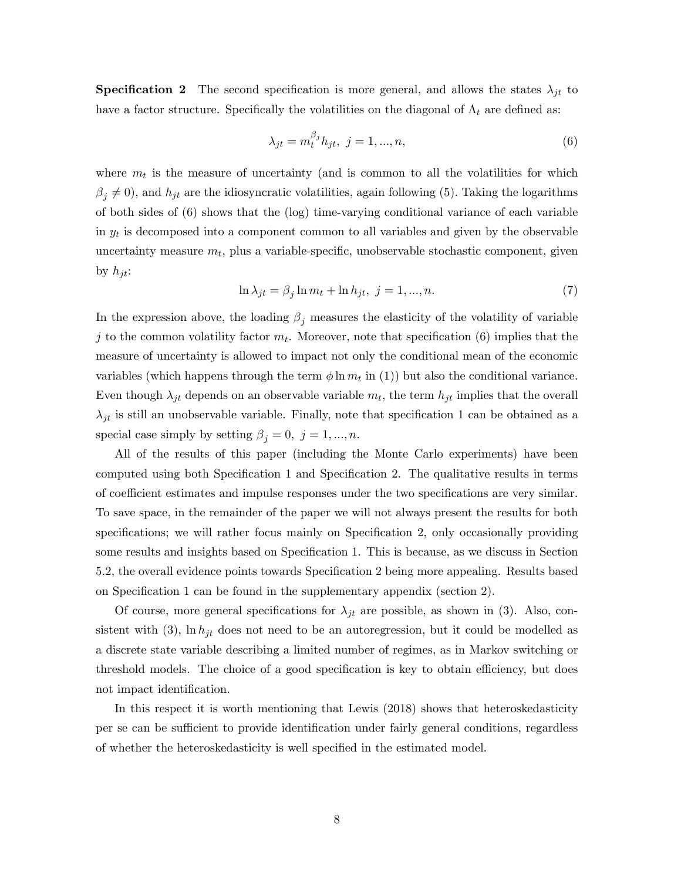**Specification 2** The second specification is more general, and allows the states $\lambda_{jt}$ to have a factor structure. Specifically the volatilities on the diagonal of $\Lambda_t$ are defined as:

$$\lambda_{jt} = m_t^{\beta_j} h_{jt}, \; j = 1, ..., n, \tag{6}$$

where $m_t$ is the measure of uncertainty (and is common to all the volatilities for which $\beta_j \neq 0$), and $h_{jt}$ are the idiosyncratic volatilities, again following (5). Taking the logarithms of both sides of (6) shows that the (log) time-varying conditional variance of each variable in $y_t$ is decomposed into a component common to all variables and given by the observable uncertainty measure $m_t$, plus a variable-specific, unobservable stochastic component, given by $h_{jt}$:

$$\ln \lambda_{jt} = \beta_j \ln m_t + \ln h_{jt}, \; j = 1, ..., n. \tag{7}$$

In the expression above, the loading $\beta_j$ measures the elasticity of the volatility of variable $j$ to the common volatility factor $m_t$. Moreover, note that specification (6) implies that the measure of uncertainty is allowed to impact not only the conditional mean of the economic variables (which happens through the term $\phi \ln m_t$ in (1)) but also the conditional variance. Even though $\lambda_{jt}$ depends on an observable variable $m_t$, the term $h_{jt}$ implies that the overall $\lambda_{jt}$ is still an unobservable variable. Finally, note that specification 1 can be obtained as a special case simply by setting $\beta_j = 0, \; j = 1, ..., n$.

All of the results of this paper (including the Monte Carlo experiments) have been computed using both Specification 1 and Specification 2. The qualitative results in terms of coefficient estimates and impulse responses under the two specifications are very similar. To save space, in the remainder of the paper we will not always present the results for both specifications; we will rather focus mainly on Specification 2, only occasionally providing some results and insights based on Specification 1. This is because, as we discuss in Section 5.2, the overall evidence points towards Specification 2 being more appealing. Results based on Specification 1 can be found in the supplementary appendix (section 2).

Of course, more general specifications for $\lambda_{jt}$ are possible, as shown in (3). Also, consistent with (3), $\ln h_{jt}$ does not need to be an autoregression, but it could be modelled as a discrete state variable describing a limited number of regimes, as in Markov switching or threshold models. The choice of a good specification is key to obtain efficiency, but does not impact identification.

In this respect it is worth mentioning that Lewis (2018) shows that heteroskedasticity per se can be sufficient to provide identification under fairly general conditions, regardless of whether the heteroskedasticity is well specified in the estimated model.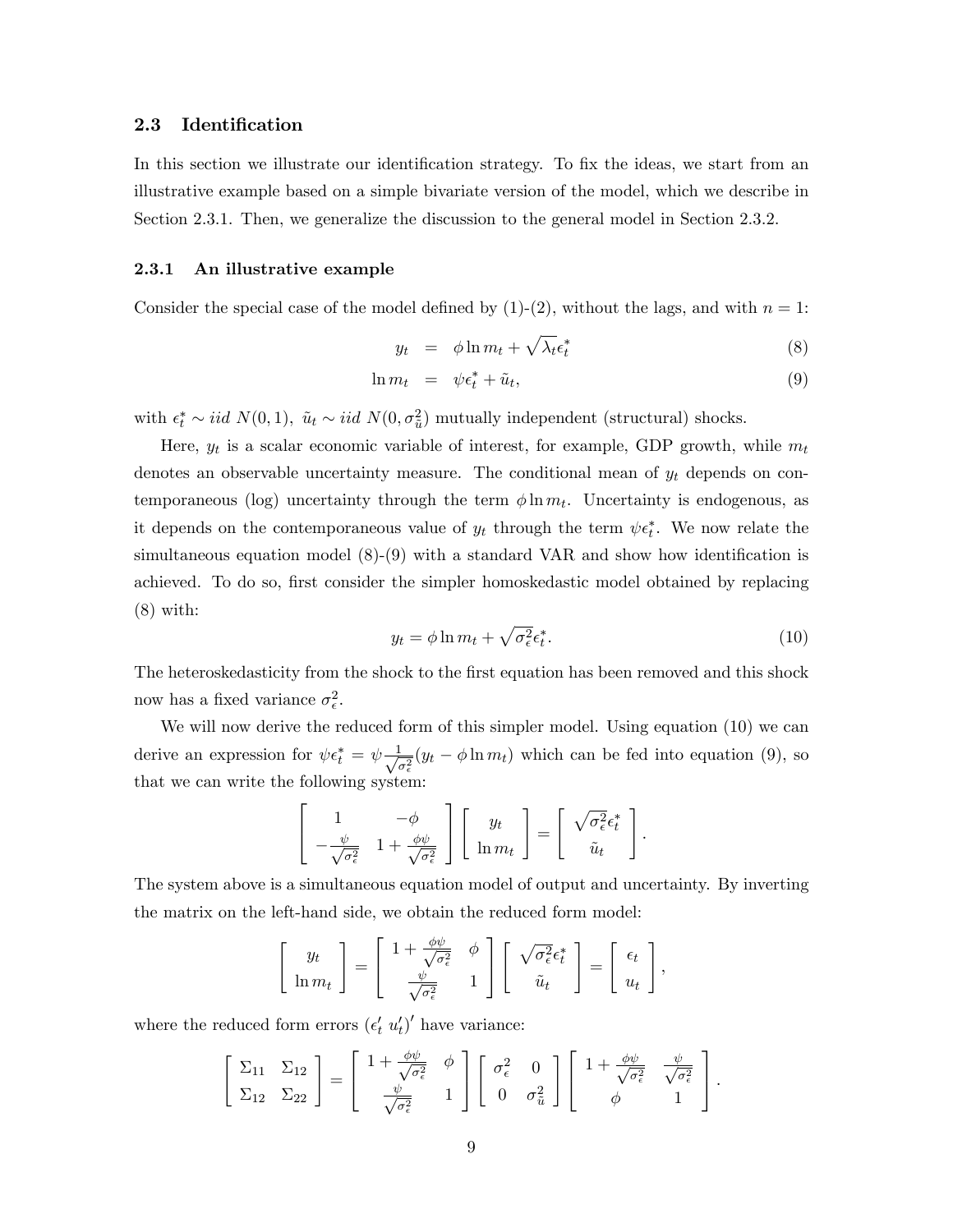### 2.3 Identification

In this section we illustrate our identification strategy. To fix the ideas, we start from an illustrative example based on a simple bivariate version of the model, which we describe in Section 2.3.1. Then, we generalize the discussion to the general model in Section 2.3.2.

#### 2.3.1 An illustrative example

Consider the special case of the model defined by (1)-(2), without the lags, and with $n = 1$:

$$
\begin{aligned}
y_t &= \phi \ln m_t + \sqrt{\lambda_t} \epsilon_t^* \qquad (8) \\
\ln m_t &= \psi \epsilon_t^* + \tilde{u}_t, \qquad (9)
\end{aligned}
$$

with $\epsilon_t^* \sim iid\ N(0,1)$, $\tilde{u}_t \sim iid\ N(0, \sigma_{\tilde{u}}^2)$ mutually independent (structural) shocks.

Here, $y_t$ is a scalar economic variable of interest, for example, GDP growth, while $m_t$ denotes an observable uncertainty measure. The conditional mean of $y_t$ depends on contemporaneous (log) uncertainty through the term $\phi \ln m_t$. Uncertainty is endogenous, as it depends on the contemporaneous value of $y_t$ through the term $\psi \epsilon_t^*$. We now relate the simultaneous equation model (8)-(9) with a standard VAR and show how identification is achieved. To do so, first consider the simpler homoskedastic model obtained by replacing (8) with:

$$
y_t = \phi \ln m_t + \sqrt{\sigma_\epsilon^2} \epsilon_t^*. \qquad (10)
$$

The heteroskedasticity from the shock to the first equation has been removed and this shock now has a fixed variance $\sigma_\epsilon^2$.

We will now derive the reduced form of this simpler model. Using equation (10) we can derive an expression for $\psi \epsilon_t^* = \psi \frac{1}{\sqrt{\sigma_\epsilon^2}} (y_t - \phi \ln m_t)$ which can be fed into equation (9), so that we can write the following system:

$$
\begin{bmatrix} 1 & -\phi \\ -\frac{\psi}{\sqrt{\sigma_\epsilon^2}} & 1 + \frac{\phi\psi}{\sqrt{\sigma_\epsilon^2}} \end{bmatrix} \begin{bmatrix} y_t \\ \ln m_t \end{bmatrix} = \begin{bmatrix} \sqrt{\sigma_\epsilon^2} \epsilon_t^* \\ \tilde{u}_t \end{bmatrix}.
$$

The system above is a simultaneous equation model of output and uncertainty. By inverting the matrix on the left-hand side, we obtain the reduced form model:

$$
\begin{bmatrix} y_t \\ \ln m_t \end{bmatrix} = \begin{bmatrix} 1 + \frac{\phi\psi}{\sqrt{\sigma_\epsilon^2}} & \phi \\ \frac{\psi}{\sqrt{\sigma_\epsilon^2}} & 1 \end{bmatrix} \begin{bmatrix} \sqrt{\sigma_\epsilon^2} \epsilon_t^* \\ \tilde{u}_t \end{bmatrix} = \begin{bmatrix} \epsilon_t \\ u_t \end{bmatrix},
$$

where the reduced form errors $(\epsilon_t' \ u_t')'$ have variance:

$$
\begin{bmatrix} \Sigma_{11} & \Sigma_{12} \\ \Sigma_{12} & \Sigma_{22} \end{bmatrix} = \begin{bmatrix} 1 + \frac{\phi\psi}{\sqrt{\sigma_\epsilon^2}} & \phi \\ \frac{\psi}{\sqrt{\sigma_\epsilon^2}} & 1 \end{bmatrix} \begin{bmatrix} \sigma_\epsilon^2 & 0 \\ 0 & \sigma_{\tilde{u}}^2 \end{bmatrix} \begin{bmatrix} 1 + \frac{\phi\psi}{\sqrt{\sigma_\epsilon^2}} & \frac{\psi}{\sqrt{\sigma_\epsilon^2}} \\ \phi & 1 \end{bmatrix}.
$$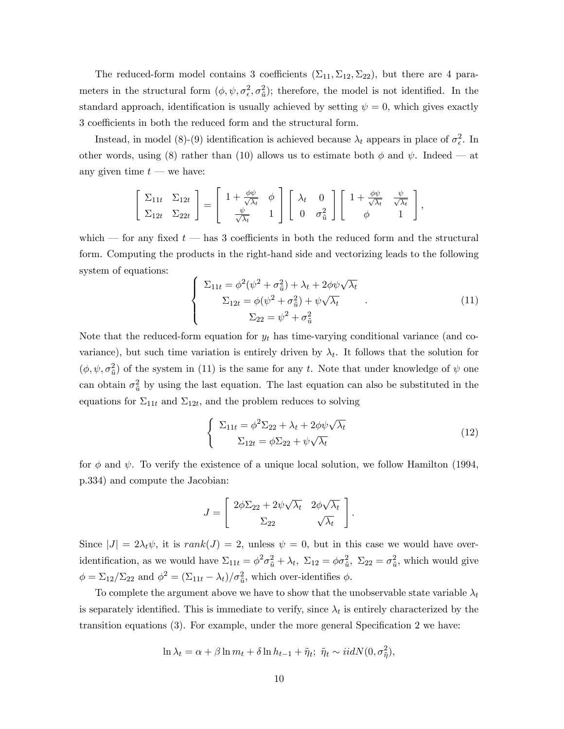The reduced-form model contains 3 coefficients $(\Sigma_{11}, \Sigma_{12}, \Sigma_{22})$, but there are 4 parameters in the structural form $(\phi, \psi, \sigma^2_\epsilon, \sigma^2_{\tilde{u}})$; therefore, the model is not identified. In the standard approach, identification is usually achieved by setting $\psi = 0$, which gives exactly 3 coefficients in both the reduced form and the structural form.

Instead, in model (8)-(9) identification is achieved because $\lambda_t$ appears in place of $\sigma^2_\epsilon$. In other words, using (8) rather than (10) allows us to estimate both $\phi$ and $\psi$. Indeed — at any given time $t$ — we have:

$$
\begin{bmatrix} \Sigma_{11t} & \Sigma_{12t} \\ \Sigma_{12t} & \Sigma_{22t} \end{bmatrix} = \begin{bmatrix} 1 + \frac{\phi\psi}{\sqrt{\lambda_t}} & \phi \\ \frac{\psi}{\sqrt{\lambda_t}} & 1 \end{bmatrix} \begin{bmatrix} \lambda_t & 0 \\ 0 & \sigma^2_{\tilde{u}} \end{bmatrix} \begin{bmatrix} 1 + \frac{\phi\psi}{\sqrt{\lambda_t}} & \frac{\psi}{\sqrt{\lambda_t}} \\ \phi & 1 \end{bmatrix},
$$

which — for any fixed $t$ — has 3 coefficients in both the reduced form and the structural form. Computing the products in the right-hand side and vectorizing leads to the following system of equations:

$$
\begin{cases} \Sigma_{11t} = \phi^2(\psi^2 + \sigma^2_{\tilde{u}}) + \lambda_t + 2\phi\psi\sqrt{\lambda_t} \\ \Sigma_{12t} = \phi(\psi^2 + \sigma^2_{\tilde{u}}) + \psi\sqrt{\lambda_t} \\ \Sigma_{22} = \psi^2 + \sigma^2_{\tilde{u}} \end{cases} . \tag{11}
$$

Note that the reduced-form equation for $y_t$ has time-varying conditional variance (and covariance), but such time variation is entirely driven by $\lambda_t$. It follows that the solution for $(\phi, \psi, \sigma^2_{\tilde{u}})$ of the system in (11) is the same for any $t$. Note that under knowledge of $\psi$ one can obtain $\sigma^2_{\tilde{u}}$ by using the last equation. The last equation can also be substituted in the equations for $\Sigma_{11t}$ and $\Sigma_{12t}$, and the problem reduces to solving

$$
\begin{cases} \Sigma_{11t} = \phi^2\Sigma_{22} + \lambda_t + 2\phi\psi\sqrt{\lambda_t} \\ \Sigma_{12t} = \phi\Sigma_{22} + \psi\sqrt{\lambda_t} \end{cases} \tag{12}
$$

for $\phi$ and $\psi$. To verify the existence of a unique local solution, we follow Hamilton (1994, p.334) and compute the Jacobian:

$$
J = \begin{bmatrix} 2\phi\Sigma_{22} + 2\psi\sqrt{\lambda_t} & 2\phi\sqrt{\lambda_t} \\ \Sigma_{22} & \sqrt{\lambda_t} \end{bmatrix}.
$$

Since $|J| = 2\lambda_t\psi$, it is $rank(J) = 2$, unless $\psi = 0$, but in this case we would have over-identification, as we would have $\Sigma_{11t} = \phi^2\sigma^2_{\tilde{u}} + \lambda_t$, $\Sigma_{12} = \phi\sigma^2_{\tilde{u}}$, $\Sigma_{22} = \sigma^2_{\tilde{u}}$, which would give $\phi = \Sigma_{12}/\Sigma_{22}$ and $\phi^2 = (\Sigma_{11t} - \lambda_t)/\sigma^2_{\tilde{u}}$, which over-identifies $\phi$.

To complete the argument above we have to show that the unobservable state variable $\lambda_t$ is separately identified. This is immediate to verify, since $\lambda_t$ is entirely characterized by the transition equations (3). For example, under the more general Specification 2 we have:

$$
\ln \lambda_t = \alpha + \beta \ln m_t + \delta \ln h_{t-1} + \tilde{\eta}_t; \; \tilde{\eta}_t \sim iidN(0, \sigma^2_{\tilde{\eta}}),
$$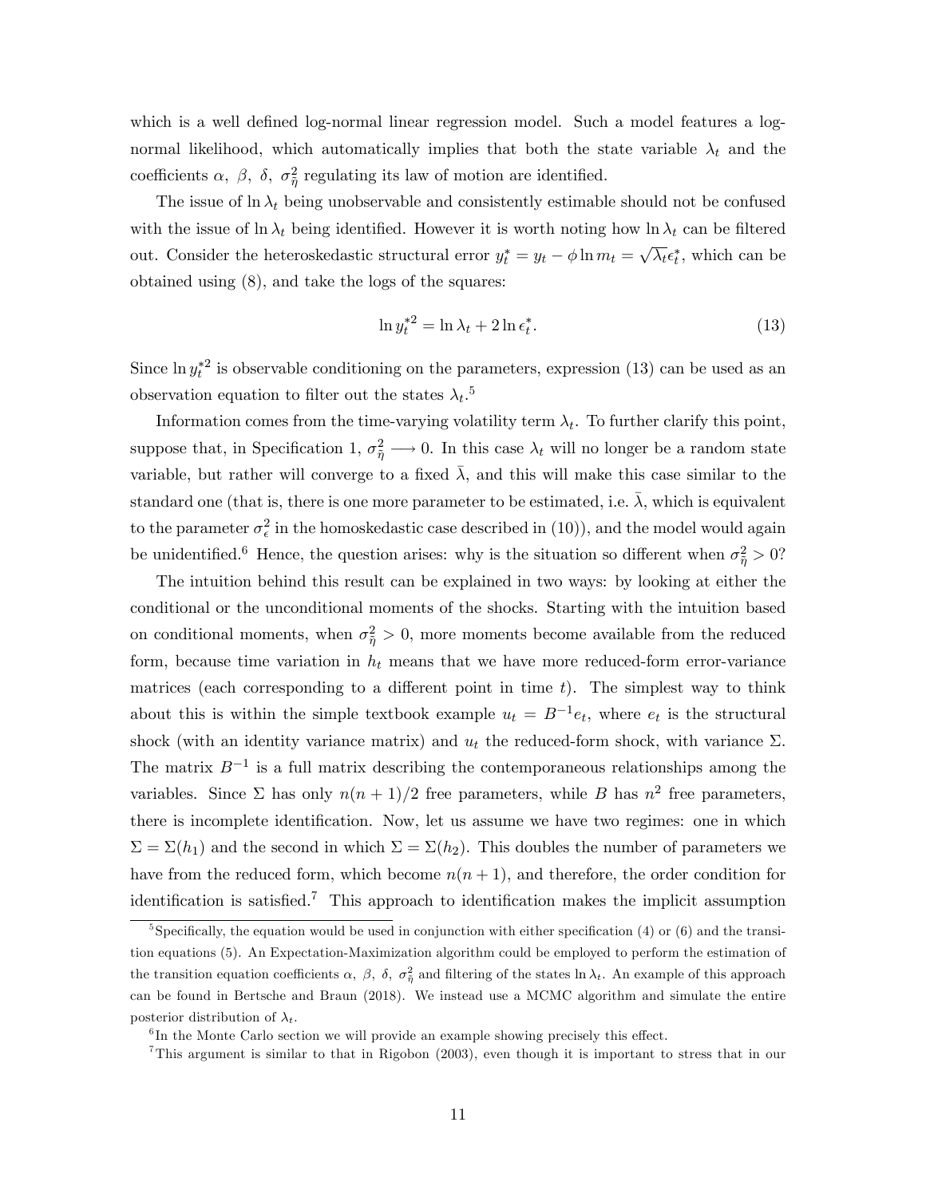which is a well defined log-normal linear regression model. Such a model features a log-normal likelihood, which automatically implies that both the state variable $\lambda_t$ and the coefficients $\alpha$, $\beta$, $\delta$, $\sigma^2_{\tilde{\eta}}$ regulating its law of motion are identified.

The issue of $\ln \lambda_t$ being unobservable and consistently estimable should not be confused with the issue of $\ln \lambda_t$ being identified. However it is worth noting how $\ln \lambda_t$ can be filtered out. Consider the heteroskedastic structural error $y^*_t = y_t - \phi \ln m_t = \sqrt{\lambda_t}\epsilon^*_t$, which can be obtained using (8), and take the logs of the squares:

$$\ln y^{*2}_t = \ln \lambda_t + 2 \ln \epsilon^*_t. \tag{13}$$

Since $\ln y^{*2}_t$ is observable conditioning on the parameters, expression (13) can be used as an observation equation to filter out the states $\lambda_t$.[5]

Information comes from the time-varying volatility term $\lambda_t$. To further clarify this point, suppose that, in Specification 1, $\sigma^2_{\tilde{\eta}} \longrightarrow 0$. In this case $\lambda_t$ will no longer be a random state variable, but rather will converge to a fixed $\bar{\lambda}$, and this will make this case similar to the standard one (that is, there is one more parameter to be estimated, i.e. $\bar{\lambda}$, which is equivalent to the parameter $\sigma^2_\epsilon$ in the homoskedastic case described in (10)), and the model would again be unidentified.[6] Hence, the question arises: why is the situation so different when $\sigma^2_{\tilde{\eta}} > 0$?

The intuition behind this result can be explained in two ways: by looking at either the conditional or the unconditional moments of the shocks. Starting with the intuition based on conditional moments, when $\sigma^2_{\tilde{\eta}} > 0$, more moments become available from the reduced form, because time variation in $h_t$ means that we have more reduced-form error-variance matrices (each corresponding to a different point in time $t$). The simplest way to think about this is within the simple textbook example $u_t = B^{-1}e_t$, where $e_t$ is the structural shock (with an identity variance matrix) and $u_t$ the reduced-form shock, with variance $\Sigma$. The matrix $B^{-1}$ is a full matrix describing the contemporaneous relationships among the variables. Since $\Sigma$ has only $n(n+1)/2$ free parameters, while $B$ has $n^2$ free parameters, there is incomplete identification. Now, let us assume we have two regimes: one in which $\Sigma = \Sigma(h_1)$ and the second in which $\Sigma = \Sigma(h_2)$. This doubles the number of parameters we have from the reduced form, which become $n(n+1)$, and therefore, the order condition for identification is satisfied.[7] This approach to identification makes the implicit assumption

---

[5] Specifically, the equation would be used in conjunction with either specification (4) or (6) and the transition equations (5). An Expectation-Maximization algorithm could be employed to perform the estimation of the transition equation coefficients $\alpha$, $\beta$, $\delta$, $\sigma^2_{\tilde{\eta}}$ and filtering of the states $\ln \lambda_t$. An example of this approach can be found in Bertsche and Braun (2018). We instead use a MCMC algorithm and simulate the entire posterior distribution of $\lambda_t$.

[6] In the Monte Carlo section we will provide an example showing precisely this effect.

[7] This argument is similar to that in Rigobon (2003), even though it is important to stress that in our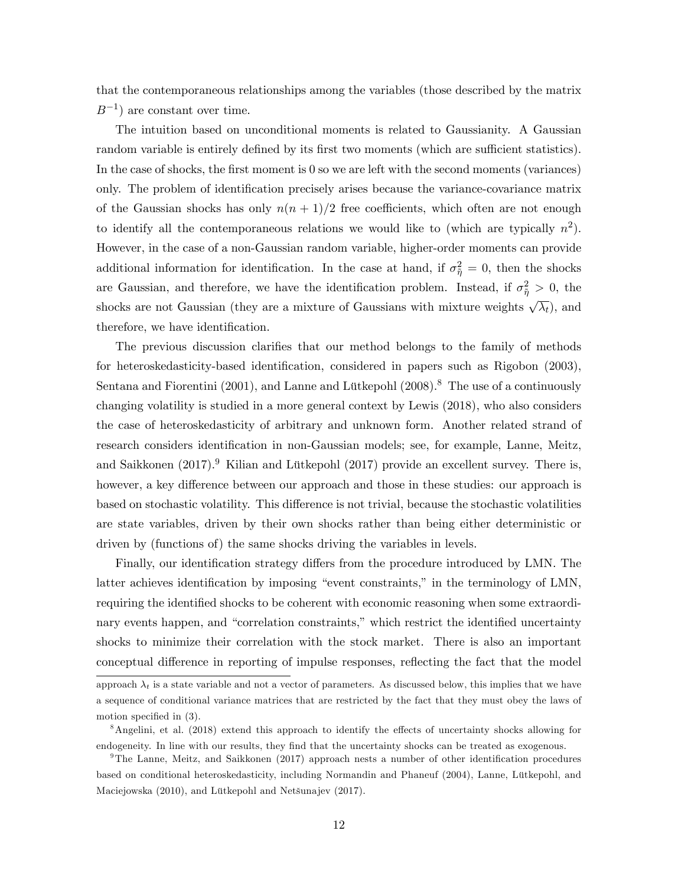that the contemporaneous relationships among the variables (those described by the matrix $B^{-1}$) are constant over time.

The intuition based on unconditional moments is related to Gaussianity. A Gaussian random variable is entirely defined by its first two moments (which are sufficient statistics). In the case of shocks, the first moment is 0 so we are left with the second moments (variances) only. The problem of identification precisely arises because the variance-covariance matrix of the Gaussian shocks has only $n(n+1)/2$ free coefficients, which often are not enough to identify all the contemporaneous relations we would like to (which are typically $n^2$). However, in the case of a non-Gaussian random variable, higher-order moments can provide additional information for identification. In the case at hand, if $\sigma^2_{\tilde{\eta}} = 0$, then the shocks are Gaussian, and therefore, we have the identification problem. Instead, if $\sigma^2_{\tilde{\eta}} > 0$, the shocks are not Gaussian (they are a mixture of Gaussians with mixture weights $\sqrt{\lambda_t}$), and therefore, we have identification.

The previous discussion clarifies that our method belongs to the family of methods for heteroskedasticity-based identification, considered in papers such as Rigobon (2003), Sentana and Fiorentini (2001), and Lanne and Lütkepohl (2008).[8] The use of a continuously changing volatility is studied in a more general context by Lewis (2018), who also considers the case of heteroskedasticity of arbitrary and unknown form. Another related strand of research considers identification in non-Gaussian models; see, for example, Lanne, Meitz, and Saikkonen (2017).[9] Kilian and Lütkepohl (2017) provide an excellent survey. There is, however, a key difference between our approach and those in these studies: our approach is based on stochastic volatility. This difference is not trivial, because the stochastic volatilities are state variables, driven by their own shocks rather than being either deterministic or driven by (functions of) the same shocks driving the variables in levels.

Finally, our identification strategy differs from the procedure introduced by LMN. The latter achieves identification by imposing "event constraints," in the terminology of LMN, requiring the identified shocks to be coherent with economic reasoning when some extraordinary events happen, and "correlation constraints," which restrict the identified uncertainty shocks to minimize their correlation with the stock market. There is also an important conceptual difference in reporting of impulse responses, reflecting the fact that the model

approach $\lambda_t$ is a state variable and not a vector of parameters. As discussed below, this implies that we have a sequence of conditional variance matrices that are restricted by the fact that they must obey the laws of motion specified in (3).

[8] Angelini, et al. (2018) extend this approach to identify the effects of uncertainty shocks allowing for endogeneity. In line with our results, they find that the uncertainty shocks can be treated as exogenous.

[9] The Lanne, Meitz, and Saikkonen (2017) approach nests a number of other identification procedures based on conditional heteroskedasticity, including Normandin and Phaneuf (2004), Lanne, Lütkepohl, and Maciejowska (2010), and Lütkepohl and Netšunajev (2017).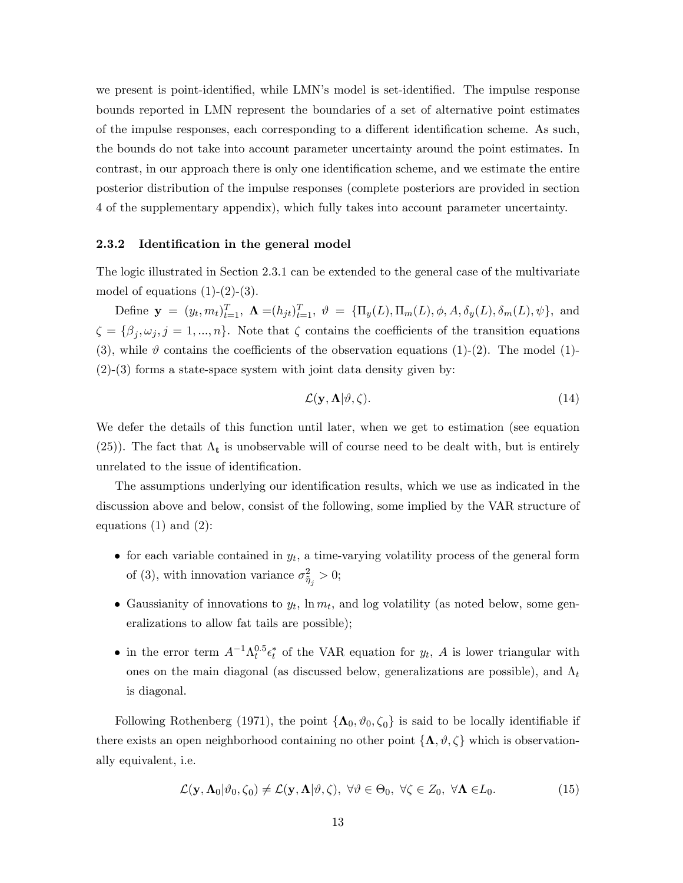we present is point-identified, while LMN's model is set-identified. The impulse response bounds reported in LMN represent the boundaries of a set of alternative point estimates of the impulse responses, each corresponding to a different identification scheme. As such, the bounds do not take into account parameter uncertainty around the point estimates. In contrast, in our approach there is only one identification scheme, and we estimate the entire posterior distribution of the impulse responses (complete posteriors are provided in section 4 of the supplementary appendix), which fully takes into account parameter uncertainty.

### 2.3.2 Identification in the general model

The logic illustrated in Section 2.3.1 can be extended to the general case of the multivariate model of equations (1)-(2)-(3).

Define $\mathbf{y} = (y_t, m_t)_{t=1}^T$, $\mathbf{\Lambda} = (h_{jt})_{t=1}^T$, $\vartheta = \{\Pi_y(L), \Pi_m(L), \phi, A, \delta_y(L), \delta_m(L), \psi\}$, and $\zeta = \{\beta_j, \omega_j, j = 1, ..., n\}$. Note that $\zeta$ contains the coefficients of the transition equations (3), while $\vartheta$ contains the coefficients of the observation equations (1)-(2). The model (1)-(2)-(3) forms a state-space system with joint data density given by:

$$\mathcal{L}(\mathbf{y}, \mathbf{\Lambda}|\vartheta, \zeta). \tag{14}$$

We defer the details of this function until later, when we get to estimation (see equation (25)). The fact that $\Lambda_\mathbf{t}$ is unobservable will of course need to be dealt with, but is entirely unrelated to the issue of identification.

The assumptions underlying our identification results, which we use as indicated in the discussion above and below, consist of the following, some implied by the VAR structure of equations (1) and (2):

- for each variable contained in $y_t$, a time-varying volatility process of the general form of (3), with innovation variance $\sigma^2_{\tilde{\eta}_j} > 0$;
- Gaussianity of innovations to $y_t$, $\ln m_t$, and log volatility (as noted below, some generalizations to allow fat tails are possible);
- in the error term $A^{-1}\Lambda_t^{0.5}\epsilon_t^*$ of the VAR equation for $y_t$, $A$ is lower triangular with ones on the main diagonal (as discussed below, generalizations are possible), and $\Lambda_t$ is diagonal.

Following Rothenberg (1971), the point $\{\mathbf{\Lambda}_0, \vartheta_0, \zeta_0\}$ is said to be locally identifiable if there exists an open neighborhood containing no other point $\{\mathbf{\Lambda}, \vartheta, \zeta\}$ which is observationally equivalent, i.e.

$$\mathcal{L}(\mathbf{y}, \mathbf{\Lambda}_0|\vartheta_0, \zeta_0) \neq \mathcal{L}(\mathbf{y}, \mathbf{\Lambda}|\vartheta, \zeta), \ \forall \vartheta \in \Theta_0, \ \forall \zeta \in Z_0, \ \forall \mathbf{\Lambda} \in L_0. \tag{15}$$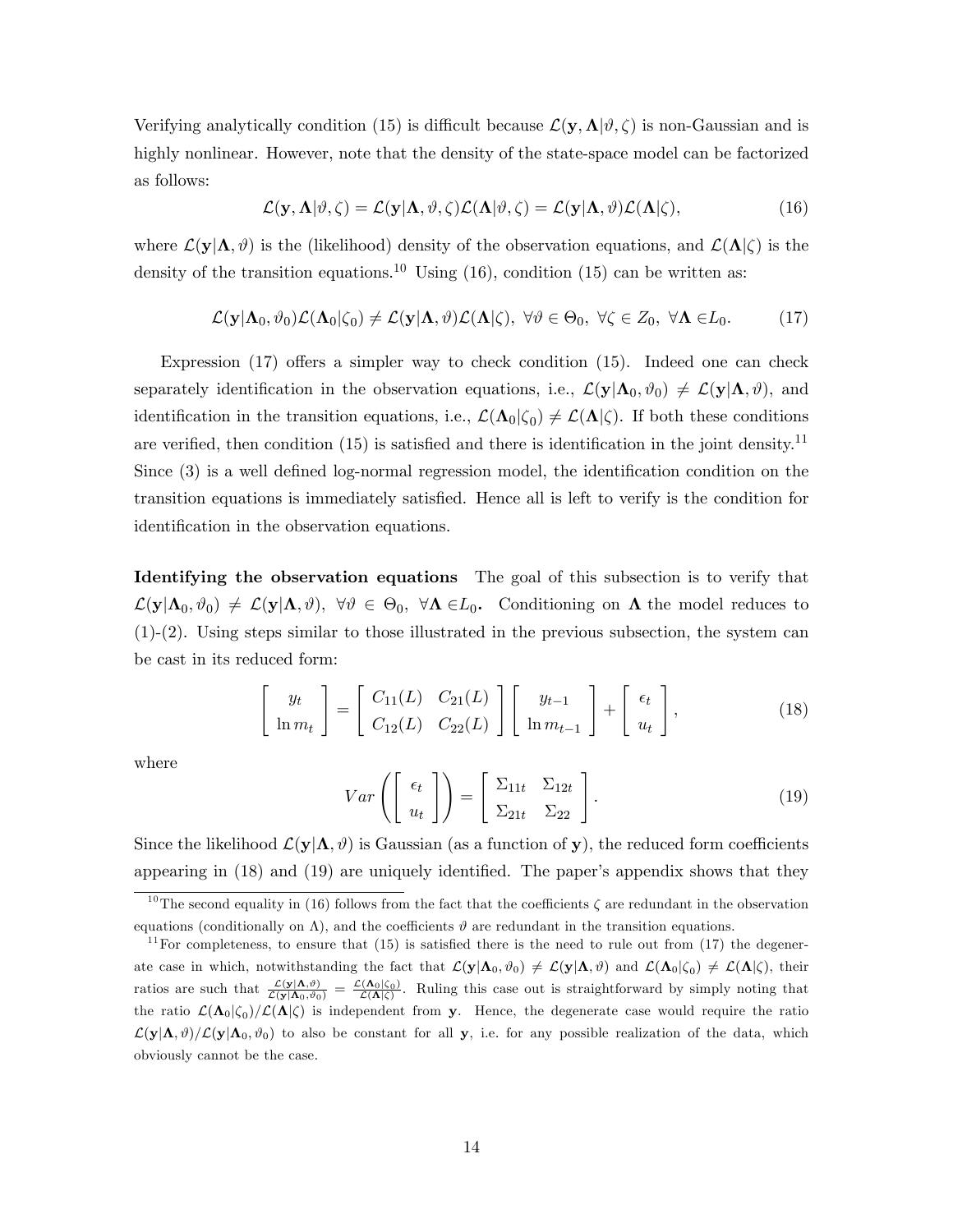Verifying analytically condition (15) is difficult because $\mathcal{L}(\mathbf{y}, \mathbf{\Lambda}|\vartheta, \zeta)$ is non-Gaussian and is highly nonlinear. However, note that the density of the state-space model can be factorized as follows:

$$\mathcal{L}(\mathbf{y}, \mathbf{\Lambda}|\vartheta, \zeta) = \mathcal{L}(\mathbf{y}|\mathbf{\Lambda}, \vartheta, \zeta)\mathcal{L}(\mathbf{\Lambda}|\vartheta, \zeta) = \mathcal{L}(\mathbf{y}|\mathbf{\Lambda}, \vartheta)\mathcal{L}(\mathbf{\Lambda}|\zeta), \tag{16}$$

where $\mathcal{L}(\mathbf{y}|\mathbf{\Lambda}, \vartheta)$ is the (likelihood) density of the observation equations, and $\mathcal{L}(\mathbf{\Lambda}|\zeta)$ is the density of the transition equations.[10] Using (16), condition (15) can be written as:

$$\mathcal{L}(\mathbf{y}|\mathbf{\Lambda}_0, \vartheta_0)\mathcal{L}(\mathbf{\Lambda}_0|\zeta_0) \neq \mathcal{L}(\mathbf{y}|\mathbf{\Lambda}, \vartheta)\mathcal{L}(\mathbf{\Lambda}|\zeta), \ \forall\vartheta \in \Theta_0, \ \forall\zeta \in Z_0, \ \forall\mathbf{\Lambda} \in L_0. \tag{17}$$

Expression (17) offers a simpler way to check condition (15). Indeed one can check separately identification in the observation equations, i.e., $\mathcal{L}(\mathbf{y}|\mathbf{\Lambda}_0, \vartheta_0) \neq \mathcal{L}(\mathbf{y}|\mathbf{\Lambda}, \vartheta)$, and identification in the transition equations, i.e., $\mathcal{L}(\mathbf{\Lambda}_0|\zeta_0) \neq \mathcal{L}(\mathbf{\Lambda}|\zeta)$. If both these conditions are verified, then condition (15) is satisfied and there is identification in the joint density.[11] Since (3) is a well defined log-normal regression model, the identification condition on the transition equations is immediately satisfied. Hence all is left to verify is the condition for identification in the observation equations.

**Identifying the observation equations** The goal of this subsection is to verify that $\mathcal{L}(\mathbf{y}|\mathbf{\Lambda}_0, \vartheta_0) \neq \mathcal{L}(\mathbf{y}|\mathbf{\Lambda}, \vartheta), \ \forall\vartheta \in \Theta_0, \ \forall\mathbf{\Lambda} \in L_0$. Conditioning on $\mathbf{\Lambda}$ the model reduces to (1)-(2). Using steps similar to those illustrated in the previous subsection, the system can be cast in its reduced form:

$$\begin{bmatrix} y_t \\ \ln m_t \end{bmatrix} = \begin{bmatrix} C_{11}(L) & C_{21}(L) \\ C_{12}(L) & C_{22}(L) \end{bmatrix} \begin{bmatrix} y_{t-1} \\ \ln m_{t-1} \end{bmatrix} + \begin{bmatrix} \epsilon_t \\ u_t \end{bmatrix}, \tag{18}$$

where

$$Var\left(\begin{bmatrix} \epsilon_t \\ u_t \end{bmatrix}\right) = \begin{bmatrix} \Sigma_{11t} & \Sigma_{12t} \\ \Sigma_{21t} & \Sigma_{22} \end{bmatrix}. \tag{19}$$

Since the likelihood $\mathcal{L}(\mathbf{y}|\mathbf{\Lambda}, \vartheta)$ is Gaussian (as a function of $\mathbf{y}$), the reduced form coefficients appearing in (18) and (19) are uniquely identified. The paper's appendix shows that they

[10] The second equality in (16) follows from the fact that the coefficients $\zeta$ are redundant in the observation equations (conditionally on $\Lambda$), and the coefficients $\vartheta$ are redundant in the transition equations.

[11] For completeness, to ensure that (15) is satisfied there is the need to rule out from (17) the degenerate case in which, notwithstanding the fact that $\mathcal{L}(\mathbf{y}|\mathbf{\Lambda}_0, \vartheta_0) \neq \mathcal{L}(\mathbf{y}|\mathbf{\Lambda}, \vartheta)$ and $\mathcal{L}(\mathbf{\Lambda}_0|\zeta_0) \neq \mathcal{L}(\mathbf{\Lambda}|\zeta)$, their ratios are such that $\frac{\mathcal{L}(\mathbf{y}|\mathbf{\Lambda}, \vartheta)}{\mathcal{L}(\mathbf{y}|\mathbf{\Lambda}_0, \vartheta_0)} = \frac{\mathcal{L}(\mathbf{\Lambda}_0|\zeta_0)}{\mathcal{L}(\mathbf{\Lambda}|\zeta)}$. Ruling this case out is straightforward by simply noting that the ratio $\mathcal{L}(\mathbf{\Lambda}_0|\zeta_0)/\mathcal{L}(\mathbf{\Lambda}|\zeta)$ is independent from $\mathbf{y}$. Hence, the degenerate case would require the ratio $\mathcal{L}(\mathbf{y}|\mathbf{\Lambda}, \vartheta)/\mathcal{L}(\mathbf{y}|\mathbf{\Lambda}_0, \vartheta_0)$ to also be constant for all $\mathbf{y}$, i.e. for any possible realization of the data, which obviously cannot be the case.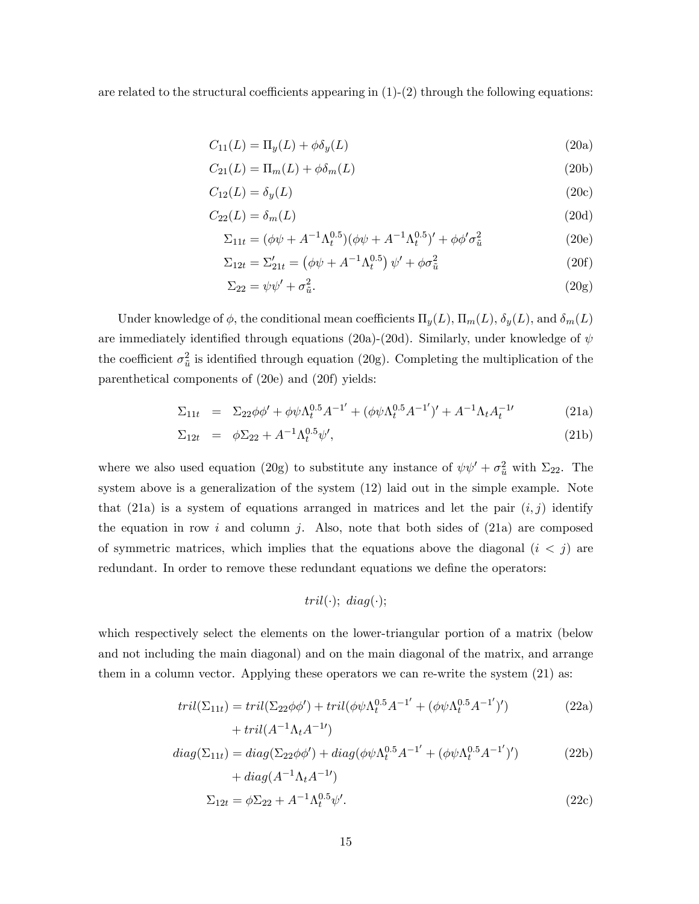are related to the structural coefficients appearing in (1)-(2) through the following equations:

$$C_{11}(L) = \Pi_y(L) + \phi\delta_y(L) \tag{20a}$$

$$C_{21}(L) = \Pi_m(L) + \phi\delta_m(L) \tag{20b}$$

$$C_{12}(L) = \delta_y(L) \tag{20c}$$

$$C_{22}(L) = \delta_m(L) \tag{20d}$$

$$\Sigma_{11t} = (\phi\psi + A^{-1}\Lambda_t^{0.5})(\phi\psi + A^{-1}\Lambda_t^{0.5})' + \phi\phi'\sigma_{\tilde{u}}^2 \tag{20e}$$

$$\Sigma_{12t} = \Sigma_{21t}' = \left(\phi\psi + A^{-1}\Lambda_t^{0.5}\right)\psi' + \phi\sigma_{\tilde{u}}^2 \tag{20f}$$

$$\Sigma_{22} = \psi\psi' + \sigma_{\tilde{u}}^2. \tag{20g}$$

Under knowledge of $\phi$, the conditional mean coefficients $\Pi_y(L)$, $\Pi_m(L)$, $\delta_y(L)$, and $\delta_m(L)$ are immediately identified through equations (20a)-(20d). Similarly, under knowledge of $\psi$ the coefficient $\sigma_{\tilde{u}}^2$ is identified through equation (20g). Completing the multiplication of the parenthetical components of (20e) and (20f) yields:

$$\Sigma_{11t} = \Sigma_{22}\phi\phi' + \phi\psi\Lambda_t^{0.5}A^{-1'} + (\phi\psi\Lambda_t^{0.5}A^{-1'})' + A^{-1}\Lambda_t A_t^{-1\prime} \tag{21a}$$

$$\Sigma_{12t} = \phi\Sigma_{22} + A^{-1}\Lambda_t^{0.5}\psi', \tag{21b}$$

where we also used equation (20g) to substitute any instance of $\psi\psi' + \sigma_{\tilde{u}}^2$ with $\Sigma_{22}$. The system above is a generalization of the system (12) laid out in the simple example. Note that (21a) is a system of equations arranged in matrices and let the pair $(i, j)$ identify the equation in row $i$ and column $j$. Also, note that both sides of (21a) are composed of symmetric matrices, which implies that the equations above the diagonal ($i < j$) are redundant. In order to remove these redundant equations we define the operators:

$$tril(\cdot);\ diag(\cdot);$$

which respectively select the elements on the lower-triangular portion of a matrix (below and not including the main diagonal) and on the main diagonal of the matrix, and arrange them in a column vector. Applying these operators we can re-write the system (21) as:

$$tril(\Sigma_{11t}) = tril(\Sigma_{22}\phi\phi') + tril(\phi\psi\Lambda_t^{0.5}A^{-1'} + (\phi\psi\Lambda_t^{0.5}A^{-1'})') + tril(A^{-1}\Lambda_t A^{-1\prime}) \tag{22a}$$

$$diag(\Sigma_{11t}) = diag(\Sigma_{22}\phi\phi') + diag(\phi\psi\Lambda_t^{0.5}A^{-1'} + (\phi\psi\Lambda_t^{0.5}A^{-1'})') + diag(A^{-1}\Lambda_t A^{-1\prime}) \tag{22b}$$

$$\Sigma_{12t} = \phi\Sigma_{22} + A^{-1}\Lambda_t^{0.5}\psi'. \tag{22c}$$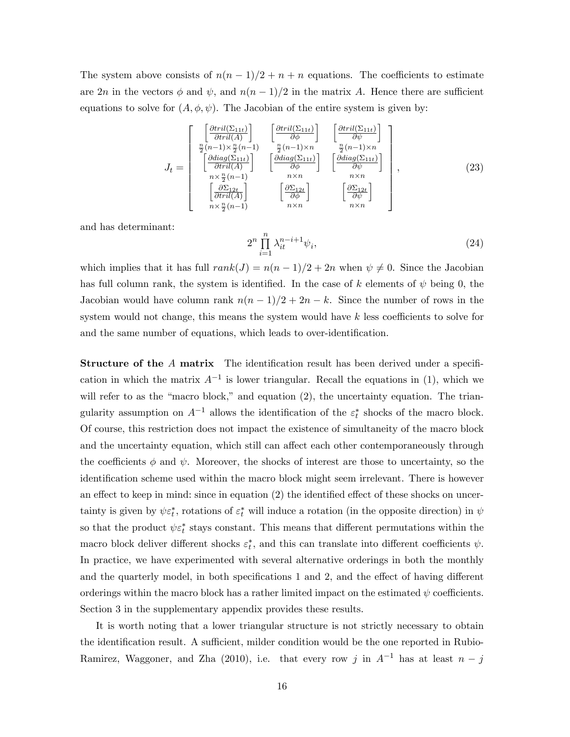The system above consists of $n(n-1)/2+n+n$ equations. The coefficients to estimate are $2n$ in the vectors $\phi$ and $\psi$, and $n(n-1)/2$ in the matrix $A$. Hence there are sufficient equations to solve for $(A, \phi, \psi)$. The Jacobian of the entire system is given by:

$$J_t = \begin{bmatrix} \underset{\frac{n}{2}(n-1)\times\frac{n}{2}(n-1)}{\left[\frac{\partial tril(\Sigma_{11t})}{\partial tril(A)}\right]} & \underset{\frac{n}{2}(n-1)\times n}{\left[\frac{\partial tril(\Sigma_{11t})}{\partial \phi}\right]} & \underset{\frac{n}{2}(n-1)\times n}{\left[\frac{\partial tril(\Sigma_{11t})}{\partial \psi}\right]} \\ \underset{n\times\frac{n}{2}(n-1)}{\left[\frac{\partial diag(\Sigma_{11t})}{\partial tril(A)}\right]} & \underset{n\times n}{\left[\frac{\partial diag(\Sigma_{11t})}{\partial \phi}\right]} & \underset{n\times n}{\left[\frac{\partial diag(\Sigma_{11t})}{\partial \psi}\right]} \\ \underset{n\times\frac{n}{2}(n-1)}{\left[\frac{\partial \Sigma_{12t}}{\partial tril(A)}\right]} & \underset{n\times n}{\left[\frac{\partial \Sigma_{12t}}{\partial \phi}\right]} & \underset{n\times n}{\left[\frac{\partial \Sigma_{12t}}{\partial \psi}\right]} \end{bmatrix}, \tag{23}$$

and has determinant:

$$2^n \prod_{i=1}^{n} \lambda_{it}^{n-i+1} \psi_i, \tag{24}$$

which implies that it has full $rank(J) = n(n-1)/2 + 2n$ when $\psi \neq 0$. Since the Jacobian has full column rank, the system is identified. In the case of $k$ elements of $\psi$ being 0, the Jacobian would have column rank $n(n-1)/2 + 2n - k$. Since the number of rows in the system would not change, this means the system would have $k$ less coefficients to solve for and the same number of equations, which leads to over-identification.

**Structure of the $A$ matrix** The identification result has been derived under a specification in which the matrix $A^{-1}$ is lower triangular. Recall the equations in (1), which we will refer to as the "macro block," and equation (2), the uncertainty equation. The triangularity assumption on $A^{-1}$ allows the identification of the $\varepsilon_t^*$ shocks of the macro block. Of course, this restriction does not impact the existence of simultaneity of the macro block and the uncertainty equation, which still can affect each other contemporaneously through the coefficients $\phi$ and $\psi$. Moreover, the shocks of interest are those to uncertainty, so the identification scheme used within the macro block might seem irrelevant. There is however an effect to keep in mind: since in equation (2) the identified effect of these shocks on uncertainty is given by $\psi\varepsilon_t^*$, rotations of $\varepsilon_t^*$ will induce a rotation (in the opposite direction) in $\psi$ so that the product $\psi\varepsilon_t^*$ stays constant. This means that different permutations within the macro block deliver different shocks $\varepsilon_t^*$, and this can translate into different coefficients $\psi$. In practice, we have experimented with several alternative orderings in both the monthly and the quarterly model, in both specifications 1 and 2, and the effect of having different orderings within the macro block has a rather limited impact on the estimated $\psi$ coefficients. Section 3 in the supplementary appendix provides these results.

It is worth noting that a lower triangular structure is not strictly necessary to obtain the identification result. A sufficient, milder condition would be the one reported in Rubio-Ramirez, Waggoner, and Zha (2010), i.e. that every row $j$ in $A^{-1}$ has at least $n-j$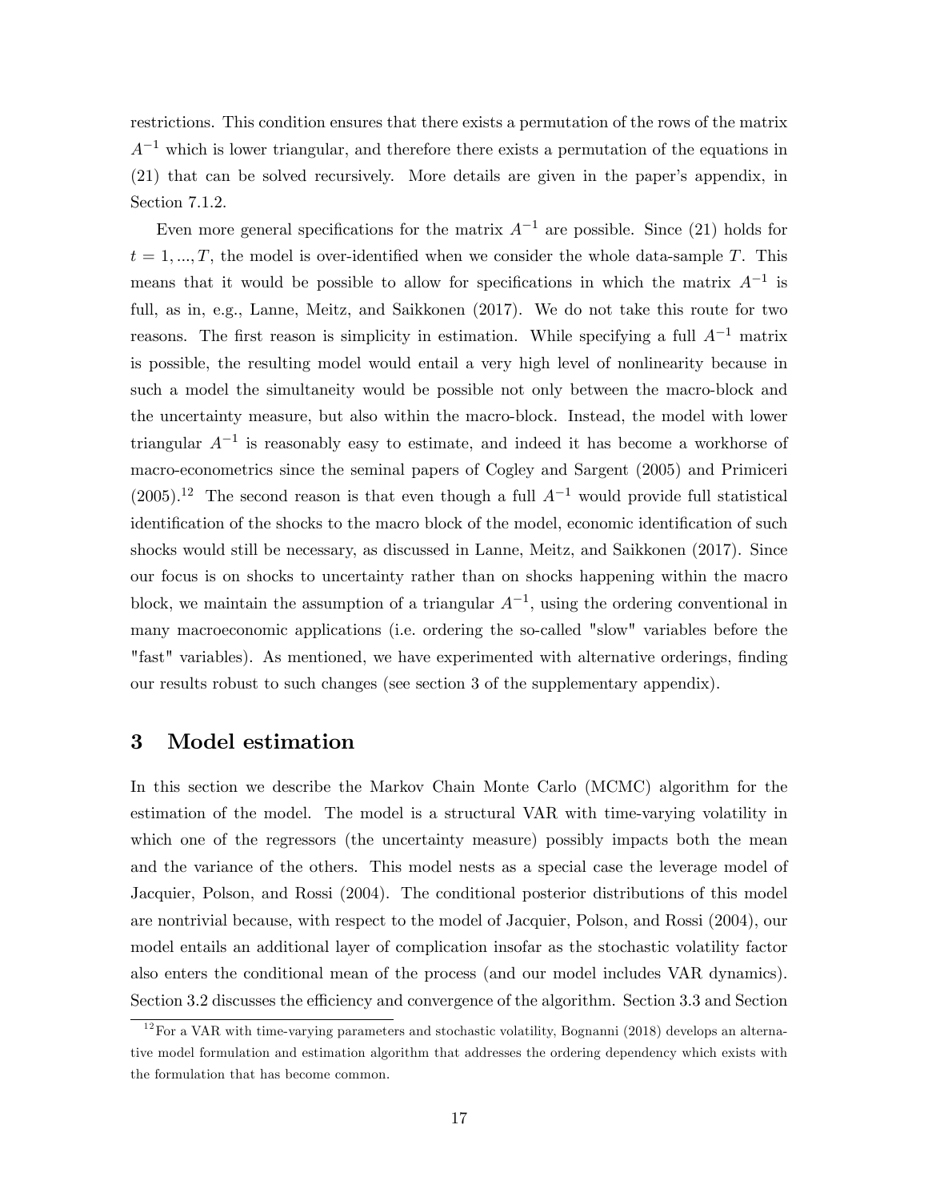restrictions. This condition ensures that there exists a permutation of the rows of the matrix $A^{-1}$ which is lower triangular, and therefore there exists a permutation of the equations in (21) that can be solved recursively. More details are given in the paper's appendix, in Section 7.1.2.

Even more general specifications for the matrix $A^{-1}$ are possible. Since (21) holds for $t = 1, ..., T$, the model is over-identified when we consider the whole data-sample $T$. This means that it would be possible to allow for specifications in which the matrix $A^{-1}$ is full, as in, e.g., Lanne, Meitz, and Saikkonen (2017). We do not take this route for two reasons. The first reason is simplicity in estimation. While specifying a full $A^{-1}$ matrix is possible, the resulting model would entail a very high level of nonlinearity because in such a model the simultaneity would be possible not only between the macro-block and the uncertainty measure, but also within the macro-block. Instead, the model with lower triangular $A^{-1}$ is reasonably easy to estimate, and indeed it has become a workhorse of macro-econometrics since the seminal papers of Cogley and Sargent (2005) and Primiceri (2005).[12] The second reason is that even though a full $A^{-1}$ would provide full statistical identification of the shocks to the macro block of the model, economic identification of such shocks would still be necessary, as discussed in Lanne, Meitz, and Saikkonen (2017). Since our focus is on shocks to uncertainty rather than on shocks happening within the macro block, we maintain the assumption of a triangular $A^{-1}$, using the ordering conventional in many macroeconomic applications (i.e. ordering the so-called "slow" variables before the "fast" variables). As mentioned, we have experimented with alternative orderings, finding our results robust to such changes (see section 3 of the supplementary appendix).

# 3 Model estimation

In this section we describe the Markov Chain Monte Carlo (MCMC) algorithm for the estimation of the model. The model is a structural VAR with time-varying volatility in which one of the regressors (the uncertainty measure) possibly impacts both the mean and the variance of the others. This model nests as a special case the leverage model of Jacquier, Polson, and Rossi (2004). The conditional posterior distributions of this model are nontrivial because, with respect to the model of Jacquier, Polson, and Rossi (2004), our model entails an additional layer of complication insofar as the stochastic volatility factor also enters the conditional mean of the process (and our model includes VAR dynamics). Section 3.2 discusses the efficiency and convergence of the algorithm. Section 3.3 and Section

[12] For a VAR with time-varying parameters and stochastic volatility, Bognanni (2018) develops an alternative model formulation and estimation algorithm that addresses the ordering dependency which exists with the formulation that has become common.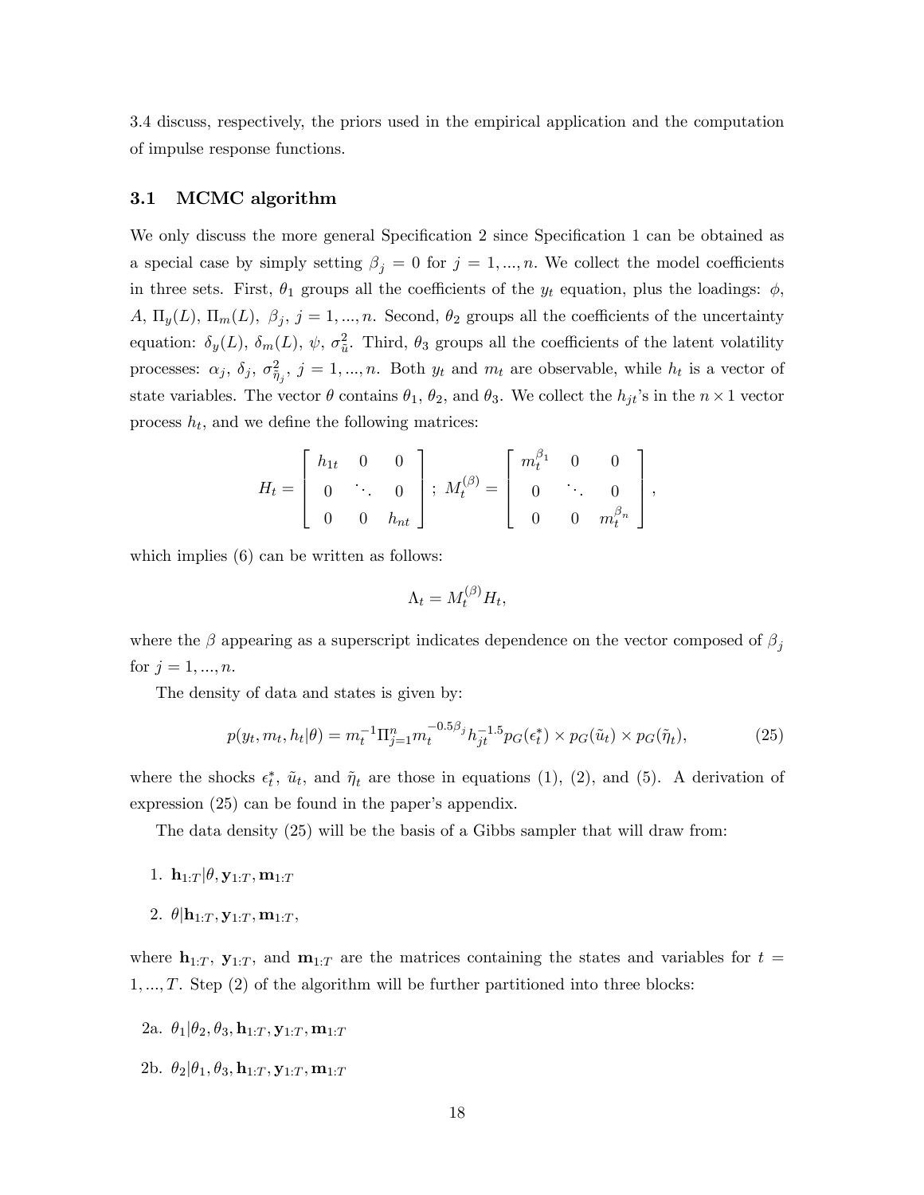3.4 discuss, respectively, the priors used in the empirical application and the computation of impulse response functions.

### 3.1 MCMC algorithm

We only discuss the more general Specification 2 since Specification 1 can be obtained as a special case by simply setting $\beta_j = 0$ for $j = 1, ..., n$. We collect the model coefficients in three sets. First, $\theta_1$ groups all the coefficients of the $y_t$ equation, plus the loadings: $\phi$, $A$, $\Pi_y(L)$, $\Pi_m(L)$, $\beta_j$, $j = 1, ..., n$. Second, $\theta_2$ groups all the coefficients of the uncertainty equation: $\delta_y(L)$, $\delta_m(L)$, $\psi$, $\sigma^2_{\tilde{u}}$. Third, $\theta_3$ groups all the coefficients of the latent volatility processes: $\alpha_j$, $\delta_j$, $\sigma^2_{\tilde{\eta}_j}$, $j = 1, ..., n$. Both $y_t$ and $m_t$ are observable, while $h_t$ is a vector of state variables. The vector $\theta$ contains $\theta_1$, $\theta_2$, and $\theta_3$. We collect the $h_{jt}$'s in the $n \times 1$ vector process $h_t$, and we define the following matrices:

$$H_t = \begin{bmatrix} h_{1t} & 0 & 0 \\ 0 & \ddots & 0 \\ 0 & 0 & h_{nt} \end{bmatrix}; \; M_t^{(\beta)} = \begin{bmatrix} m_t^{\beta_1} & 0 & 0 \\ 0 & \ddots & 0 \\ 0 & 0 & m_t^{\beta_n} \end{bmatrix},$$

which implies (6) can be written as follows:

$$\Lambda_t = M_t^{(\beta)} H_t,$$

where the $\beta$ appearing as a superscript indicates dependence on the vector composed of $\beta_j$ for $j = 1, ..., n$.

The density of data and states is given by:

$$p(y_t, m_t, h_t|\theta) = m_t^{-1} \Pi_{j=1}^n m_t^{-0.5\beta_j} h_{jt}^{-1.5} p_G(\epsilon_t^*) \times p_G(\tilde{u}_t) \times p_G(\tilde{\eta}_t), \tag{25}$$

where the shocks $\epsilon_t^*$, $\tilde{u}_t$, and $\tilde{\eta}_t$ are those in equations (1), (2), and (5). A derivation of expression (25) can be found in the paper's appendix.

The data density (25) will be the basis of a Gibbs sampler that will draw from:

1. $\mathbf{h}_{1:T}|\theta, \mathbf{y}_{1:T}, \mathbf{m}_{1:T}$
2. $\theta|\mathbf{h}_{1:T}, \mathbf{y}_{1:T}, \mathbf{m}_{1:T}$,

where $\mathbf{h}_{1:T}$, $\mathbf{y}_{1:T}$, and $\mathbf{m}_{1:T}$ are the matrices containing the states and variables for $t = 1, ..., T$. Step (2) of the algorithm will be further partitioned into three blocks:

2a. $\theta_1|\theta_2, \theta_3, \mathbf{h}_{1:T}, \mathbf{y}_{1:T}, \mathbf{m}_{1:T}$

2b. $\theta_2|\theta_1, \theta_3, \mathbf{h}_{1:T}, \mathbf{y}_{1:T}, \mathbf{m}_{1:T}$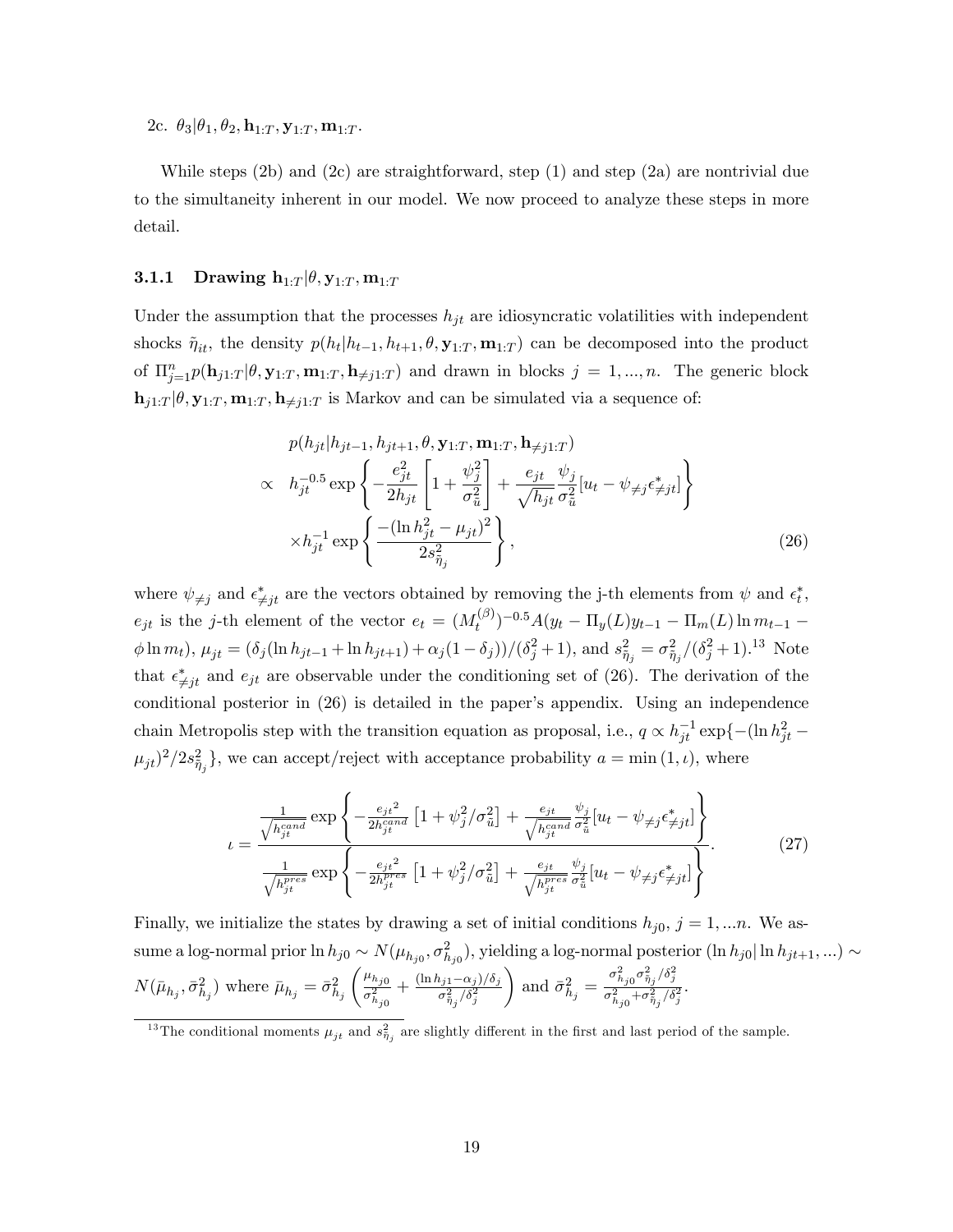2c. $\theta_3|\theta_1, \theta_2, \mathbf{h}_{1:T}, \mathbf{y}_{1:T}, \mathbf{m}_{1:T}$.

While steps (2b) and (2c) are straightforward, step (1) and step (2a) are nontrivial due to the simultaneity inherent in our model. We now proceed to analyze these steps in more detail.

### 3.1.1 Drawing $\mathbf{h}_{1:T}|\theta, \mathbf{y}_{1:T}, \mathbf{m}_{1:T}$

Under the assumption that the processes $h_{jt}$ are idiosyncratic volatilities with independent shocks $\tilde{\eta}_{it}$, the density $p(h_t|h_{t-1}, h_{t+1}, \theta, \mathbf{y}_{1:T}, \mathbf{m}_{1:T})$ can be decomposed into the product of $\Pi_{j=1}^{n} p(\mathbf{h}_{j1:T}|\theta, \mathbf{y}_{1:T}, \mathbf{m}_{1:T}, \mathbf{h}_{\neq j1:T})$ and drawn in blocks $j = 1, ..., n$. The generic block $\mathbf{h}_{j1:T}|\theta, \mathbf{y}_{1:T}, \mathbf{m}_{1:T}, \mathbf{h}_{\neq j1:T}$ is Markov and can be simulated via a sequence of:

$$
\begin{aligned}
& p(h_{jt}|h_{jt-1}, h_{jt+1}, \theta, \mathbf{y}_{1:T}, \mathbf{m}_{1:T}, \mathbf{h}_{\neq j1:T}) \\
\propto\ & h_{jt}^{-0.5} \exp\left\{ -\frac{e_{jt}^2}{2h_{jt}} \left[ 1 + \frac{\psi_j^2}{\sigma_{\tilde{u}}^2} \right] + \frac{e_{jt}}{\sqrt{h_{jt}}} \frac{\psi_j}{\sigma_{\tilde{u}}^2} [u_t - \psi_{\neq j} \epsilon^*_{\neq jt}] \right\} \\
& \times h_{jt}^{-1} \exp\left\{ \frac{-(\ln h_{jt}^2 - \mu_{jt})^2}{2 s_{\tilde{\eta}_j}^2} \right\},
\end{aligned} \tag{26}
$$

where $\psi_{\neq j}$ and $\epsilon^*_{\neq jt}$ are the vectors obtained by removing the j-th elements from $\psi$ and $\epsilon^*_t$, $e_{jt}$ is the $j$-th element of the vector $e_t = (M_t^{(\beta)})^{-0.5} A(y_t - \Pi_y(L) y_{t-1} - \Pi_m(L) \ln m_{t-1} - \phi \ln m_t)$, $\mu_{jt} = (\delta_j(\ln h_{jt-1} + \ln h_{jt+1}) + \alpha_j(1-\delta_j))/(\delta_j^2 + 1)$, and $s_{\tilde{\eta}_j}^2 = \sigma_{\tilde{\eta}_j}^2/(\delta_j^2+1)$.[13] Note that $\epsilon^*_{\neq jt}$ and $e_{jt}$ are observable under the conditioning set of (26). The derivation of the conditional posterior in (26) is detailed in the paper's appendix. Using an independence chain Metropolis step with the transition equation as proposal, i.e., $q \propto h_{jt}^{-1} \exp\{-(\ln h_{jt}^2 - \mu_{jt})^2 / 2 s_{\tilde{\eta}_j}^2\}$, we can accept/reject with acceptance probability $a = \min(1, \iota)$, where

$$
\iota = \frac{\frac{1}{\sqrt{h_{jt}^{cand}}} \exp\left\{ -\frac{e_{jt}{}^2}{2h_{jt}^{cand}} \left[1 + \psi_j^2/\sigma_{\tilde{u}}^2\right] + \frac{e_{jt}}{\sqrt{h_{jt}^{cand}}} \frac{\psi_j}{\sigma_{\tilde{u}}^2} [u_t - \psi_{\neq j} \epsilon^*_{\neq jt}] \right\}}{\frac{1}{\sqrt{h_{jt}^{pres}}} \exp\left\{ -\frac{e_{jt}{}^2}{2h_{jt}^{pres}} \left[1 + \psi_j^2/\sigma_{\tilde{u}}^2\right] + \frac{e_{jt}}{\sqrt{h_{jt}^{pres}}} \frac{\psi_j}{\sigma_{\tilde{u}}^2} [u_t - \psi_{\neq j} \epsilon^*_{\neq jt}] \right\}}. \tag{27}
$$

Finally, we initialize the states by drawing a set of initial conditions $h_{j0}$, $j = 1, ...n$. We assume a log-normal prior $\ln h_{j0} \sim N(\mu_{h_{j0}}, \sigma_{h_{j0}}^2)$, yielding a log-normal posterior $(\ln h_{j0}| \ln h_{jt+1}, ...) \sim N(\bar{\mu}_{h_j}, \bar{\sigma}_{h_j}^2)$ where $\bar{\mu}_{h_j} = \bar{\sigma}_{h_j}^2 \left( \frac{\mu_{h_{j0}}}{\sigma_{h_{j0}}^2} + \frac{(\ln h_{j1} - \alpha_j)/\delta_j}{\sigma_{\tilde{\eta}_j}^2/\delta_j^2} \right)$ and $\bar{\sigma}_{h_j}^2 = \frac{\sigma_{h_{j0}}^2 \sigma_{\tilde{\eta}_j}^2/\delta_j^2}{\sigma_{h_{j0}}^2 + \sigma_{\tilde{\eta}_j}^2/\delta_j^2}$.

[13] The conditional moments $\mu_{jt}$ and $s_{\tilde{\eta}_j}^2$ are slightly different in the first and last period of the sample.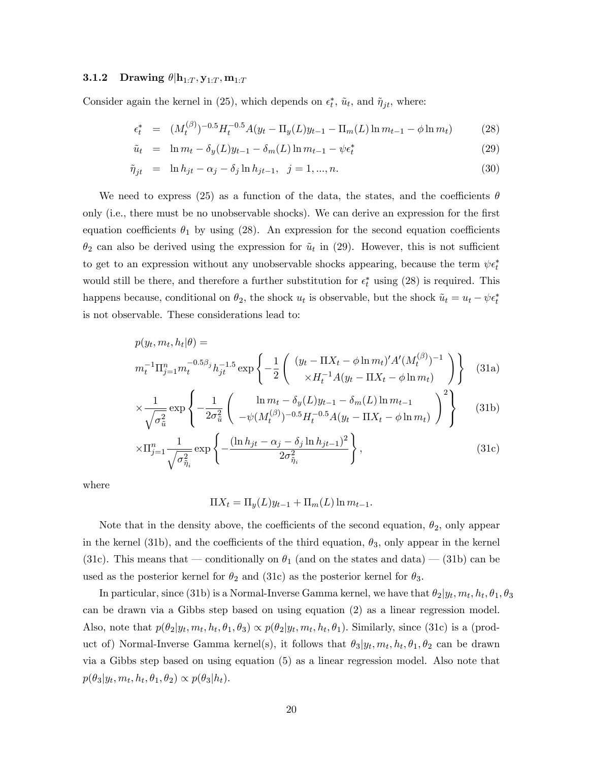### 3.1.2 Drawing $\theta|\mathbf{h}_{1:T}, \mathbf{y}_{1:T}, \mathbf{m}_{1:T}$

Consider again the kernel in (25), which depends on $\epsilon_t^*$, $\tilde{u}_t$, and $\tilde{\eta}_{jt}$, where:

$$
\begin{aligned}
\epsilon_t^* &= (M_t^{(\beta)})^{-0.5} H_t^{-0.5} A(y_t - \Pi_y(L) y_{t-1} - \Pi_m(L) \ln m_{t-1} - \phi \ln m_t) && (28)\\
\tilde{u}_t &= \ln m_t - \delta_y(L) y_{t-1} - \delta_m(L) \ln m_{t-1} - \psi \epsilon_t^* && (29)\\
\tilde{\eta}_{jt} &= \ln h_{jt} - \alpha_j - \delta_j \ln h_{jt-1}, \quad j = 1, ..., n. && (30)
\end{aligned}
$$

We need to express (25) as a function of the data, the states, and the coefficients $\theta$ only (i.e., there must be no unobservable shocks). We can derive an expression for the first equation coefficients $\theta_1$ by using (28). An expression for the second equation coefficients $\theta_2$ can also be derived using the expression for $\tilde{u}_t$ in (29). However, this is not sufficient to get to an expression without any unobservable shocks appearing, because the term $\psi \epsilon_t^*$ would still be there, and therefore a further substitution for $\epsilon_t^*$ using (28) is required. This happens because, conditional on $\theta_2$, the shock $u_t$ is observable, but the shock $\tilde{u}_t = u_t - \psi \epsilon_t^*$ is not observable. These considerations lead to:

$$
\begin{aligned}
& p(y_t, m_t, h_t|\theta) = \\
& m_t^{-1} \Pi_{j=1}^n m_t^{-0.5\beta_j} h_{jt}^{-1.5} \exp\left\{ -\frac{1}{2} \left( \begin{array}{c} (y_t - \Pi X_t - \phi \ln m_t)' A' (M_t^{(\beta)})^{-1} \\ \times H_t^{-1} A(y_t - \Pi X_t - \phi \ln m_t) \end{array} \right) \right\} && (31a)\\
& \times \frac{1}{\sqrt{\sigma_{\tilde{u}}^2}} \exp\left\{ -\frac{1}{2\sigma_{\tilde{u}}^2} \left( \begin{array}{c} \ln m_t - \delta_y(L) y_{t-1} - \delta_m(L) \ln m_{t-1} \\ -\psi (M_t^{(\beta)})^{-0.5} H_t^{-0.5} A(y_t - \Pi X_t - \phi \ln m_t) \end{array} \right)^2 \right\} && (31b)\\
& \times \Pi_{j=1}^n \frac{1}{\sqrt{\sigma_{\tilde{\eta}_i}^2}} \exp\left\{ -\frac{(\ln h_{jt} - \alpha_j - \delta_j \ln h_{jt-1})^2}{2\sigma_{\tilde{\eta}_i}^2} \right\}, && (31c)
\end{aligned}
$$

where

$$
\Pi X_t = \Pi_y(L) y_{t-1} + \Pi_m(L) \ln m_{t-1}.
$$

Note that in the density above, the coefficients of the second equation, $\theta_2$, only appear in the kernel (31b), and the coefficients of the third equation, $\theta_3$, only appear in the kernel (31c). This means that — conditionally on $\theta_1$ (and on the states and data) — (31b) can be used as the posterior kernel for $\theta_2$ and (31c) as the posterior kernel for $\theta_3$.

In particular, since (31b) is a Normal-Inverse Gamma kernel, we have that $\theta_2|y_t, m_t, h_t, \theta_1, \theta_3$ can be drawn via a Gibbs step based on using equation (2) as a linear regression model. Also, note that $p(\theta_2|y_t, m_t, h_t, \theta_1, \theta_3) \propto p(\theta_2|y_t, m_t, h_t, \theta_1)$. Similarly, since (31c) is a (product of) Normal-Inverse Gamma kernel(s), it follows that $\theta_3|y_t, m_t, h_t, \theta_1, \theta_2$ can be drawn via a Gibbs step based on using equation (5) as a linear regression model. Also note that $p(\theta_3|y_t, m_t, h_t, \theta_1, \theta_2) \propto p(\theta_3|h_t)$.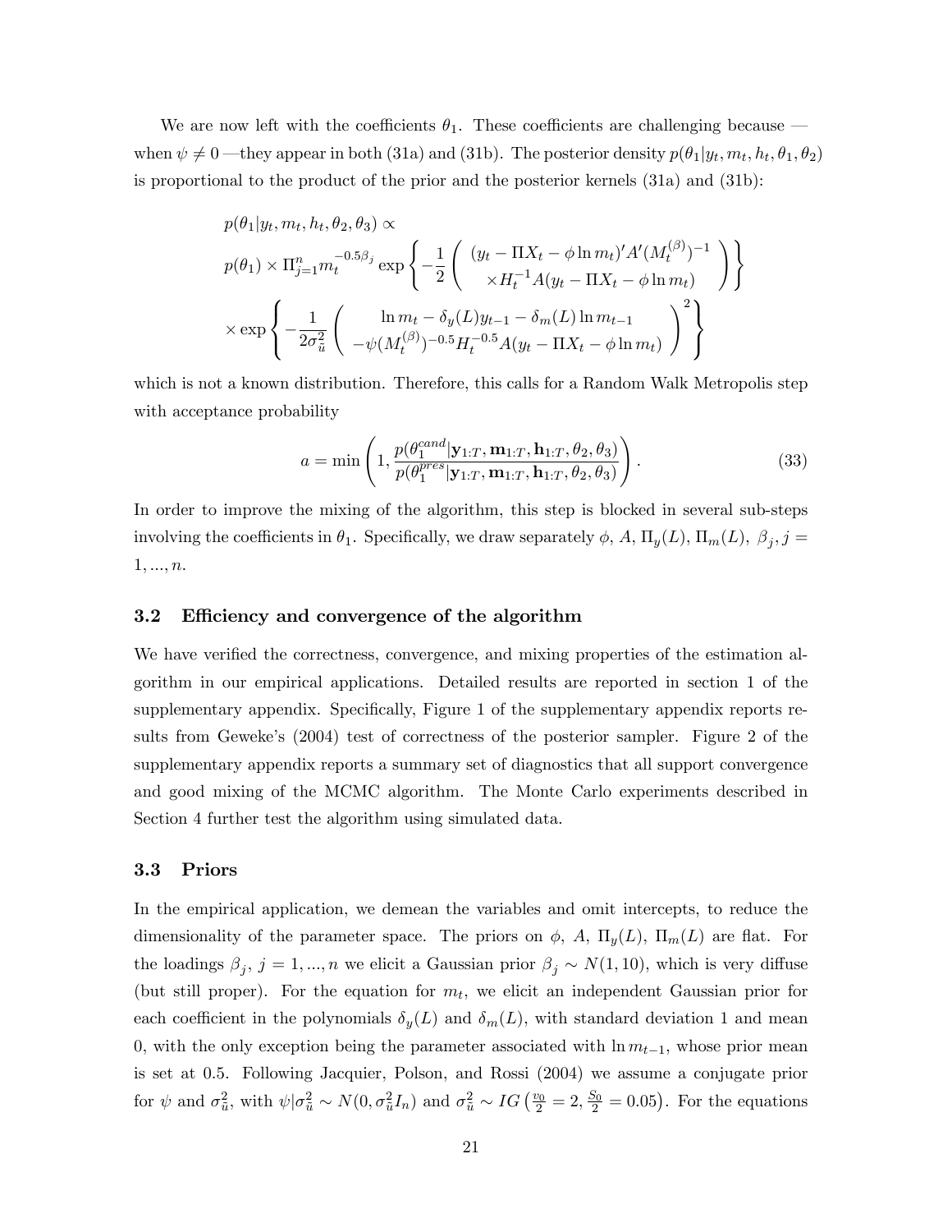We are now left with the coefficients $\theta_1$. These coefficients are challenging because — when $\psi \neq 0$ —they appear in both (31a) and (31b). The posterior density $p(\theta_1|y_t, m_t, h_t, \theta_1, \theta_2)$ is proportional to the product of the prior and the posterior kernels (31a) and (31b):

$$
\begin{aligned}
&p(\theta_1|y_t, m_t, h_t, \theta_2, \theta_3) \propto \\
&p(\theta_1) \times \Pi_{j=1}^{n} m_t^{-0.5\beta_j} \exp\left\{ -\frac{1}{2} \left( \begin{array}{c} (y_t - \Pi X_t - \phi \ln m_t)' A' (M_t^{(\beta)})^{-1} \\ \times H_t^{-1} A (y_t - \Pi X_t - \phi \ln m_t) \end{array} \right) \right\} \\
&\times \exp\left\{ -\frac{1}{2\sigma_{\tilde{u}}^2} \left( \begin{array}{c} \ln m_t - \delta_y(L) y_{t-1} - \delta_m(L) \ln m_{t-1} \\ -\psi (M_t^{(\beta)})^{-0.5} H_t^{-0.5} A (y_t - \Pi X_t - \phi \ln m_t) \end{array} \right)^2 \right\}
\end{aligned}
$$

which is not a known distribution. Therefore, this calls for a Random Walk Metropolis step with acceptance probability

$$
a = \min\left( 1, \frac{p(\theta_1^{cand}|\mathbf{y}_{1:T}, \mathbf{m}_{1:T}, \mathbf{h}_{1:T}, \theta_2, \theta_3)}{p(\theta_1^{pres}|\mathbf{y}_{1:T}, \mathbf{m}_{1:T}, \mathbf{h}_{1:T}, \theta_2, \theta_3)} \right). \tag{33}
$$

In order to improve the mixing of the algorithm, this step is blocked in several sub-steps involving the coefficients in $\theta_1$. Specifically, we draw separately $\phi$, $A$, $\Pi_y(L)$, $\Pi_m(L)$, $\beta_j, j = 1, ..., n$.

### 3.2 Efficiency and convergence of the algorithm

We have verified the correctness, convergence, and mixing properties of the estimation algorithm in our empirical applications. Detailed results are reported in section 1 of the supplementary appendix. Specifically, Figure 1 of the supplementary appendix reports results from Geweke's (2004) test of correctness of the posterior sampler. Figure 2 of the supplementary appendix reports a summary set of diagnostics that all support convergence and good mixing of the MCMC algorithm. The Monte Carlo experiments described in Section 4 further test the algorithm using simulated data.

### 3.3 Priors

In the empirical application, we demean the variables and omit intercepts, to reduce the dimensionality of the parameter space. The priors on $\phi$, $A$, $\Pi_y(L)$, $\Pi_m(L)$ are flat. For the loadings $\beta_j$, $j = 1, ..., n$ we elicit a Gaussian prior $\beta_j \sim N(1, 10)$, which is very diffuse (but still proper). For the equation for $m_t$, we elicit an independent Gaussian prior for each coefficient in the polynomials $\delta_y(L)$ and $\delta_m(L)$, with standard deviation 1 and mean 0, with the only exception being the parameter associated with $\ln m_{t-1}$, whose prior mean is set at 0.5. Following Jacquier, Polson, and Rossi (2004) we assume a conjugate prior for $\psi$ and $\sigma_{\tilde{u}}^2$, with $\psi|\sigma_{\tilde{u}}^2 \sim N(0, \sigma_{\tilde{u}}^2 I_n)$ and $\sigma_{\tilde{u}}^2 \sim IG\left(\frac{v_0}{2} = 2, \frac{S_0}{2} = 0.05\right)$. For the equations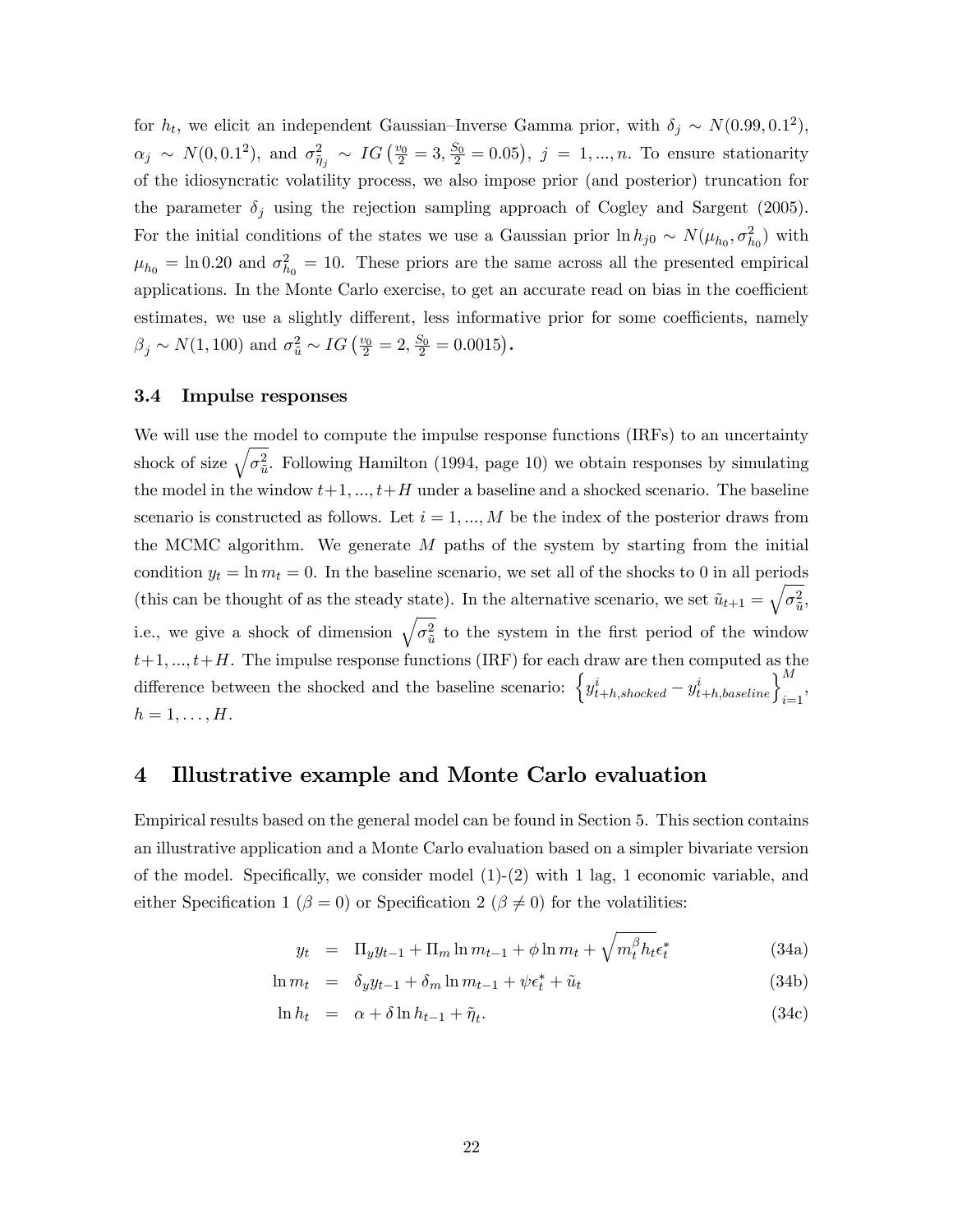for $h_t$, we elicit an independent Gaussian–Inverse Gamma prior, with $\delta_j \sim N(0.99, 0.1^2)$, $\alpha_j \sim N(0, 0.1^2)$, and $\sigma^2_{\tilde{\eta}_j} \sim IG\left(\frac{v_0}{2} = 3, \frac{S_0}{2} = 0.05\right)$, $j = 1, ..., n$. To ensure stationarity of the idiosyncratic volatility process, we also impose prior (and posterior) truncation for the parameter $\delta_j$ using the rejection sampling approach of Cogley and Sargent (2005). For the initial conditions of the states we use a Gaussian prior $\ln h_{j0} \sim N(\mu_{h_0}, \sigma^2_{h_0})$ with $\mu_{h_0} = \ln 0.20$ and $\sigma^2_{h_0} = 10$. These priors are the same across all the presented empirical applications. In the Monte Carlo exercise, to get an accurate read on bias in the coefficient estimates, we use a slightly different, less informative prior for some coefficients, namely $\beta_j \sim N(1, 100)$ and $\sigma^2_{\tilde{u}} \sim IG\left(\frac{v_0}{2} = 2, \frac{S_0}{2} = 0.0015\right)$.

### 3.4 Impulse responses

We will use the model to compute the impulse response functions (IRFs) to an uncertainty shock of size $\sqrt{\sigma^2_{\tilde{u}}}$. Following Hamilton (1994, page 10) we obtain responses by simulating the model in the window $t+1, ..., t+H$ under a baseline and a shocked scenario. The baseline scenario is constructed as follows. Let $i = 1, ..., M$ be the index of the posterior draws from the MCMC algorithm. We generate $M$ paths of the system by starting from the initial condition $y_t = \ln m_t = 0$. In the baseline scenario, we set all of the shocks to 0 in all periods (this can be thought of as the steady state). In the alternative scenario, we set $\tilde{u}_{t+1} = \sqrt{\sigma^2_{\tilde{u}}}$, i.e., we give a shock of dimension $\sqrt{\sigma^2_{\tilde{u}}}$ to the system in the first period of the window $t+1, ..., t+H$. The impulse response functions (IRF) for each draw are then computed as the difference between the shocked and the baseline scenario: $\left\{ y^i_{t+h,shocked} - y^i_{t+h,baseline} \right\}_{i=1}^{M}$, $h = 1, \ldots, H$.

## 4 Illustrative example and Monte Carlo evaluation

Empirical results based on the general model can be found in Section 5. This section contains an illustrative application and a Monte Carlo evaluation based on a simpler bivariate version of the model. Specifically, we consider model (1)-(2) with 1 lag, 1 economic variable, and either Specification 1 ($\beta = 0$) or Specification 2 ($\beta \neq 0$) for the volatilities:

$$y_t = \Pi_y y_{t-1} + \Pi_m \ln m_{t-1} + \phi \ln m_t + \sqrt{m_t^{\beta} h_t} \epsilon_t^* \tag{34a}$$

$$\ln m_t = \delta_y y_{t-1} + \delta_m \ln m_{t-1} + \psi \epsilon_t^* + \tilde{u}_t \tag{34b}$$

$$\ln h_t = \alpha + \delta \ln h_{t-1} + \tilde{\eta}_t. \tag{34c}$$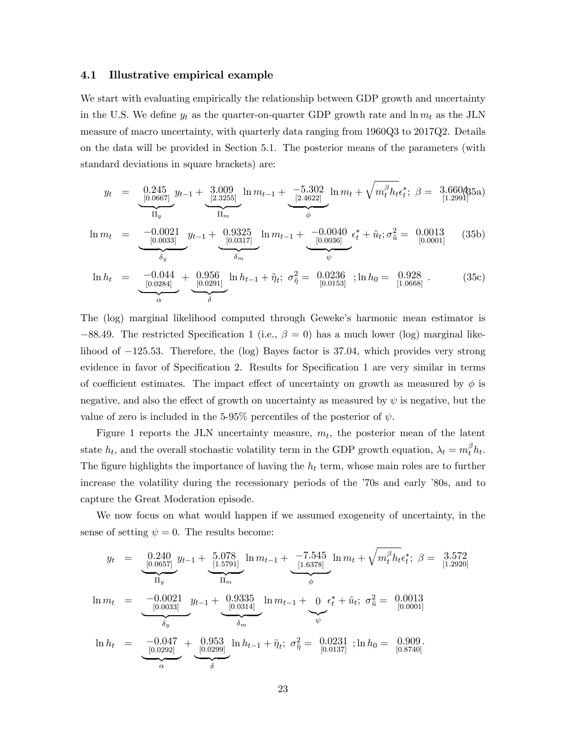### 4.1 Illustrative empirical example

We start with evaluating empirically the relationship between GDP growth and uncertainty in the U.S. We define $y_t$ as the quarter-on-quarter GDP growth rate and $\ln m_t$ as the JLN measure of macro uncertainty, with quarterly data ranging from 1960Q3 to 2017Q2. Details on the data will be provided in Section 5.1. The posterior means of the parameters (with standard deviations in square brackets) are:

$$y_t = \underbrace{\underset{[0.0667]}{0.245}}_{\Pi_y} y_{t-1} + \underbrace{\underset{[2.3255]}{3.009}}_{\Pi_m} \ln m_{t-1} + \underbrace{\underset{[2.4622]}{-5.302}}_{\phi} \ln m_t + \sqrt{m_t^{\beta} h_t} \epsilon_t^*; \; \beta = \underset{[1.2991]}{3.660} \tag{35a}$$

$$\ln m_t = \underbrace{\underset{[0.0033]}{-0.0021}}_{\delta_y} y_{t-1} + \underbrace{\underset{[0.0317]}{0.9325}}_{\delta_m} \ln m_{t-1} + \underbrace{\underset{[0.0036]}{-0.0040}}_{\psi} \epsilon_t^* + \tilde{u}_t; \sigma_{\tilde{u}}^2 = \underset{[0.0001]}{0.0013} \tag{35b}$$

$$\ln h_t = \underbrace{\underset{[0.0284]}{-0.044}}_{\alpha} + \underbrace{\underset{[0.0291]}{0.956}}_{\delta} \ln h_{t-1} + \tilde{\eta}_t; \; \sigma_{\tilde{\eta}}^2 = \underset{[0.0153]}{0.0236} \; ; \ln h_0 = \underset{[1.0668]}{0.928}. \tag{35c}$$

The (log) marginal likelihood computed through Geweke's harmonic mean estimator is $-88.49$. The restricted Specification 1 (i.e., $\beta = 0$) has a much lower (log) marginal likelihood of $-125.53$. Therefore, the (log) Bayes factor is 37.04, which provides very strong evidence in favor of Specification 2. Results for Specification 1 are very similar in terms of coefficient estimates. The impact effect of uncertainty on growth as measured by $\phi$ is negative, and also the effect of growth on uncertainty as measured by $\psi$ is negative, but the value of zero is included in the 5-95% percentiles of the posterior of $\psi$.

Figure 1 reports the JLN uncertainty measure, $m_t$, the posterior mean of the latent state $h_t$, and the overall stochastic volatility term in the GDP growth equation, $\lambda_t = m_t^{\beta} h_t$. The figure highlights the importance of having the $h_t$ term, whose main roles are to further increase the volatility during the recessionary periods of the '70s and early '80s, and to capture the Great Moderation episode.

We now focus on what would happen if we assumed exogeneity of uncertainty, in the sense of setting $\psi = 0$. The results become:

$$y_t = \underbrace{\underset{[0.0657]}{0.240}}_{\Pi_y} y_{t-1} + \underbrace{\underset{[1.5791]}{5.078}}_{\Pi_m} \ln m_{t-1} + \underbrace{\underset{[1.6378]}{-7.545}}_{\phi} \ln m_t + \sqrt{m_t^{\beta} h_t} \epsilon_t^*; \; \beta = \underset{[1.2920]}{3.572}$$

$$\ln m_t = \underbrace{\underset{[0.0033]}{-0.0021}}_{\delta_y} y_{t-1} + \underbrace{\underset{[0.0314]}{0.9335}}_{\delta_m} \ln m_{t-1} + \underbrace{0}_{\psi} \epsilon_t^* + \tilde{u}_t; \; \sigma_{\tilde{u}}^2 = \underset{[0.0001]}{0.0013}$$

$$\ln h_t = \underbrace{\underset{[0.0292]}{-0.047}}_{\alpha} + \underbrace{\underset{[0.0299]}{0.953}}_{\delta} \ln h_{t-1} + \tilde{\eta}_t; \; \sigma_{\tilde{\eta}}^2 = \underset{[0.0137]}{0.0231} \; ; \ln h_0 = \underset{[0.8740]}{0.909}.$$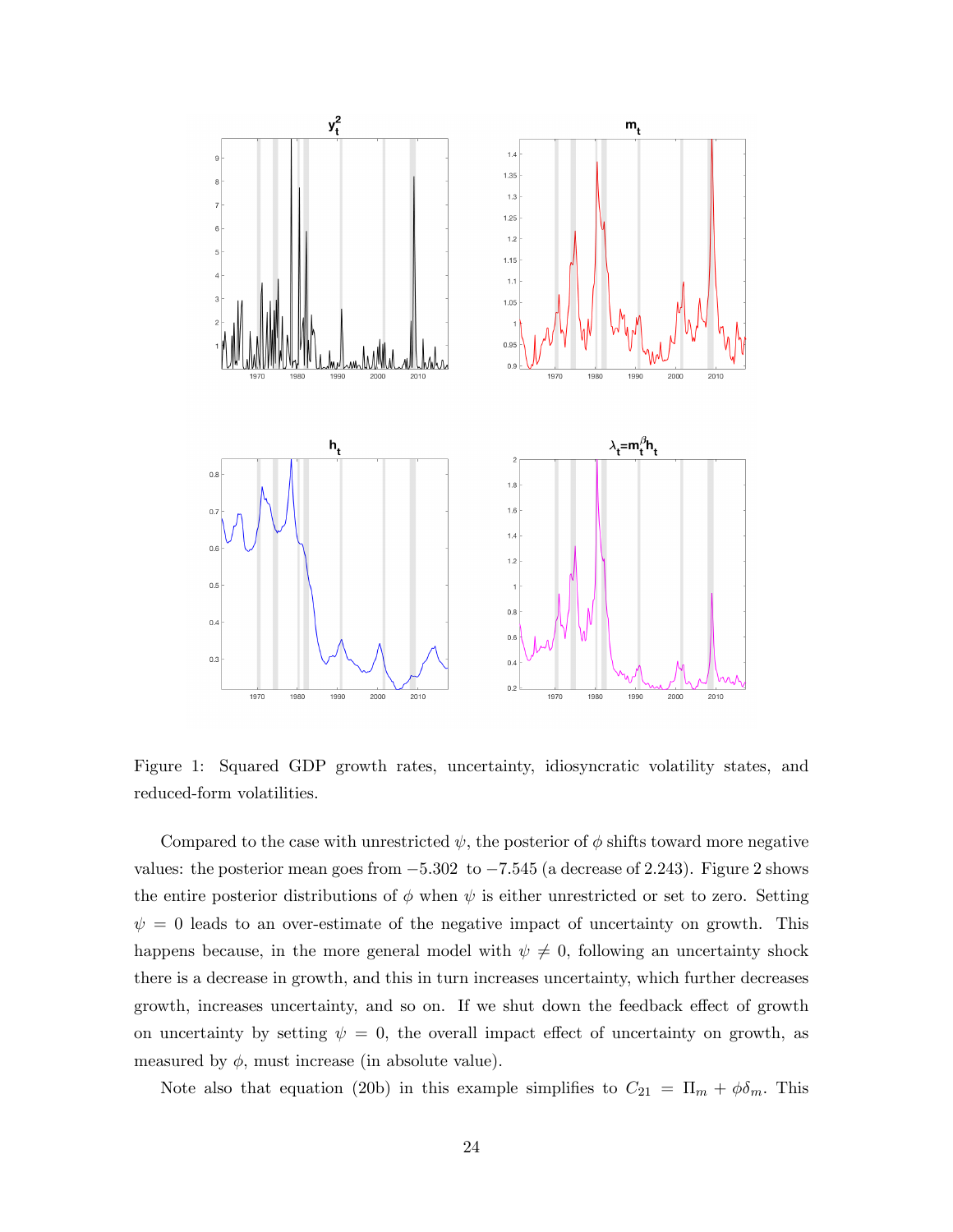Figure 1: Squared GDP growth rates, uncertainty, idiosyncratic volatility states, and reduced-form volatilities.

Compared to the case with unrestricted $\psi$, the posterior of $\phi$ shifts toward more negative values: the posterior mean goes from $-5.302$ to $-7.545$ (a decrease of 2.243). Figure 2 shows the entire posterior distributions of $\phi$ when $\psi$ is either unrestricted or set to zero. Setting $\psi = 0$ leads to an over-estimate of the negative impact of uncertainty on growth. This happens because, in the more general model with $\psi \neq 0$, following an uncertainty shock there is a decrease in growth, and this in turn increases uncertainty, which further decreases growth, increases uncertainty, and so on. If we shut down the feedback effect of growth on uncertainty by setting $\psi = 0$, the overall impact effect of uncertainty on growth, as measured by $\phi$, must increase (in absolute value).

Note also that equation (20b) in this example simplifies to $C_{21} = \Pi_m + \phi\delta_m$. This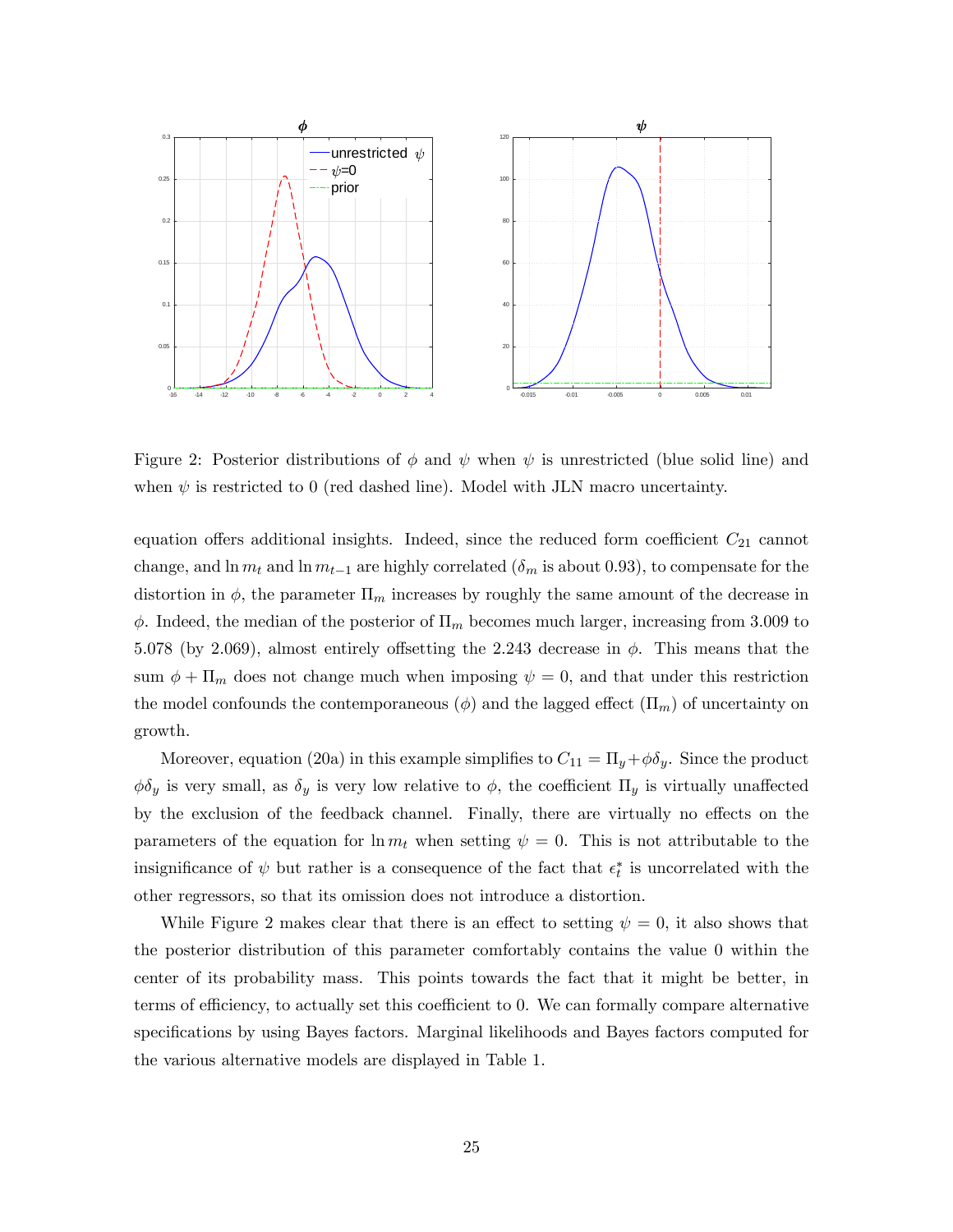Figure 2: Posterior distributions of $\phi$ and $\psi$ when $\psi$ is unrestricted (blue solid line) and when $\psi$ is restricted to 0 (red dashed line). Model with JLN macro uncertainty.

equation offers additional insights. Indeed, since the reduced form coefficient $C_{21}$ cannot change, and $\ln m_t$ and $\ln m_{t-1}$ are highly correlated ($\delta_m$ is about 0.93), to compensate for the distortion in $\phi$, the parameter $\Pi_m$ increases by roughly the same amount of the decrease in $\phi$. Indeed, the median of the posterior of $\Pi_m$ becomes much larger, increasing from 3.009 to 5.078 (by 2.069), almost entirely offsetting the 2.243 decrease in $\phi$. This means that the sum $\phi + \Pi_m$ does not change much when imposing $\psi = 0$, and that under this restriction the model confounds the contemporaneous ($\phi$) and the lagged effect ($\Pi_m$) of uncertainty on growth.

Moreover, equation (20a) in this example simplifies to $C_{11} = \Pi_y + \phi\delta_y$. Since the product $\phi\delta_y$ is very small, as $\delta_y$ is very low relative to $\phi$, the coefficient $\Pi_y$ is virtually unaffected by the exclusion of the feedback channel. Finally, there are virtually no effects on the parameters of the equation for $\ln m_t$ when setting $\psi = 0$. This is not attributable to the insignificance of $\psi$ but rather is a consequence of the fact that $\epsilon_t^*$ is uncorrelated with the other regressors, so that its omission does not introduce a distortion.

While Figure 2 makes clear that there is an effect to setting $\psi = 0$, it also shows that the posterior distribution of this parameter comfortably contains the value 0 within the center of its probability mass. This points towards the fact that it might be better, in terms of efficiency, to actually set this coefficient to 0. We can formally compare alternative specifications by using Bayes factors. Marginal likelihoods and Bayes factors computed for the various alternative models are displayed in Table 1.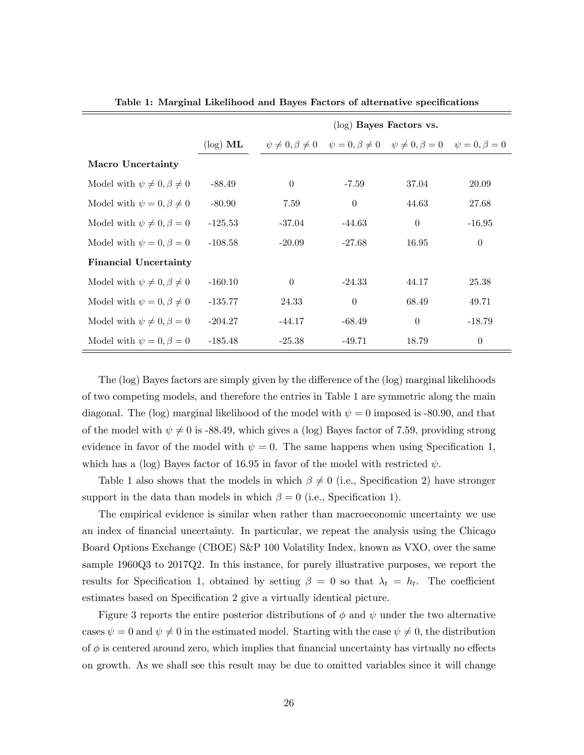**Table 1: Marginal Likelihood and Bayes Factors of alternative specifications**

| | | (log) **Bayes Factors vs.** | | | |
|---|---|---|---|---|---|
| | (log) **ML** | $\psi \neq 0, \beta \neq 0$ | $\psi = 0, \beta \neq 0$ | $\psi \neq 0, \beta = 0$ | $\psi = 0, \beta = 0$ |
| **Macro Uncertainty** | | | | | |
| Model with $\psi \neq 0, \beta \neq 0$ | -88.49 | 0 | -7.59 | 37.04 | 20.09 |
| Model with $\psi = 0, \beta \neq 0$ | -80.90 | 7.59 | 0 | 44.63 | 27.68 |
| Model with $\psi \neq 0, \beta = 0$ | -125.53 | -37.04 | -44.63 | 0 | -16.95 |
| Model with $\psi = 0, \beta = 0$ | -108.58 | -20.09 | -27.68 | 16.95 | 0 |
| **Financial Uncertainty** | | | | | |
| Model with $\psi \neq 0, \beta \neq 0$ | -160.10 | 0 | -24.33 | 44.17 | 25.38 |
| Model with $\psi = 0, \beta \neq 0$ | -135.77 | 24.33 | 0 | 68.49 | 49.71 |
| Model with $\psi \neq 0, \beta = 0$ | -204.27 | -44.17 | -68.49 | 0 | -18.79 |
| Model with $\psi = 0, \beta = 0$ | -185.48 | -25.38 | -49.71 | 18.79 | 0 |

The (log) Bayes factors are simply given by the difference of the (log) marginal likelihoods of two competing models, and therefore the entries in Table 1 are symmetric along the main diagonal. The (log) marginal likelihood of the model with $\psi = 0$ imposed is -80.90, and that of the model with $\psi \neq 0$ is -88.49, which gives a (log) Bayes factor of 7.59, providing strong evidence in favor of the model with $\psi = 0$. The same happens when using Specification 1, which has a (log) Bayes factor of 16.95 in favor of the model with restricted $\psi$.

Table 1 also shows that the models in which $\beta \neq 0$ (i.e., Specification 2) have stronger support in the data than models in which $\beta = 0$ (i.e., Specification 1).

The empirical evidence is similar when rather than macroeconomic uncertainty we use an index of financial uncertainty. In particular, we repeat the analysis using the Chicago Board Options Exchange (CBOE) S&P 100 Volatility Index, known as VXO, over the same sample 1960Q3 to 2017Q2. In this instance, for purely illustrative purposes, we report the results for Specification 1, obtained by setting $\beta = 0$ so that $\lambda_t = h_t$. The coefficient estimates based on Specification 2 give a virtually identical picture.

Figure 3 reports the entire posterior distributions of $\phi$ and $\psi$ under the two alternative cases $\psi = 0$ and $\psi \neq 0$ in the estimated model. Starting with the case $\psi \neq 0$, the distribution of $\phi$ is centered around zero, which implies that financial uncertainty has virtually no effects on growth. As we shall see this result may be due to omitted variables since it will change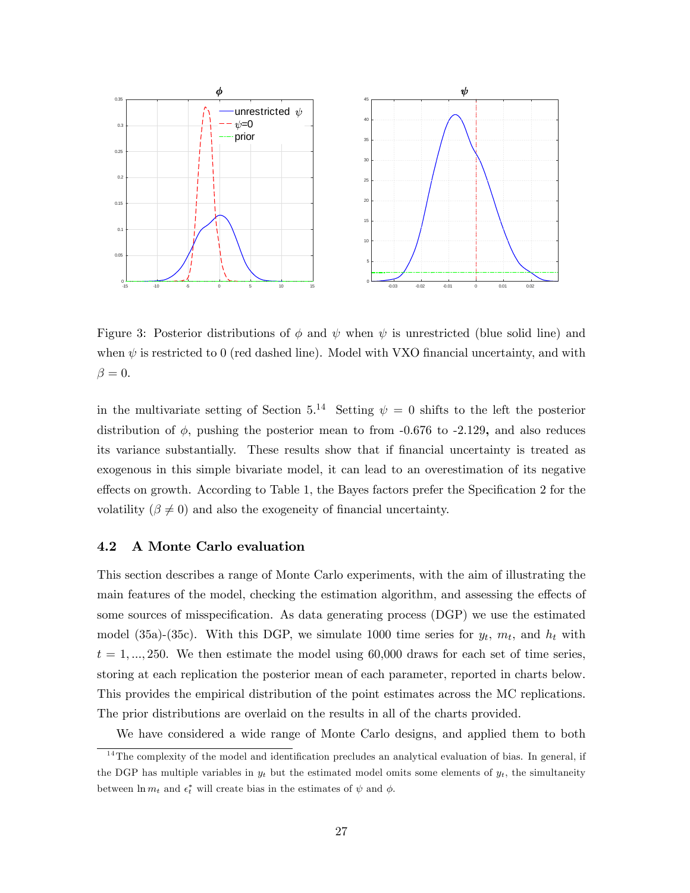Figure 3: Posterior distributions of $\phi$ and $\psi$ when $\psi$ is unrestricted (blue solid line) and when $\psi$ is restricted to 0 (red dashed line). Model with VXO financial uncertainty, and with $\beta = 0$.

in the multivariate setting of Section 5.[14] Setting $\psi = 0$ shifts to the left the posterior distribution of $\phi$, pushing the posterior mean to from -0.676 to -2.129**,** and also reduces its variance substantially. These results show that if financial uncertainty is treated as exogenous in this simple bivariate model, it can lead to an overestimation of its negative effects on growth. According to Table 1, the Bayes factors prefer the Specification 2 for the volatility ($\beta \neq 0$) and also the exogeneity of financial uncertainty.

### 4.2 A Monte Carlo evaluation

This section describes a range of Monte Carlo experiments, with the aim of illustrating the main features of the model, checking the estimation algorithm, and assessing the effects of some sources of misspecification. As data generating process (DGP) we use the estimated model (35a)-(35c). With this DGP, we simulate 1000 time series for $y_t$, $m_t$, and $h_t$ with $t = 1, ..., 250$. We then estimate the model using 60,000 draws for each set of time series, storing at each replication the posterior mean of each parameter, reported in charts below. This provides the empirical distribution of the point estimates across the MC replications. The prior distributions are overlaid on the results in all of the charts provided.

We have considered a wide range of Monte Carlo designs, and applied them to both

[14] The complexity of the model and identification precludes an analytical evaluation of bias. In general, if the DGP has multiple variables in $y_t$ but the estimated model omits some elements of $y_t$, the simultaneity between $\ln m_t$ and $\epsilon_t^*$ will create bias in the estimates of $\psi$ and $\phi$.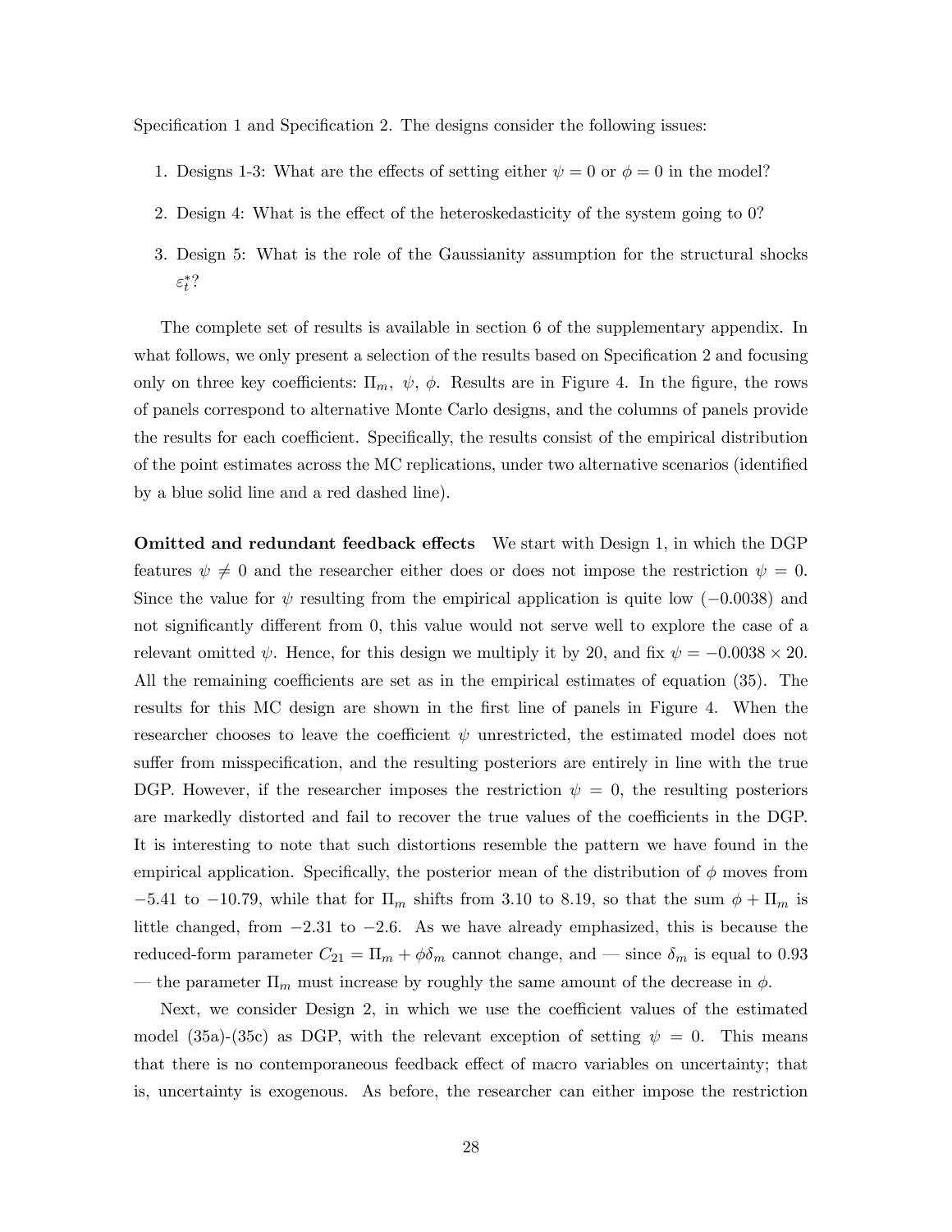Specification 1 and Specification 2. The designs consider the following issues:

1. Designs 1-3: What are the effects of setting either $\psi = 0$ or $\phi = 0$ in the model?
2. Design 4: What is the effect of the heteroskedasticity of the system going to 0?
3. Design 5: What is the role of the Gaussianity assumption for the structural shocks $\varepsilon_t^*$?

The complete set of results is available in section 6 of the supplementary appendix. In what follows, we only present a selection of the results based on Specification 2 and focusing only on three key coefficients: $\Pi_m$, $\psi$, $\phi$. Results are in Figure 4. In the figure, the rows of panels correspond to alternative Monte Carlo designs, and the columns of panels provide the results for each coefficient. Specifically, the results consist of the empirical distribution of the point estimates across the MC replications, under two alternative scenarios (identified by a blue solid line and a red dashed line).

**Omitted and redundant feedback effects** We start with Design 1, in which the DGP features $\psi \neq 0$ and the researcher either does or does not impose the restriction $\psi = 0$. Since the value for $\psi$ resulting from the empirical application is quite low ($-0.0038$) and not significantly different from 0, this value would not serve well to explore the case of a relevant omitted $\psi$. Hence, for this design we multiply it by 20, and fix $\psi = -0.0038 \times 20$. All the remaining coefficients are set as in the empirical estimates of equation (35). The results for this MC design are shown in the first line of panels in Figure 4. When the researcher chooses to leave the coefficient $\psi$ unrestricted, the estimated model does not suffer from misspecification, and the resulting posteriors are entirely in line with the true DGP. However, if the researcher imposes the restriction $\psi = 0$, the resulting posteriors are markedly distorted and fail to recover the true values of the coefficients in the DGP. It is interesting to note that such distortions resemble the pattern we have found in the empirical application. Specifically, the posterior mean of the distribution of $\phi$ moves from $-5.41$ to $-10.79$, while that for $\Pi_m$ shifts from 3.10 to 8.19, so that the sum $\phi + \Pi_m$ is little changed, from $-2.31$ to $-2.6$. As we have already emphasized, this is because the reduced-form parameter $C_{21} = \Pi_m + \phi\delta_m$ cannot change, and — since $\delta_m$ is equal to 0.93 — the parameter $\Pi_m$ must increase by roughly the same amount of the decrease in $\phi$.

Next, we consider Design 2, in which we use the coefficient values of the estimated model (35a)-(35c) as DGP, with the relevant exception of setting $\psi = 0$. This means that there is no contemporaneous feedback effect of macro variables on uncertainty; that is, uncertainty is exogenous. As before, the researcher can either impose the restriction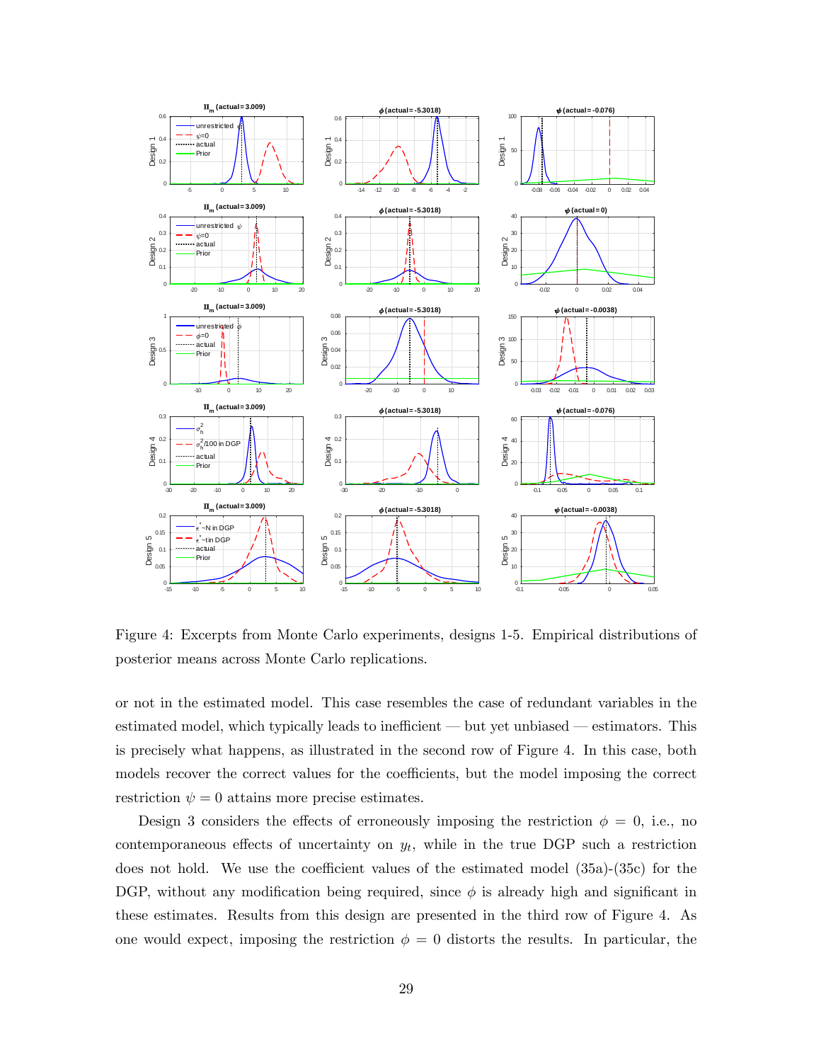Figure 4: Excerpts from Monte Carlo experiments, designs 1-5. Empirical distributions of posterior means across Monte Carlo replications.

or not in the estimated model. This case resembles the case of redundant variables in the estimated model, which typically leads to inefficient — but yet unbiased — estimators. This is precisely what happens, as illustrated in the second row of Figure 4. In this case, both models recover the correct values for the coefficients, but the model imposing the correct restriction $\psi = 0$ attains more precise estimates.

Design 3 considers the effects of erroneously imposing the restriction $\phi = 0$, i.e., no contemporaneous effects of uncertainty on $y_t$, while in the true DGP such a restriction does not hold. We use the coefficient values of the estimated model (35a)-(35c) for the DGP, without any modification being required, since $\phi$ is already high and significant in these estimates. Results from this design are presented in the third row of Figure 4. As one would expect, imposing the restriction $\phi = 0$ distorts the results. In particular, the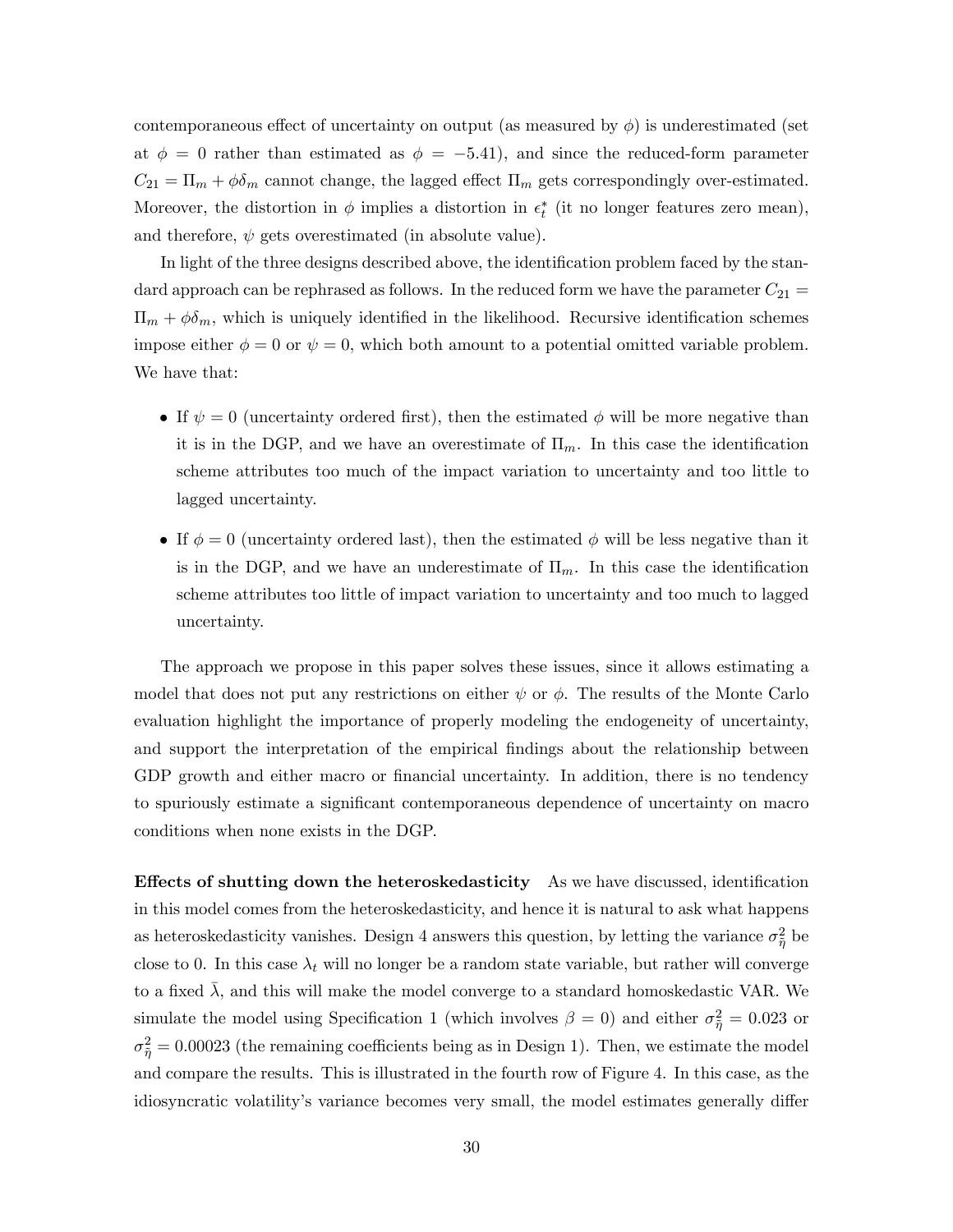contemporaneous effect of uncertainty on output (as measured by $\phi$) is underestimated (set at $\phi = 0$ rather than estimated as $\phi = -5.41$), and since the reduced-form parameter $C_{21} = \Pi_m + \phi\delta_m$ cannot change, the lagged effect $\Pi_m$ gets correspondingly over-estimated. Moreover, the distortion in $\phi$ implies a distortion in $\epsilon_t^*$ (it no longer features zero mean), and therefore, $\psi$ gets overestimated (in absolute value).

In light of the three designs described above, the identification problem faced by the standard approach can be rephrased as follows. In the reduced form we have the parameter $C_{21} = \Pi_m + \phi\delta_m$, which is uniquely identified in the likelihood. Recursive identification schemes impose either $\phi = 0$ or $\psi = 0$, which both amount to a potential omitted variable problem. We have that:

- If $\psi = 0$ (uncertainty ordered first), then the estimated $\phi$ will be more negative than it is in the DGP, and we have an overestimate of $\Pi_m$. In this case the identification scheme attributes too much of the impact variation to uncertainty and too little to lagged uncertainty.
- If $\phi = 0$ (uncertainty ordered last), then the estimated $\phi$ will be less negative than it is in the DGP, and we have an underestimate of $\Pi_m$. In this case the identification scheme attributes too little of impact variation to uncertainty and too much to lagged uncertainty.

The approach we propose in this paper solves these issues, since it allows estimating a model that does not put any restrictions on either $\psi$ or $\phi$. The results of the Monte Carlo evaluation highlight the importance of properly modeling the endogeneity of uncertainty, and support the interpretation of the empirical findings about the relationship between GDP growth and either macro or financial uncertainty. In addition, there is no tendency to spuriously estimate a significant contemporaneous dependence of uncertainty on macro conditions when none exists in the DGP.

**Effects of shutting down the heteroskedasticity** As we have discussed, identification in this model comes from the heteroskedasticity, and hence it is natural to ask what happens as heteroskedasticity vanishes. Design 4 answers this question, by letting the variance $\sigma^2_{\tilde{\eta}}$ be close to 0. In this case $\lambda_t$ will no longer be a random state variable, but rather will converge to a fixed $\bar{\lambda}$, and this will make the model converge to a standard homoskedastic VAR. We simulate the model using Specification 1 (which involves $\beta = 0$) and either $\sigma^2_{\tilde{\eta}} = 0.023$ or $\sigma^2_{\tilde{\eta}} = 0.00023$ (the remaining coefficients being as in Design 1). Then, we estimate the model and compare the results. This is illustrated in the fourth row of Figure 4. In this case, as the idiosyncratic volatility's variance becomes very small, the model estimates generally differ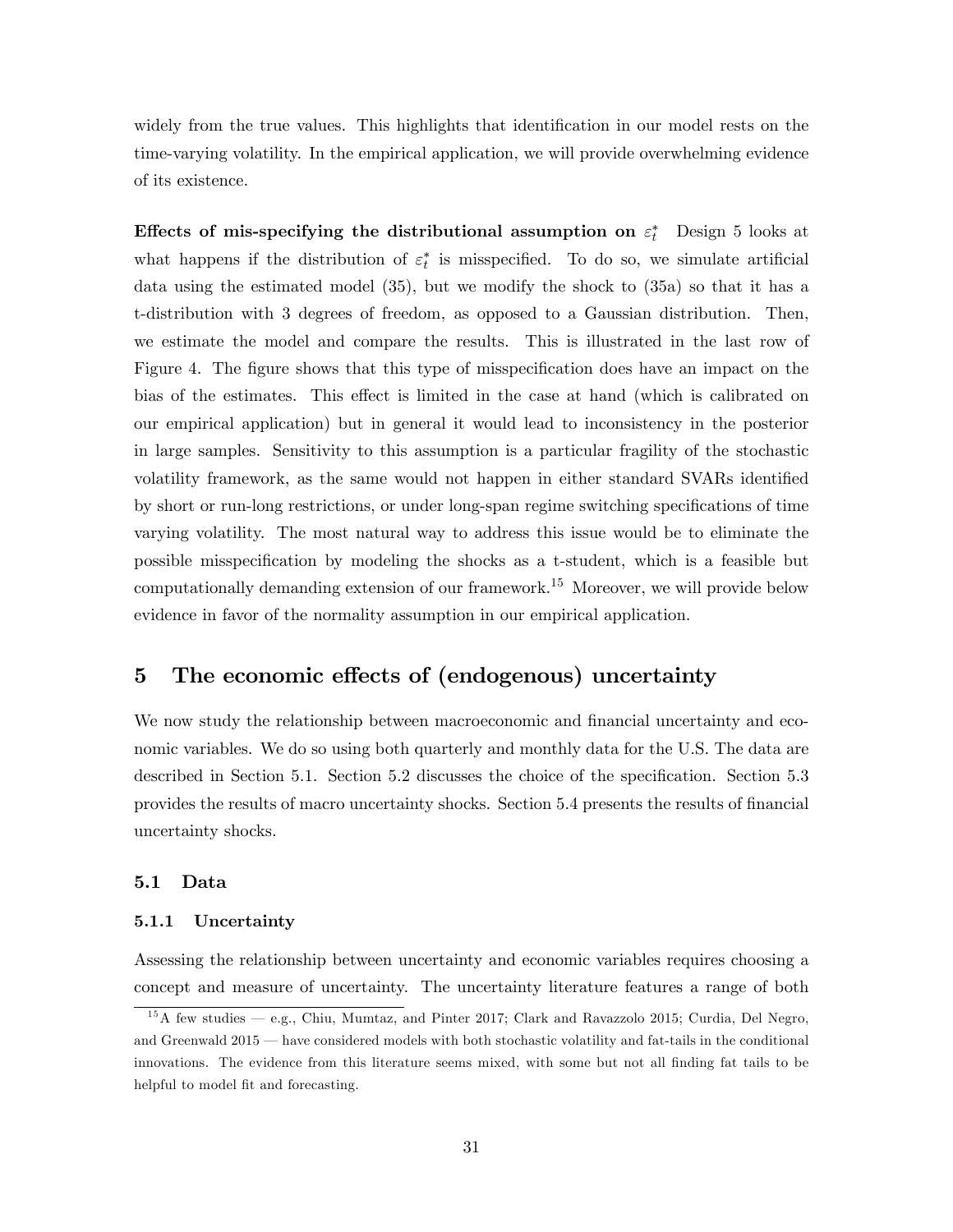widely from the true values. This highlights that identification in our model rests on the time-varying volatility. In the empirical application, we will provide overwhelming evidence of its existence.

**Effects of mis-specifying the distributional assumption on $\varepsilon_t^*$** Design 5 looks at what happens if the distribution of $\varepsilon_t^*$ is misspecified. To do so, we simulate artificial data using the estimated model (35), but we modify the shock to (35a) so that it has a t-distribution with 3 degrees of freedom, as opposed to a Gaussian distribution. Then, we estimate the model and compare the results. This is illustrated in the last row of Figure 4. The figure shows that this type of misspecification does have an impact on the bias of the estimates. This effect is limited in the case at hand (which is calibrated on our empirical application) but in general it would lead to inconsistency in the posterior in large samples. Sensitivity to this assumption is a particular fragility of the stochastic volatility framework, as the same would not happen in either standard SVARs identified by short or run-long restrictions, or under long-span regime switching specifications of time varying volatility. The most natural way to address this issue would be to eliminate the possible misspecification by modeling the shocks as a t-student, which is a feasible but computationally demanding extension of our framework.[15] Moreover, we will provide below evidence in favor of the normality assumption in our empirical application.

# 5 The economic effects of (endogenous) uncertainty

We now study the relationship between macroeconomic and financial uncertainty and economic variables. We do so using both quarterly and monthly data for the U.S. The data are described in Section 5.1. Section 5.2 discusses the choice of the specification. Section 5.3 provides the results of macro uncertainty shocks. Section 5.4 presents the results of financial uncertainty shocks.

## 5.1 Data

### 5.1.1 Uncertainty

Assessing the relationship between uncertainty and economic variables requires choosing a concept and measure of uncertainty. The uncertainty literature features a range of both

[15] A few studies — e.g., Chiu, Mumtaz, and Pinter 2017; Clark and Ravazzolo 2015; Curdia, Del Negro, and Greenwald 2015 — have considered models with both stochastic volatility and fat-tails in the conditional innovations. The evidence from this literature seems mixed, with some but not all finding fat tails to be helpful to model fit and forecasting.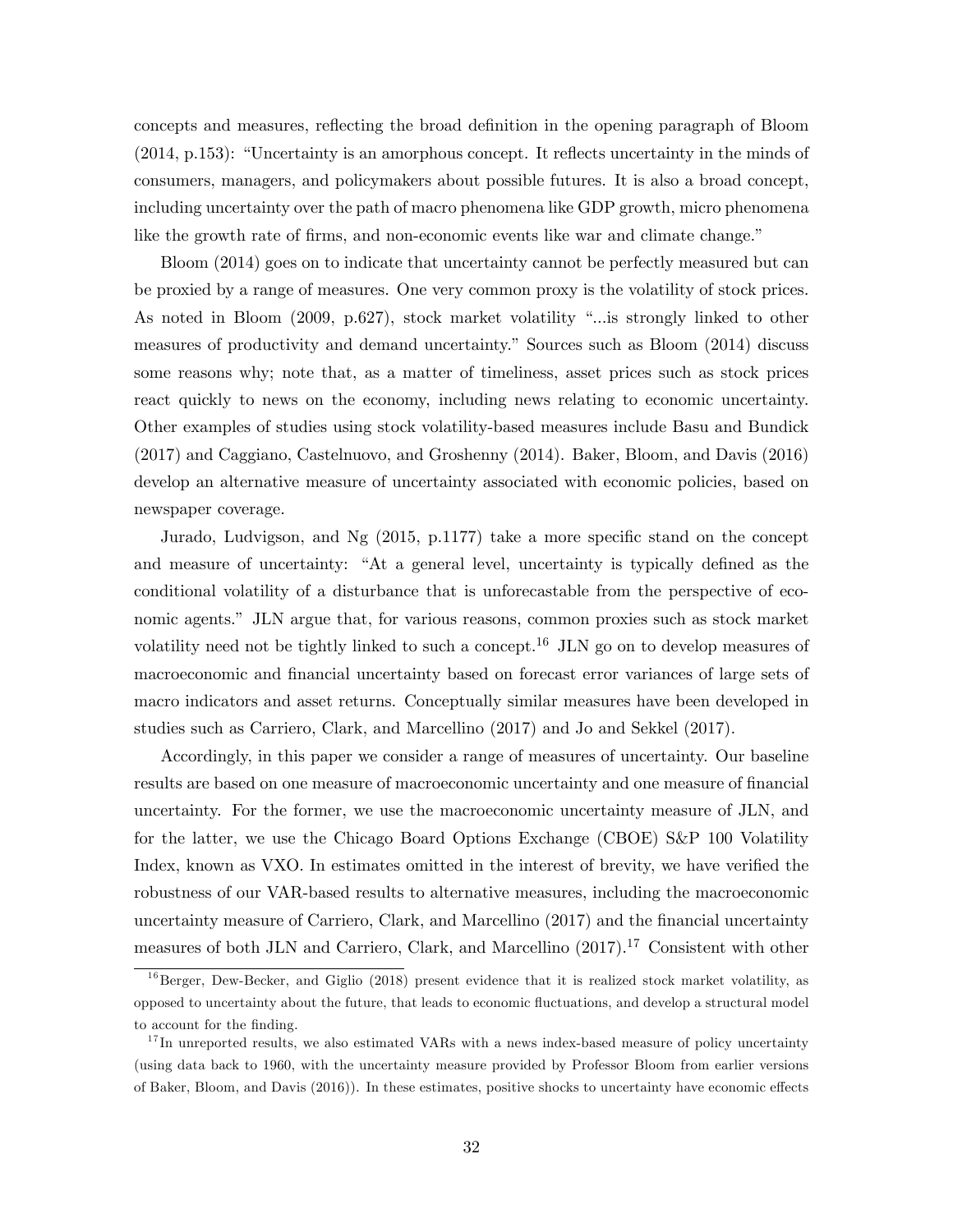concepts and measures, reflecting the broad definition in the opening paragraph of Bloom (2014, p.153): "Uncertainty is an amorphous concept. It reflects uncertainty in the minds of consumers, managers, and policymakers about possible futures. It is also a broad concept, including uncertainty over the path of macro phenomena like GDP growth, micro phenomena like the growth rate of firms, and non-economic events like war and climate change."

Bloom (2014) goes on to indicate that uncertainty cannot be perfectly measured but can be proxied by a range of measures. One very common proxy is the volatility of stock prices. As noted in Bloom (2009, p.627), stock market volatility "...is strongly linked to other measures of productivity and demand uncertainty." Sources such as Bloom (2014) discuss some reasons why; note that, as a matter of timeliness, asset prices such as stock prices react quickly to news on the economy, including news relating to economic uncertainty. Other examples of studies using stock volatility-based measures include Basu and Bundick (2017) and Caggiano, Castelnuovo, and Groshenny (2014). Baker, Bloom, and Davis (2016) develop an alternative measure of uncertainty associated with economic policies, based on newspaper coverage.

Jurado, Ludvigson, and Ng (2015, p.1177) take a more specific stand on the concept and measure of uncertainty: "At a general level, uncertainty is typically defined as the conditional volatility of a disturbance that is unforecastable from the perspective of economic agents." JLN argue that, for various reasons, common proxies such as stock market volatility need not be tightly linked to such a concept.[16] JLN go on to develop measures of macroeconomic and financial uncertainty based on forecast error variances of large sets of macro indicators and asset returns. Conceptually similar measures have been developed in studies such as Carriero, Clark, and Marcellino (2017) and Jo and Sekkel (2017).

Accordingly, in this paper we consider a range of measures of uncertainty. Our baseline results are based on one measure of macroeconomic uncertainty and one measure of financial uncertainty. For the former, we use the macroeconomic uncertainty measure of JLN, and for the latter, we use the Chicago Board Options Exchange (CBOE) S&P 100 Volatility Index, known as VXO. In estimates omitted in the interest of brevity, we have verified the robustness of our VAR-based results to alternative measures, including the macroeconomic uncertainty measure of Carriero, Clark, and Marcellino (2017) and the financial uncertainty measures of both JLN and Carriero, Clark, and Marcellino (2017).[17] Consistent with other

[16] Berger, Dew-Becker, and Giglio (2018) present evidence that it is realized stock market volatility, as opposed to uncertainty about the future, that leads to economic fluctuations, and develop a structural model to account for the finding.

[17] In unreported results, we also estimated VARs with a news index-based measure of policy uncertainty (using data back to 1960, with the uncertainty measure provided by Professor Bloom from earlier versions of Baker, Bloom, and Davis (2016)). In these estimates, positive shocks to uncertainty have economic effects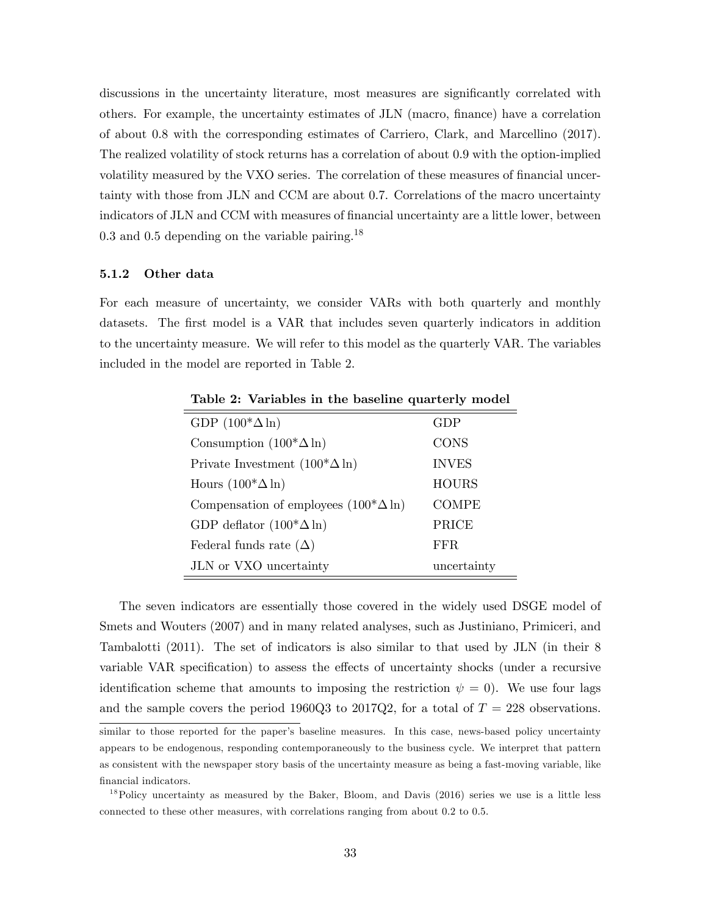discussions in the uncertainty literature, most measures are significantly correlated with others. For example, the uncertainty estimates of JLN (macro, finance) have a correlation of about 0.8 with the corresponding estimates of Carriero, Clark, and Marcellino (2017). The realized volatility of stock returns has a correlation of about 0.9 with the option-implied volatility measured by the VXO series. The correlation of these measures of financial uncertainty with those from JLN and CCM are about 0.7. Correlations of the macro uncertainty indicators of JLN and CCM with measures of financial uncertainty are a little lower, between 0.3 and 0.5 depending on the variable pairing.[18]

### 5.1.2 Other data

For each measure of uncertainty, we consider VARs with both quarterly and monthly datasets. The first model is a VAR that includes seven quarterly indicators in addition to the uncertainty measure. We will refer to this model as the quarterly VAR. The variables included in the model are reported in Table 2.

**Table 2: Variables in the baseline quarterly model**

| | |
|---|---|
| GDP ($100^*\Delta \ln$) | GDP |
| Consumption ($100^*\Delta \ln$) | CONS |
| Private Investment ($100^*\Delta \ln$) | INVES |
| Hours ($100^*\Delta \ln$) | HOURS |
| Compensation of employees ($100^*\Delta \ln$) | COMPE |
| GDP deflator ($100^*\Delta \ln$) | PRICE |
| Federal funds rate ($\Delta$) | FFR |
| JLN or VXO uncertainty | uncertainty |

The seven indicators are essentially those covered in the widely used DSGE model of Smets and Wouters (2007) and in many related analyses, such as Justiniano, Primiceri, and Tambalotti (2011). The set of indicators is also similar to that used by JLN (in their 8 variable VAR specification) to assess the effects of uncertainty shocks (under a recursive identification scheme that amounts to imposing the restriction $\psi = 0$). We use four lags and the sample covers the period 1960Q3 to 2017Q2, for a total of $T = 228$ observations.

similar to those reported for the paper's baseline measures. In this case, news-based policy uncertainty appears to be endogenous, responding contemporaneously to the business cycle. We interpret that pattern as consistent with the newspaper story basis of the uncertainty measure as being a fast-moving variable, like financial indicators.

[18] Policy uncertainty as measured by the Baker, Bloom, and Davis (2016) series we use is a little less connected to these other measures, with correlations ranging from about 0.2 to 0.5.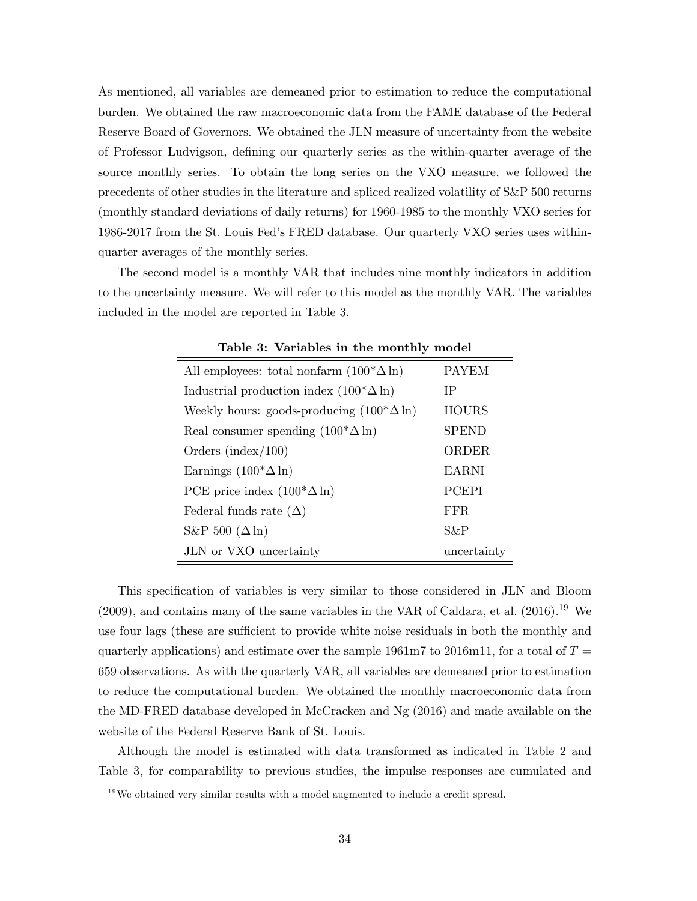As mentioned, all variables are demeaned prior to estimation to reduce the computational burden. We obtained the raw macroeconomic data from the FAME database of the Federal Reserve Board of Governors. We obtained the JLN measure of uncertainty from the website of Professor Ludvigson, defining our quarterly series as the within-quarter average of the source monthly series. To obtain the long series on the VXO measure, we followed the precedents of other studies in the literature and spliced realized volatility of S&P 500 returns (monthly standard deviations of daily returns) for 1960-1985 to the monthly VXO series for 1986-2017 from the St. Louis Fed's FRED database. Our quarterly VXO series uses within-quarter averages of the monthly series.

The second model is a monthly VAR that includes nine monthly indicators in addition to the uncertainty measure. We will refer to this model as the monthly VAR. The variables included in the model are reported in Table 3.

**Table 3: Variables in the monthly model**

| | |
|---|---|
| All employees: total nonfarm ($100^{*}\Delta\ln$) | PAYEM |
| Industrial production index ($100^{*}\Delta\ln$) | IP |
| Weekly hours: goods-producing ($100^{*}\Delta\ln$) | HOURS |
| Real consumer spending ($100^{*}\Delta\ln$) | SPEND |
| Orders (index/100) | ORDER |
| Earnings ($100^{*}\Delta\ln$) | EARNI |
| PCE price index ($100^{*}\Delta\ln$) | PCEPI |
| Federal funds rate ($\Delta$) | FFR |
| S&P 500 ($\Delta\ln$) | S&P |
| JLN or VXO uncertainty | uncertainty |

This specification of variables is very similar to those considered in JLN and Bloom (2009), and contains many of the same variables in the VAR of Caldara, et al. (2016).[19] We use four lags (these are sufficient to provide white noise residuals in both the monthly and quarterly applications) and estimate over the sample 1961m7 to 2016m11, for a total of $T = 659$ observations. As with the quarterly VAR, all variables are demeaned prior to estimation to reduce the computational burden. We obtained the monthly macroeconomic data from the MD-FRED database developed in McCracken and Ng (2016) and made available on the website of the Federal Reserve Bank of St. Louis.

Although the model is estimated with data transformed as indicated in Table 2 and Table 3, for comparability to previous studies, the impulse responses are cumulated and

[19] We obtained very similar results with a model augmented to include a credit spread.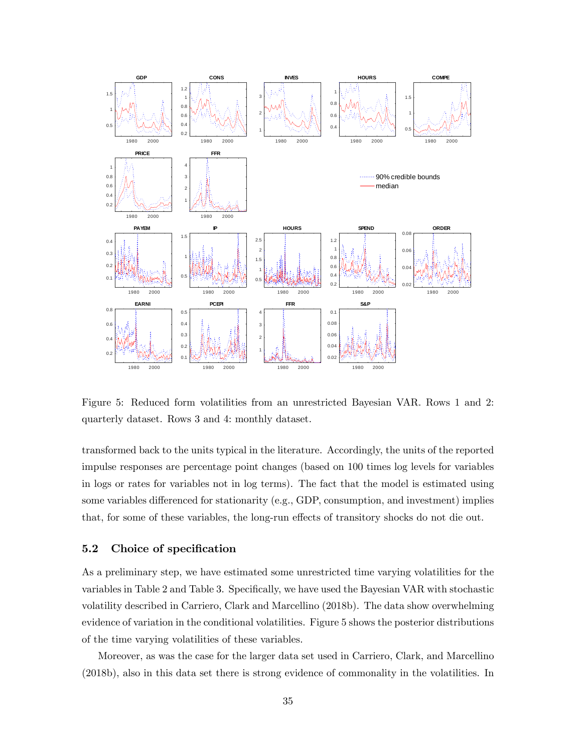Figure 5: Reduced form volatilities from an unrestricted Bayesian VAR. Rows 1 and 2: quarterly dataset. Rows 3 and 4: monthly dataset.

transformed back to the units typical in the literature. Accordingly, the units of the reported impulse responses are percentage point changes (based on 100 times log levels for variables in logs or rates for variables not in log terms). The fact that the model is estimated using some variables differenced for stationarity (e.g., GDP, consumption, and investment) implies that, for some of these variables, the long-run effects of transitory shocks do not die out.

## 5.2 Choice of specification

As a preliminary step, we have estimated some unrestricted time varying volatilities for the variables in Table 2 and Table 3. Specifically, we have used the Bayesian VAR with stochastic volatility described in Carriero, Clark and Marcellino (2018b). The data show overwhelming evidence of variation in the conditional volatilities. Figure 5 shows the posterior distributions of the time varying volatilities of these variables.

Moreover, as was the case for the larger data set used in Carriero, Clark, and Marcellino (2018b), also in this data set there is strong evidence of commonality in the volatilities. In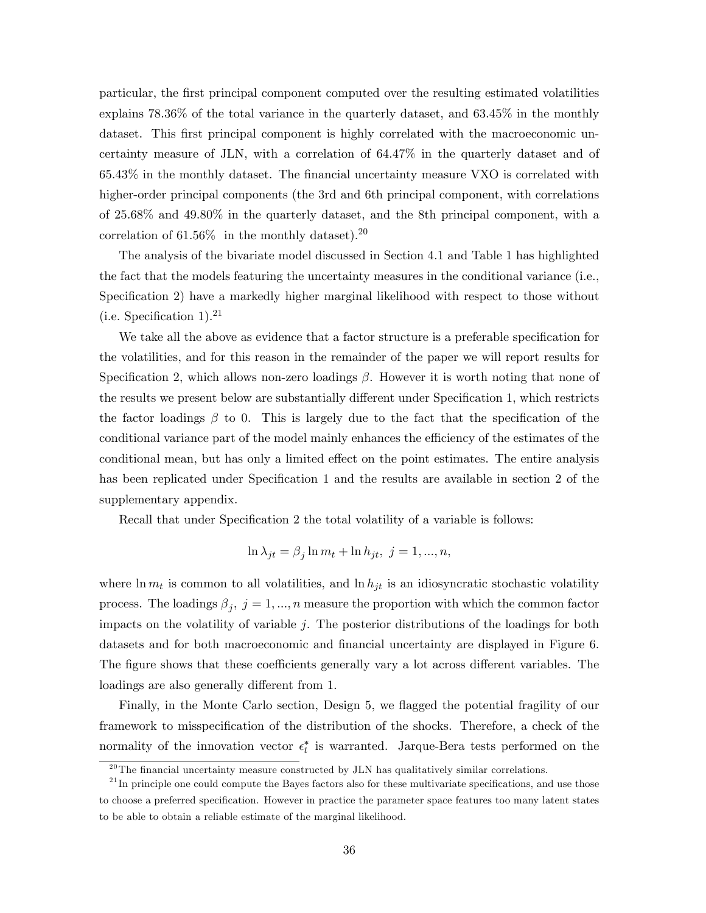particular, the first principal component computed over the resulting estimated volatilities explains 78.36% of the total variance in the quarterly dataset, and 63.45% in the monthly dataset. This first principal component is highly correlated with the macroeconomic uncertainty measure of JLN, with a correlation of 64.47% in the quarterly dataset and of 65.43% in the monthly dataset. The financial uncertainty measure VXO is correlated with higher-order principal components (the 3rd and 6th principal component, with correlations of 25.68% and 49.80% in the quarterly dataset, and the 8th principal component, with a correlation of 61.56% in the monthly dataset).[20]

The analysis of the bivariate model discussed in Section 4.1 and Table 1 has highlighted the fact that the models featuring the uncertainty measures in the conditional variance (i.e., Specification 2) have a markedly higher marginal likelihood with respect to those without (i.e. Specification 1).[21]

We take all the above as evidence that a factor structure is a preferable specification for the volatilities, and for this reason in the remainder of the paper we will report results for Specification 2, which allows non-zero loadings $\beta$. However it is worth noting that none of the results we present below are substantially different under Specification 1, which restricts the factor loadings $\beta$ to 0. This is largely due to the fact that the specification of the conditional variance part of the model mainly enhances the efficiency of the estimates of the conditional mean, but has only a limited effect on the point estimates. The entire analysis has been replicated under Specification 1 and the results are available in section 2 of the supplementary appendix.

Recall that under Specification 2 the total volatility of a variable is follows:

$$\ln \lambda_{jt} = \beta_j \ln m_t + \ln h_{jt}, \; j = 1, ..., n,$$

where $\ln m_t$ is common to all volatilities, and $\ln h_{jt}$ is an idiosyncratic stochastic volatility process. The loadings $\beta_j$, $j = 1, ..., n$ measure the proportion with which the common factor impacts on the volatility of variable $j$. The posterior distributions of the loadings for both datasets and for both macroeconomic and financial uncertainty are displayed in Figure 6. The figure shows that these coefficients generally vary a lot across different variables. The loadings are also generally different from 1.

Finally, in the Monte Carlo section, Design 5, we flagged the potential fragility of our framework to misspecification of the distribution of the shocks. Therefore, a check of the normality of the innovation vector $\epsilon_t^*$ is warranted. Jarque-Bera tests performed on the

[20] The financial uncertainty measure constructed by JLN has qualitatively similar correlations.

[21] In principle one could compute the Bayes factors also for these multivariate specifications, and use those to choose a preferred specification. However in practice the parameter space features too many latent states to be able to obtain a reliable estimate of the marginal likelihood.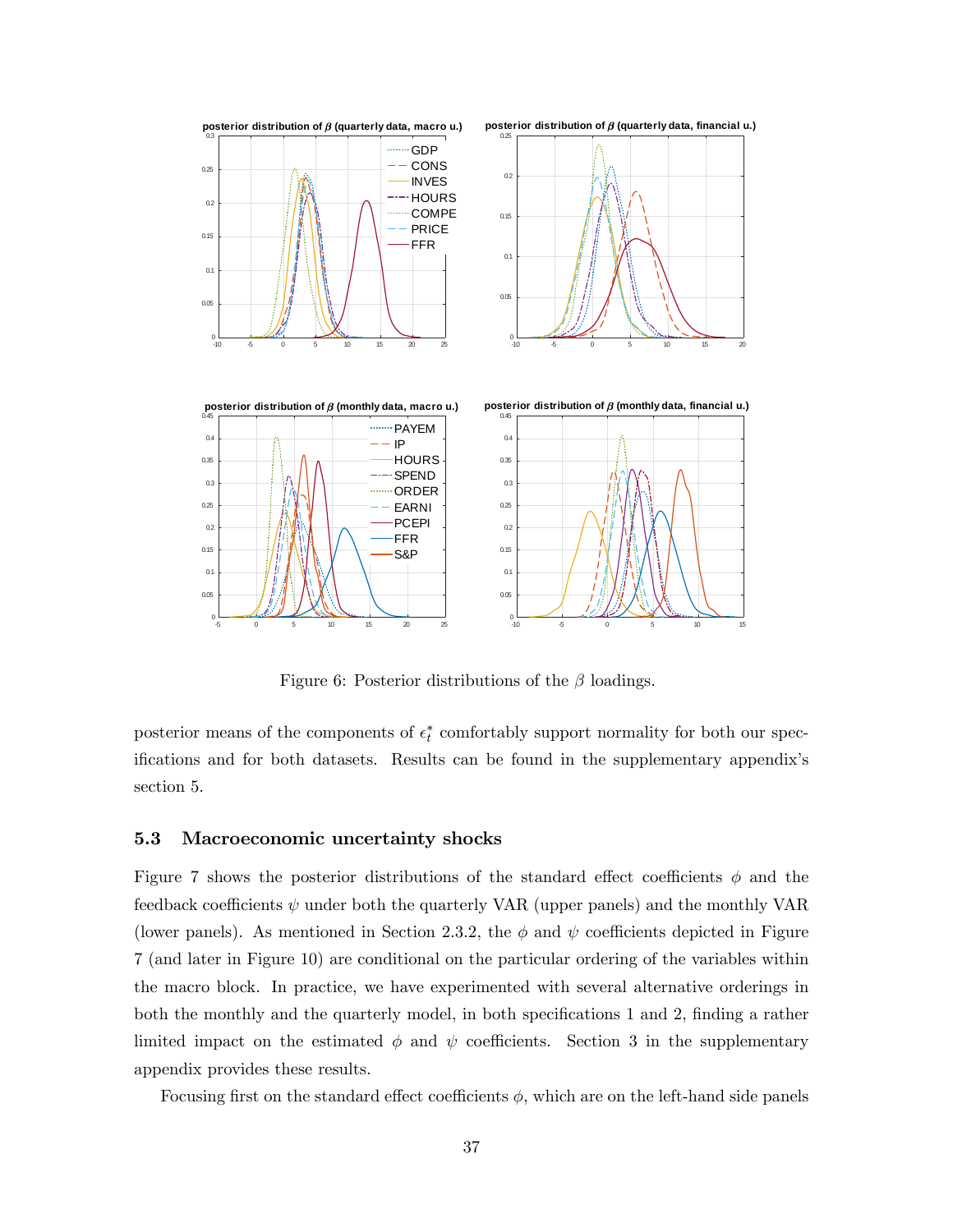Figure 6: Posterior distributions of the $\beta$ loadings.

posterior means of the components of $\epsilon_t^*$ comfortably support normality for both our specifications and for both datasets. Results can be found in the supplementary appendix's section 5.

### 5.3 Macroeconomic uncertainty shocks

Figure 7 shows the posterior distributions of the standard effect coefficients $\phi$ and the feedback coefficients $\psi$ under both the quarterly VAR (upper panels) and the monthly VAR (lower panels). As mentioned in Section 2.3.2, the $\phi$ and $\psi$ coefficients depicted in Figure 7 (and later in Figure 10) are conditional on the particular ordering of the variables within the macro block. In practice, we have experimented with several alternative orderings in both the monthly and the quarterly model, in both specifications 1 and 2, finding a rather limited impact on the estimated $\phi$ and $\psi$ coefficients. Section 3 in the supplementary appendix provides these results.

Focusing first on the standard effect coefficients $\phi$, which are on the left-hand side panels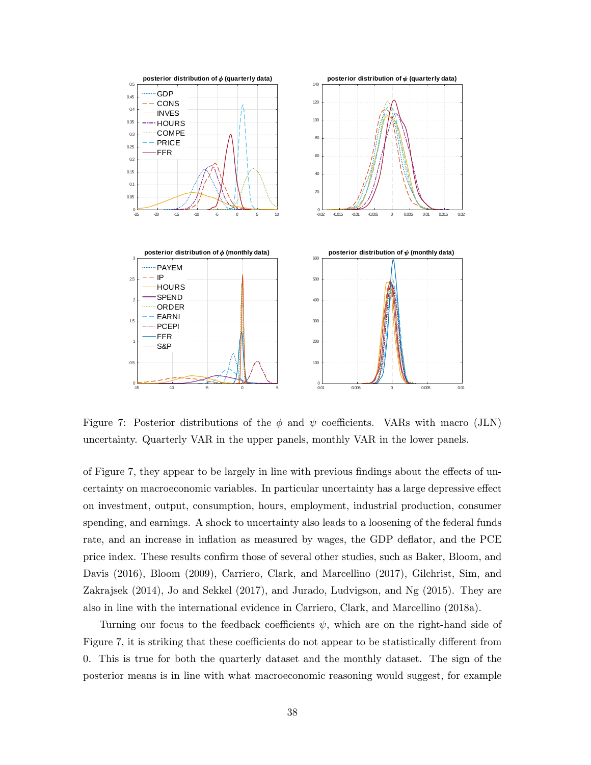Figure 7: Posterior distributions of the $\phi$ and $\psi$ coefficients. VARs with macro (JLN) uncertainty. Quarterly VAR in the upper panels, monthly VAR in the lower panels.

of Figure 7, they appear to be largely in line with previous findings about the effects of uncertainty on macroeconomic variables. In particular uncertainty has a large depressive effect on investment, output, consumption, hours, employment, industrial production, consumer spending, and earnings. A shock to uncertainty also leads to a loosening of the federal funds rate, and an increase in inflation as measured by wages, the GDP deflator, and the PCE price index. These results confirm those of several other studies, such as Baker, Bloom, and Davis (2016), Bloom (2009), Carriero, Clark, and Marcellino (2017), Gilchrist, Sim, and Zakrajsek (2014), Jo and Sekkel (2017), and Jurado, Ludvigson, and Ng (2015). They are also in line with the international evidence in Carriero, Clark, and Marcellino (2018a).

Turning our focus to the feedback coefficients $\psi$, which are on the right-hand side of Figure 7, it is striking that these coefficients do not appear to be statistically different from 0. This is true for both the quarterly dataset and the monthly dataset. The sign of the posterior means is in line with what macroeconomic reasoning would suggest, for example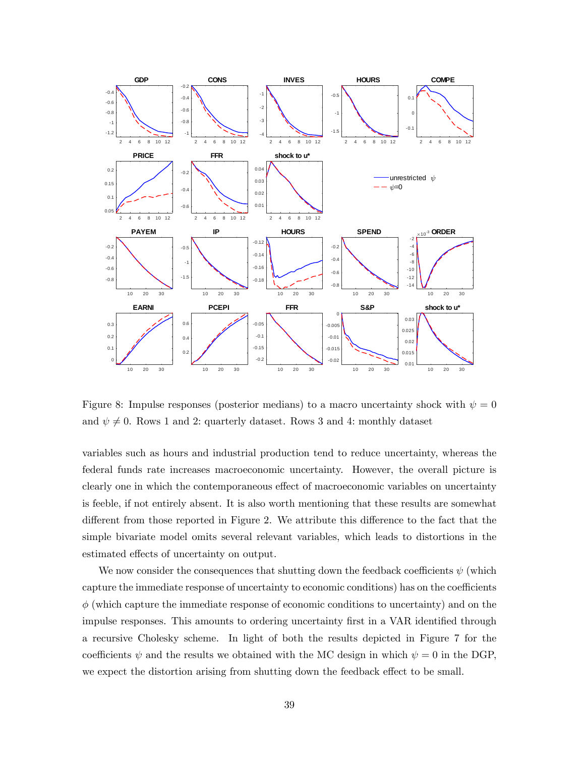Figure 8: Impulse responses (posterior medians) to a macro uncertainty shock with $\psi = 0$ and $\psi \neq 0$. Rows 1 and 2: quarterly dataset. Rows 3 and 4: monthly dataset

variables such as hours and industrial production tend to reduce uncertainty, whereas the federal funds rate increases macroeconomic uncertainty. However, the overall picture is clearly one in which the contemporaneous effect of macroeconomic variables on uncertainty is feeble, if not entirely absent. It is also worth mentioning that these results are somewhat different from those reported in Figure 2. We attribute this difference to the fact that the simple bivariate model omits several relevant variables, which leads to distortions in the estimated effects of uncertainty on output.

We now consider the consequences that shutting down the feedback coefficients $\psi$ (which capture the immediate response of uncertainty to economic conditions) has on the coefficients $\phi$ (which capture the immediate response of economic conditions to uncertainty) and on the impulse responses. This amounts to ordering uncertainty first in a VAR identified through a recursive Cholesky scheme. In light of both the results depicted in Figure 7 for the coefficients $\psi$ and the results we obtained with the MC design in which $\psi = 0$ in the DGP, we expect the distortion arising from shutting down the feedback effect to be small.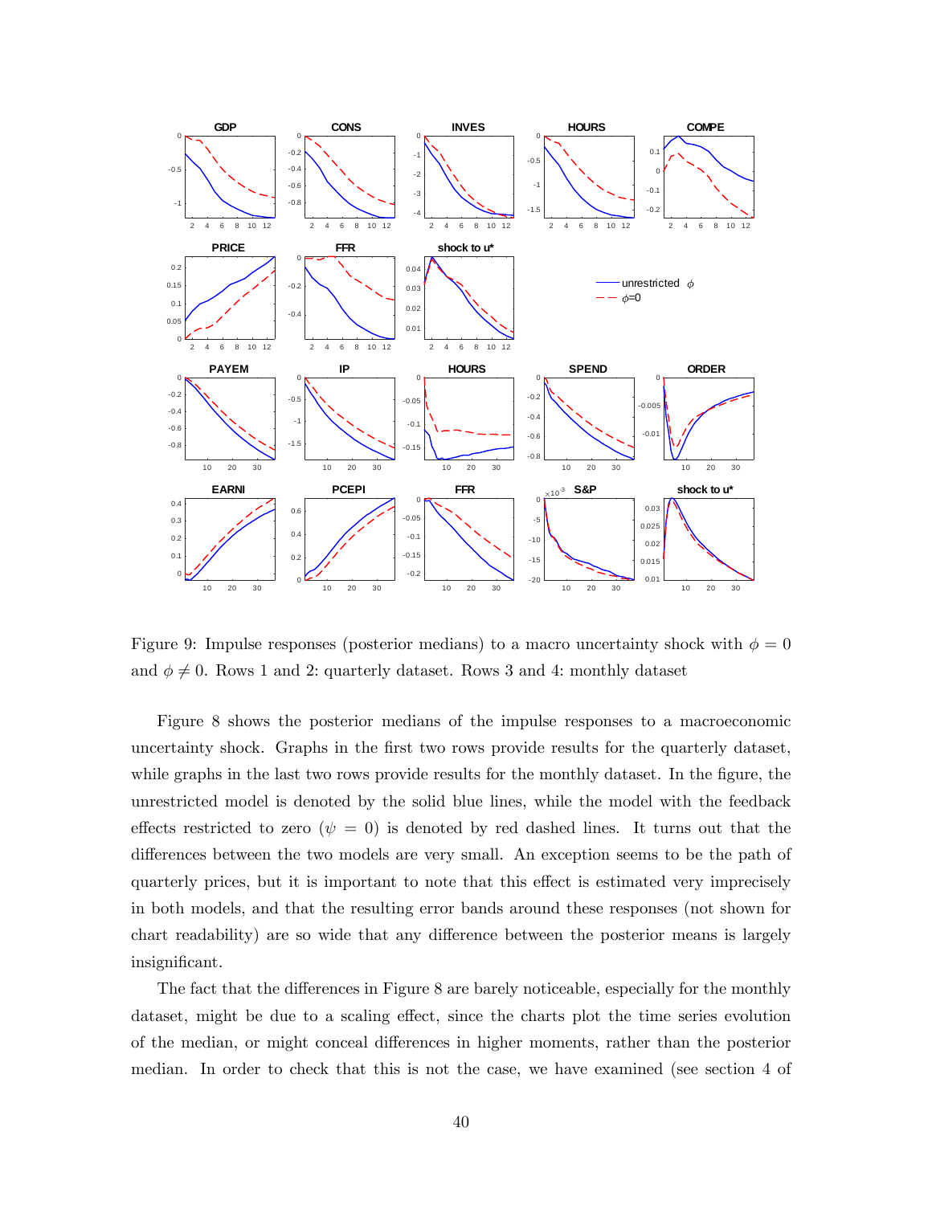Figure 9: Impulse responses (posterior medians) to a macro uncertainty shock with $\phi = 0$ and $\phi \neq 0$. Rows 1 and 2: quarterly dataset. Rows 3 and 4: monthly dataset

Figure 8 shows the posterior medians of the impulse responses to a macroeconomic uncertainty shock. Graphs in the first two rows provide results for the quarterly dataset, while graphs in the last two rows provide results for the monthly dataset. In the figure, the unrestricted model is denoted by the solid blue lines, while the model with the feedback effects restricted to zero ($\psi = 0$) is denoted by red dashed lines. It turns out that the differences between the two models are very small. An exception seems to be the path of quarterly prices, but it is important to note that this effect is estimated very imprecisely in both models, and that the resulting error bands around these responses (not shown for chart readability) are so wide that any difference between the posterior means is largely insignificant.

The fact that the differences in Figure 8 are barely noticeable, especially for the monthly dataset, might be due to a scaling effect, since the charts plot the time series evolution of the median, or might conceal differences in higher moments, rather than the posterior median. In order to check that this is not the case, we have examined (see section 4 of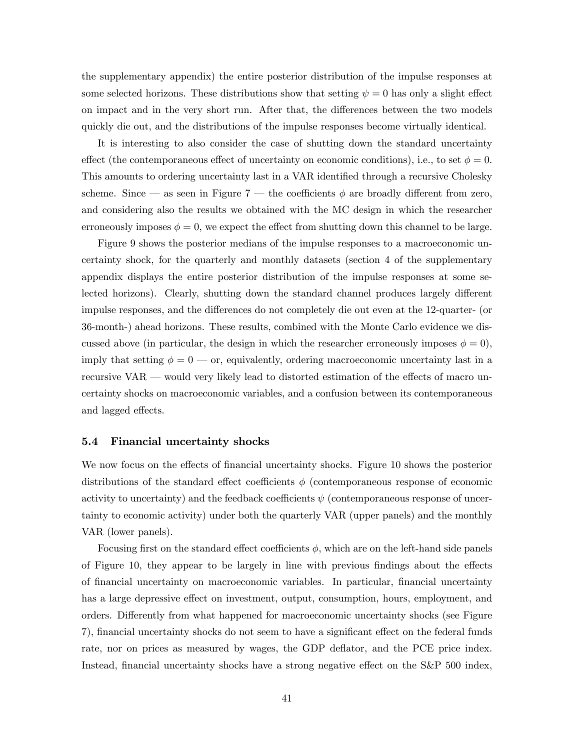the supplementary appendix) the entire posterior distribution of the impulse responses at some selected horizons. These distributions show that setting $\psi = 0$ has only a slight effect on impact and in the very short run. After that, the differences between the two models quickly die out, and the distributions of the impulse responses become virtually identical.

It is interesting to also consider the case of shutting down the standard uncertainty effect (the contemporaneous effect of uncertainty on economic conditions), i.e., to set $\phi = 0$. This amounts to ordering uncertainty last in a VAR identified through a recursive Cholesky scheme. Since — as seen in Figure 7 — the coefficients $\phi$ are broadly different from zero, and considering also the results we obtained with the MC design in which the researcher erroneously imposes $\phi = 0$, we expect the effect from shutting down this channel to be large.

Figure 9 shows the posterior medians of the impulse responses to a macroeconomic uncertainty shock, for the quarterly and monthly datasets (section 4 of the supplementary appendix displays the entire posterior distribution of the impulse responses at some selected horizons). Clearly, shutting down the standard channel produces largely different impulse responses, and the differences do not completely die out even at the 12-quarter- (or 36-month-) ahead horizons. These results, combined with the Monte Carlo evidence we discussed above (in particular, the design in which the researcher erroneously imposes $\phi = 0$), imply that setting $\phi = 0$ — or, equivalently, ordering macroeconomic uncertainty last in a recursive VAR — would very likely lead to distorted estimation of the effects of macro uncertainty shocks on macroeconomic variables, and a confusion between its contemporaneous and lagged effects.

### 5.4 Financial uncertainty shocks

We now focus on the effects of financial uncertainty shocks. Figure 10 shows the posterior distributions of the standard effect coefficients $\phi$ (contemporaneous response of economic activity to uncertainty) and the feedback coefficients $\psi$ (contemporaneous response of uncertainty to economic activity) under both the quarterly VAR (upper panels) and the monthly VAR (lower panels).

Focusing first on the standard effect coefficients $\phi$, which are on the left-hand side panels of Figure 10, they appear to be largely in line with previous findings about the effects of financial uncertainty on macroeconomic variables. In particular, financial uncertainty has a large depressive effect on investment, output, consumption, hours, employment, and orders. Differently from what happened for macroeconomic uncertainty shocks (see Figure 7), financial uncertainty shocks do not seem to have a significant effect on the federal funds rate, nor on prices as measured by wages, the GDP deflator, and the PCE price index. Instead, financial uncertainty shocks have a strong negative effect on the S&P 500 index,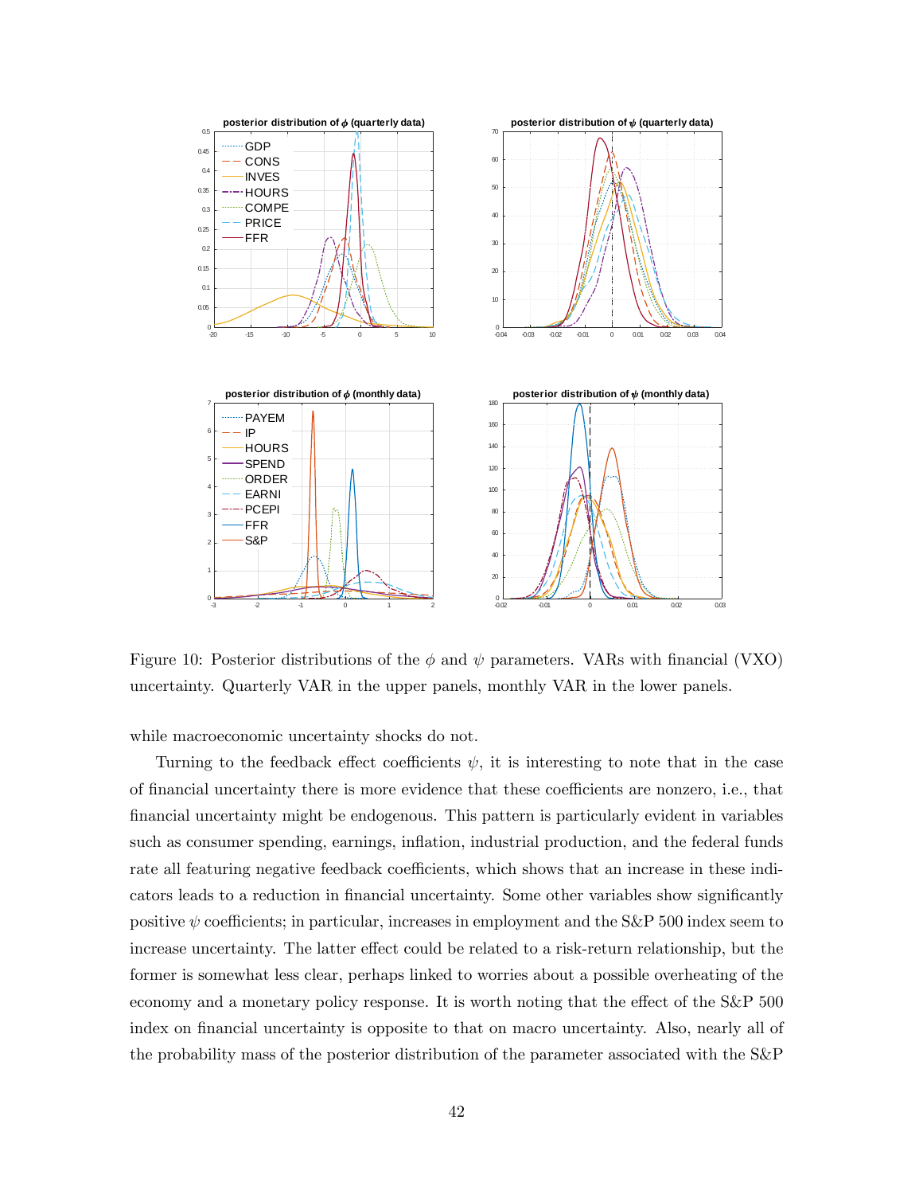Figure 10: Posterior distributions of the $\phi$ and $\psi$ parameters. VARs with financial (VXO) uncertainty. Quarterly VAR in the upper panels, monthly VAR in the lower panels.

while macroeconomic uncertainty shocks do not.

Turning to the feedback effect coefficients $\psi$, it is interesting to note that in the case of financial uncertainty there is more evidence that these coefficients are nonzero, i.e., that financial uncertainty might be endogenous. This pattern is particularly evident in variables such as consumer spending, earnings, inflation, industrial production, and the federal funds rate all featuring negative feedback coefficients, which shows that an increase in these indicators leads to a reduction in financial uncertainty. Some other variables show significantly positive $\psi$ coefficients; in particular, increases in employment and the S&P 500 index seem to increase uncertainty. The latter effect could be related to a risk-return relationship, but the former is somewhat less clear, perhaps linked to worries about a possible overheating of the economy and a monetary policy response. It is worth noting that the effect of the S&P 500 index on financial uncertainty is opposite to that on macro uncertainty. Also, nearly all of the probability mass of the posterior distribution of the parameter associated with the S&P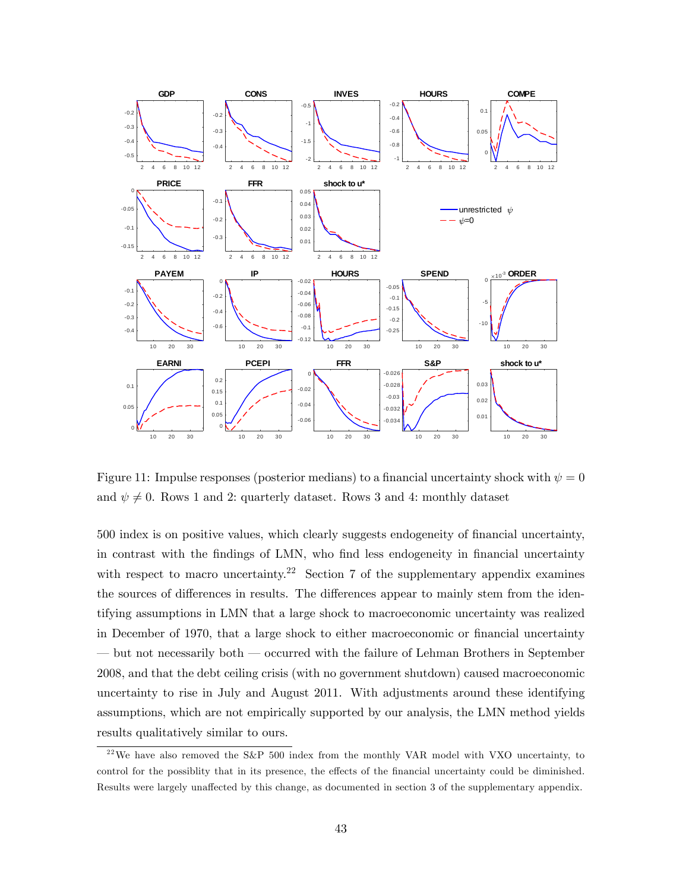Figure 11: Impulse responses (posterior medians) to a financial uncertainty shock with $\psi = 0$ and $\psi \neq 0$. Rows 1 and 2: quarterly dataset. Rows 3 and 4: monthly dataset

500 index is on positive values, which clearly suggests endogeneity of financial uncertainty, in contrast with the findings of LMN, who find less endogeneity in financial uncertainty with respect to macro uncertainty.[22] Section 7 of the supplementary appendix examines the sources of differences in results. The differences appear to mainly stem from the identifying assumptions in LMN that a large shock to macroeconomic uncertainty was realized in December of 1970, that a large shock to either macroeconomic or financial uncertainty — but not necessarily both — occurred with the failure of Lehman Brothers in September 2008, and that the debt ceiling crisis (with no government shutdown) caused macroeconomic uncertainty to rise in July and August 2011. With adjustments around these identifying assumptions, which are not empirically supported by our analysis, the LMN method yields results qualitatively similar to ours.

[22] We have also removed the S&P 500 index from the monthly VAR model with VXO uncertainty, to control for the possiblity that in its presence, the effects of the financial uncertainty could be diminished. Results were largely unaffected by this change, as documented in section 3 of the supplementary appendix.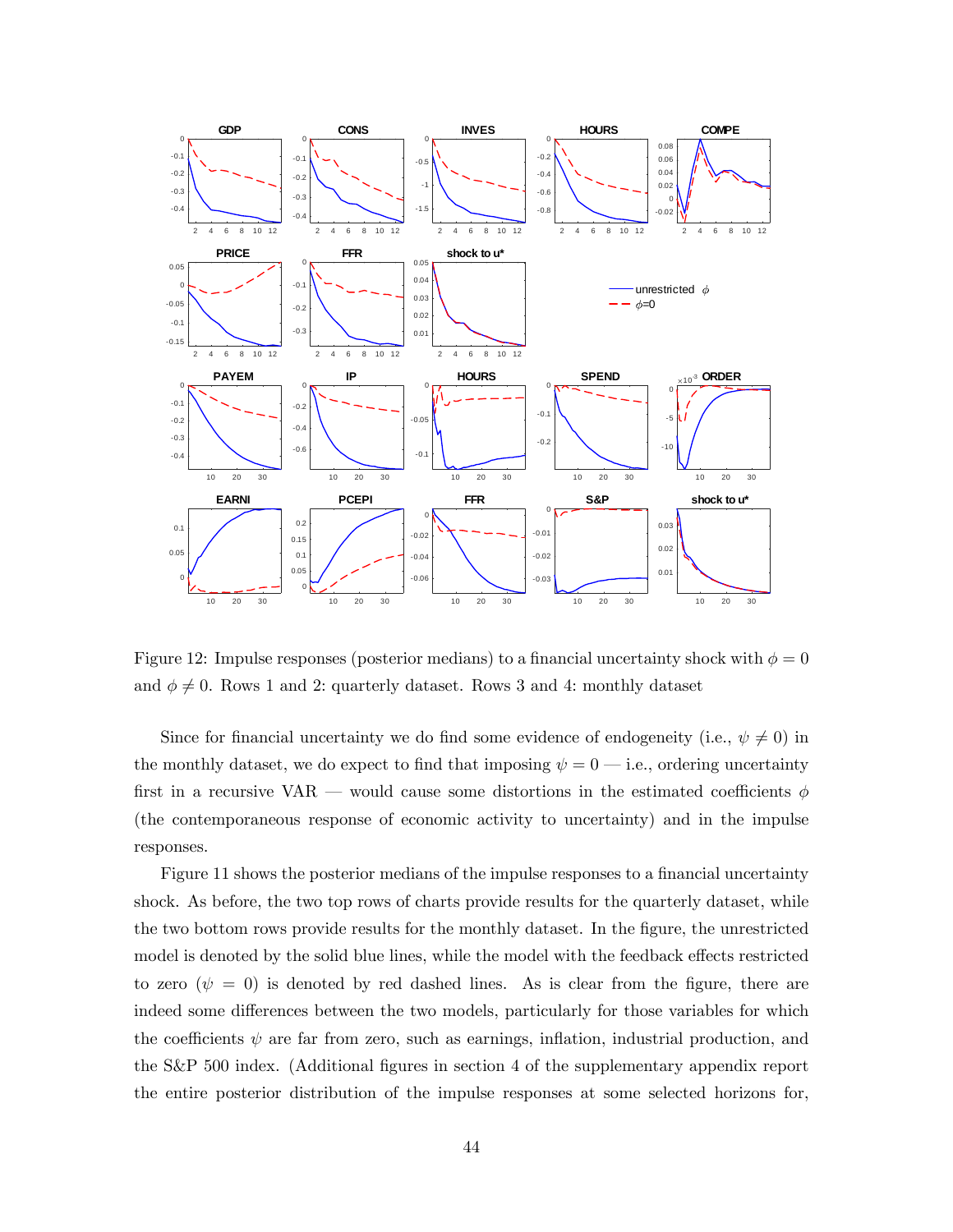Figure 12: Impulse responses (posterior medians) to a financial uncertainty shock with $\phi = 0$ and $\phi \neq 0$. Rows 1 and 2: quarterly dataset. Rows 3 and 4: monthly dataset

Since for financial uncertainty we do find some evidence of endogeneity (i.e., $\psi \neq 0$) in the monthly dataset, we do expect to find that imposing $\psi = 0$ — i.e., ordering uncertainty first in a recursive VAR — would cause some distortions in the estimated coefficients $\phi$ (the contemporaneous response of economic activity to uncertainty) and in the impulse responses.

Figure 11 shows the posterior medians of the impulse responses to a financial uncertainty shock. As before, the two top rows of charts provide results for the quarterly dataset, while the two bottom rows provide results for the monthly dataset. In the figure, the unrestricted model is denoted by the solid blue lines, while the model with the feedback effects restricted to zero ($\psi = 0$) is denoted by red dashed lines. As is clear from the figure, there are indeed some differences between the two models, particularly for those variables for which the coefficients $\psi$ are far from zero, such as earnings, inflation, industrial production, and the S&P 500 index. (Additional figures in section 4 of the supplementary appendix report the entire posterior distribution of the impulse responses at some selected horizons for,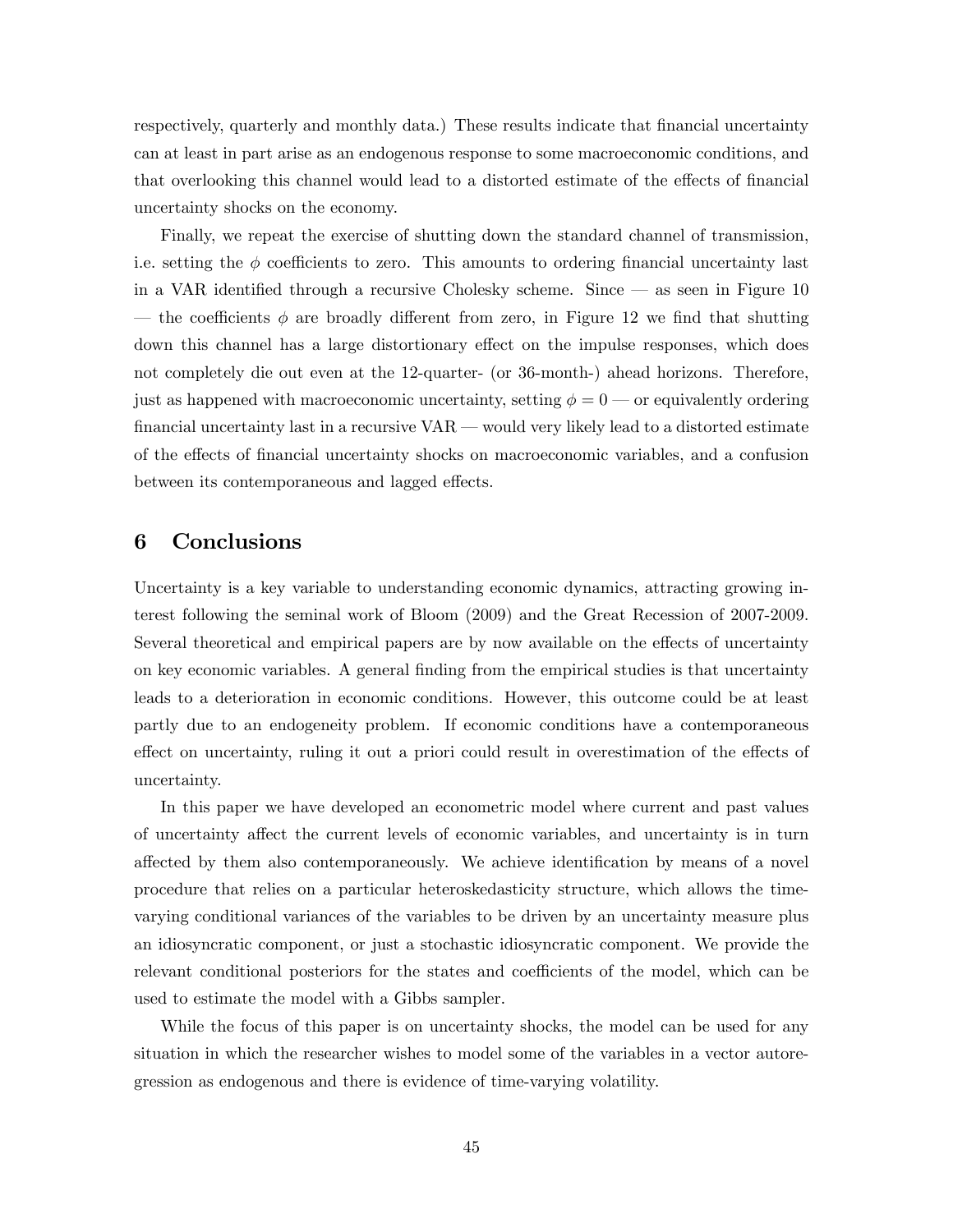respectively, quarterly and monthly data.) These results indicate that financial uncertainty can at least in part arise as an endogenous response to some macroeconomic conditions, and that overlooking this channel would lead to a distorted estimate of the effects of financial uncertainty shocks on the economy.

Finally, we repeat the exercise of shutting down the standard channel of transmission, i.e. setting the $\phi$ coefficients to zero. This amounts to ordering financial uncertainty last in a VAR identified through a recursive Cholesky scheme. Since — as seen in Figure 10 — the coefficients $\phi$ are broadly different from zero, in Figure 12 we find that shutting down this channel has a large distortionary effect on the impulse responses, which does not completely die out even at the 12-quarter- (or 36-month-) ahead horizons. Therefore, just as happened with macroeconomic uncertainty, setting $\phi = 0$ — or equivalently ordering financial uncertainty last in a recursive VAR — would very likely lead to a distorted estimate of the effects of financial uncertainty shocks on macroeconomic variables, and a confusion between its contemporaneous and lagged effects.

# 6 Conclusions

Uncertainty is a key variable to understanding economic dynamics, attracting growing interest following the seminal work of Bloom (2009) and the Great Recession of 2007-2009. Several theoretical and empirical papers are by now available on the effects of uncertainty on key economic variables. A general finding from the empirical studies is that uncertainty leads to a deterioration in economic conditions. However, this outcome could be at least partly due to an endogeneity problem. If economic conditions have a contemporaneous effect on uncertainty, ruling it out a priori could result in overestimation of the effects of uncertainty.

In this paper we have developed an econometric model where current and past values of uncertainty affect the current levels of economic variables, and uncertainty is in turn affected by them also contemporaneously. We achieve identification by means of a novel procedure that relies on a particular heteroskedasticity structure, which allows the time-varying conditional variances of the variables to be driven by an uncertainty measure plus an idiosyncratic component, or just a stochastic idiosyncratic component. We provide the relevant conditional posteriors for the states and coefficients of the model, which can be used to estimate the model with a Gibbs sampler.

While the focus of this paper is on uncertainty shocks, the model can be used for any situation in which the researcher wishes to model some of the variables in a vector autoregression as endogenous and there is evidence of time-varying volatility.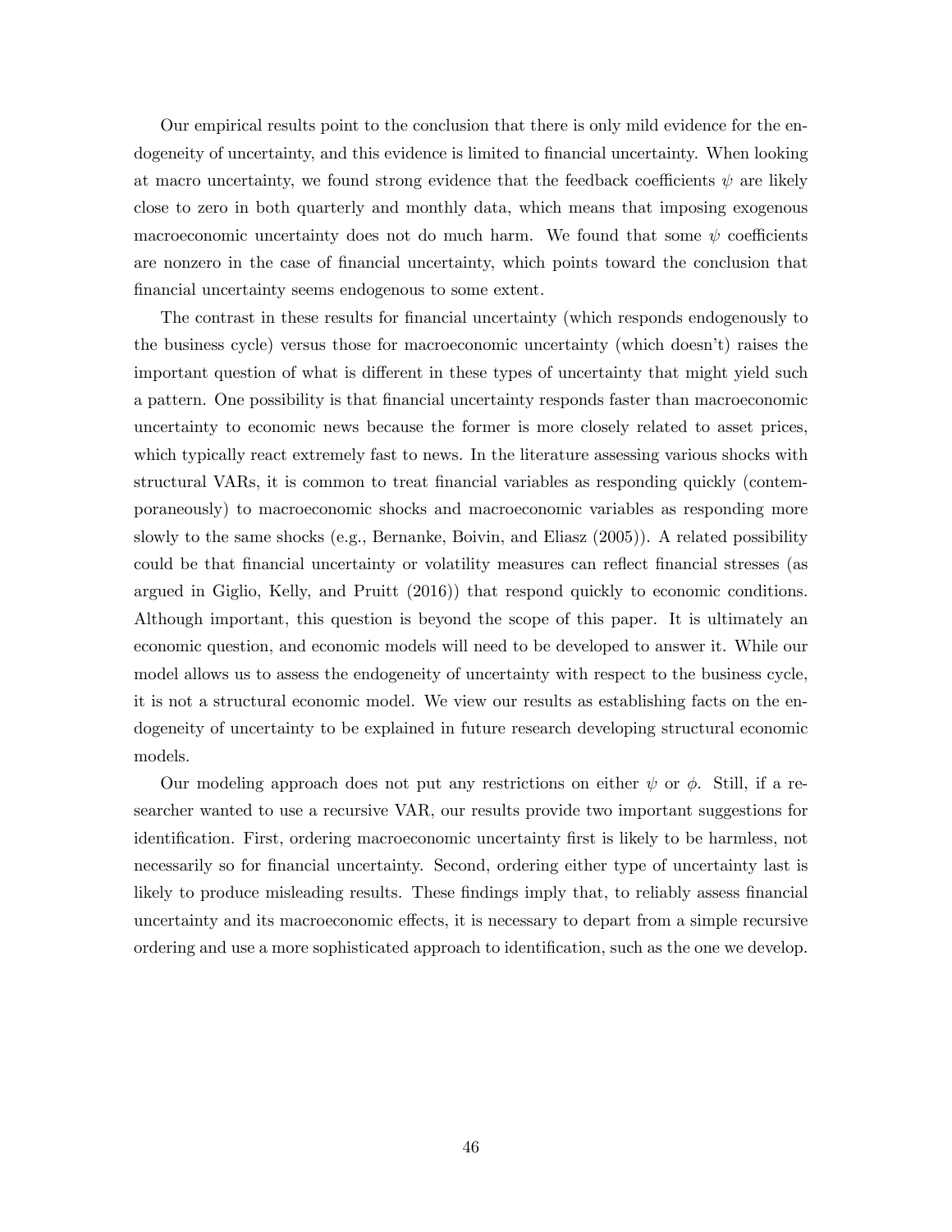Our empirical results point to the conclusion that there is only mild evidence for the endogeneity of uncertainty, and this evidence is limited to financial uncertainty. When looking at macro uncertainty, we found strong evidence that the feedback coefficients $\psi$ are likely close to zero in both quarterly and monthly data, which means that imposing exogenous macroeconomic uncertainty does not do much harm. We found that some $\psi$ coefficients are nonzero in the case of financial uncertainty, which points toward the conclusion that financial uncertainty seems endogenous to some extent.

The contrast in these results for financial uncertainty (which responds endogenously to the business cycle) versus those for macroeconomic uncertainty (which doesn't) raises the important question of what is different in these types of uncertainty that might yield such a pattern. One possibility is that financial uncertainty responds faster than macroeconomic uncertainty to economic news because the former is more closely related to asset prices, which typically react extremely fast to news. In the literature assessing various shocks with structural VARs, it is common to treat financial variables as responding quickly (contemporaneously) to macroeconomic shocks and macroeconomic variables as responding more slowly to the same shocks (e.g., Bernanke, Boivin, and Eliasz (2005)). A related possibility could be that financial uncertainty or volatility measures can reflect financial stresses (as argued in Giglio, Kelly, and Pruitt (2016)) that respond quickly to economic conditions. Although important, this question is beyond the scope of this paper. It is ultimately an economic question, and economic models will need to be developed to answer it. While our model allows us to assess the endogeneity of uncertainty with respect to the business cycle, it is not a structural economic model. We view our results as establishing facts on the endogeneity of uncertainty to be explained in future research developing structural economic models.

Our modeling approach does not put any restrictions on either $\psi$ or $\phi$. Still, if a researcher wanted to use a recursive VAR, our results provide two important suggestions for identification. First, ordering macroeconomic uncertainty first is likely to be harmless, not necessarily so for financial uncertainty. Second, ordering either type of uncertainty last is likely to produce misleading results. These findings imply that, to reliably assess financial uncertainty and its macroeconomic effects, it is necessary to depart from a simple recursive ordering and use a more sophisticated approach to identification, such as the one we develop.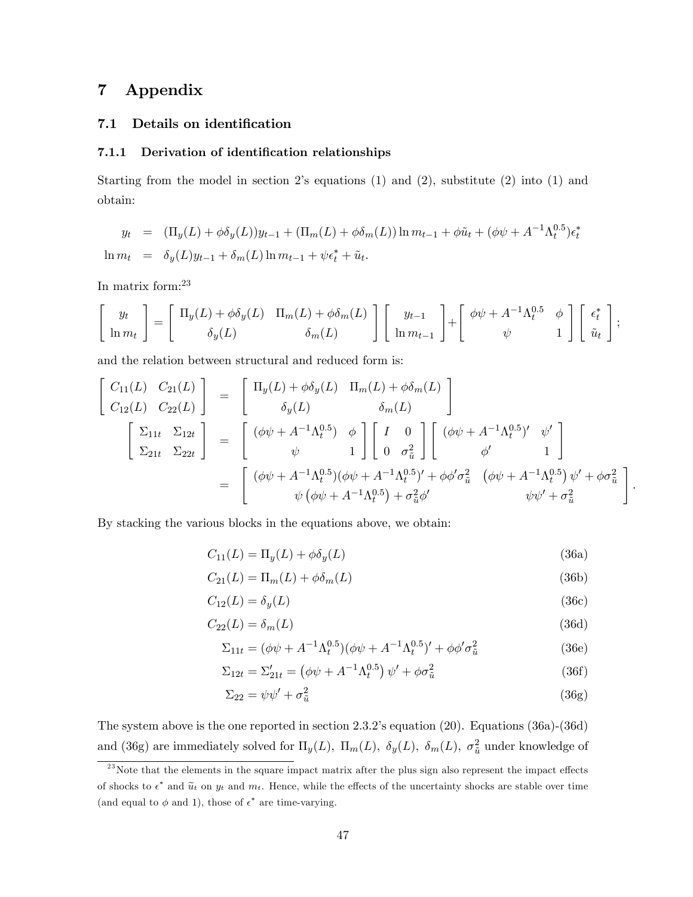# 7 Appendix

## 7.1 Details on identification

### 7.1.1 Derivation of identification relationships

Starting from the model in section 2's equations (1) and (2), substitute (2) into (1) and obtain:

$$
\begin{aligned}
y_t &= (\Pi_y(L) + \phi\delta_y(L))y_{t-1} + (\Pi_m(L) + \phi\delta_m(L))\ln m_{t-1} + \phi\tilde{u}_t + (\phi\psi + A^{-1}\Lambda_t^{0.5})\epsilon_t^* \\
\ln m_t &= \delta_y(L)y_{t-1} + \delta_m(L)\ln m_{t-1} + \psi\epsilon_t^* + \tilde{u}_t.
\end{aligned}
$$

In matrix form:[23]

$$
\begin{bmatrix} y_t \\ \ln m_t \end{bmatrix} = \begin{bmatrix} \Pi_y(L) + \phi\delta_y(L) & \Pi_m(L) + \phi\delta_m(L) \\ \delta_y(L) & \delta_m(L) \end{bmatrix} \begin{bmatrix} y_{t-1} \\ \ln m_{t-1} \end{bmatrix} + \begin{bmatrix} \phi\psi + A^{-1}\Lambda_t^{0.5} & \phi \\ \psi & 1 \end{bmatrix} \begin{bmatrix} \epsilon_t^* \\ \tilde{u}_t \end{bmatrix};
$$

and the relation between structural and reduced form is:

$$
\begin{aligned}
\begin{bmatrix} C_{11}(L) & C_{21}(L) \\ C_{12}(L) & C_{22}(L) \end{bmatrix} &= \begin{bmatrix} \Pi_y(L) + \phi\delta_y(L) & \Pi_m(L) + \phi\delta_m(L) \\ \delta_y(L) & \delta_m(L) \end{bmatrix} \\
\begin{bmatrix} \Sigma_{11t} & \Sigma_{12t} \\ \Sigma_{21t} & \Sigma_{22t} \end{bmatrix} &= \begin{bmatrix} (\phi\psi + A^{-1}\Lambda_t^{0.5}) & \phi \\ \psi & 1 \end{bmatrix} \begin{bmatrix} I & 0 \\ 0 & \sigma_{\tilde{u}}^2 \end{bmatrix} \begin{bmatrix} (\phi\psi + A^{-1}\Lambda_t^{0.5})' & \psi' \\ \phi' & 1 \end{bmatrix} \\
&= \begin{bmatrix} (\phi\psi + A^{-1}\Lambda_t^{0.5})(\phi\psi + A^{-1}\Lambda_t^{0.5})' + \phi\phi'\sigma_{\tilde{u}}^2 & \left(\phi\psi + A^{-1}\Lambda_t^{0.5}\right)\psi' + \phi\sigma_{\tilde{u}}^2 \\ \psi\left(\phi\psi + A^{-1}\Lambda_t^{0.5}\right) + \sigma_{\tilde{u}}^2\phi' & \psi\psi' + \sigma_{\tilde{u}}^2 \end{bmatrix}.
\end{aligned}
$$

By stacking the various blocks in the equations above, we obtain:

$$C_{11}(L) = \Pi_y(L) + \phi\delta_y(L) \tag{36a}$$

$$C_{21}(L) = \Pi_m(L) + \phi\delta_m(L) \tag{36b}$$

$$C_{12}(L) = \delta_y(L) \tag{36c}$$

$$C_{22}(L) = \delta_m(L) \tag{36d}$$

$$\Sigma_{11t} = (\phi\psi + A^{-1}\Lambda_t^{0.5})(\phi\psi + A^{-1}\Lambda_t^{0.5})' + \phi\phi'\sigma_{\tilde{u}}^2 \tag{36e}$$

$$\Sigma_{12t} = \Sigma_{21t}' = \left(\phi\psi + A^{-1}\Lambda_t^{0.5}\right)\psi' + \phi\sigma_{\tilde{u}}^2 \tag{36f}$$

$$\Sigma_{22} = \psi\psi' + \sigma_{\tilde{u}}^2 \tag{36g}$$

The system above is the one reported in section 2.3.2's equation (20). Equations (36a)-(36d) and (36g) are immediately solved for $\Pi_y(L)$, $\Pi_m(L)$, $\delta_y(L)$, $\delta_m(L)$, $\sigma_{\tilde{u}}^2$ under knowledge of

[23] Note that the elements in the square impact matrix after the plus sign also represent the impact effects of shocks to $\epsilon^*$ and $\tilde{u}_t$ on $y_t$ and $m_t$. Hence, while the effects of the uncertainty shocks are stable over time (and equal to $\phi$ and 1), those of $\epsilon^*$ are time-varying.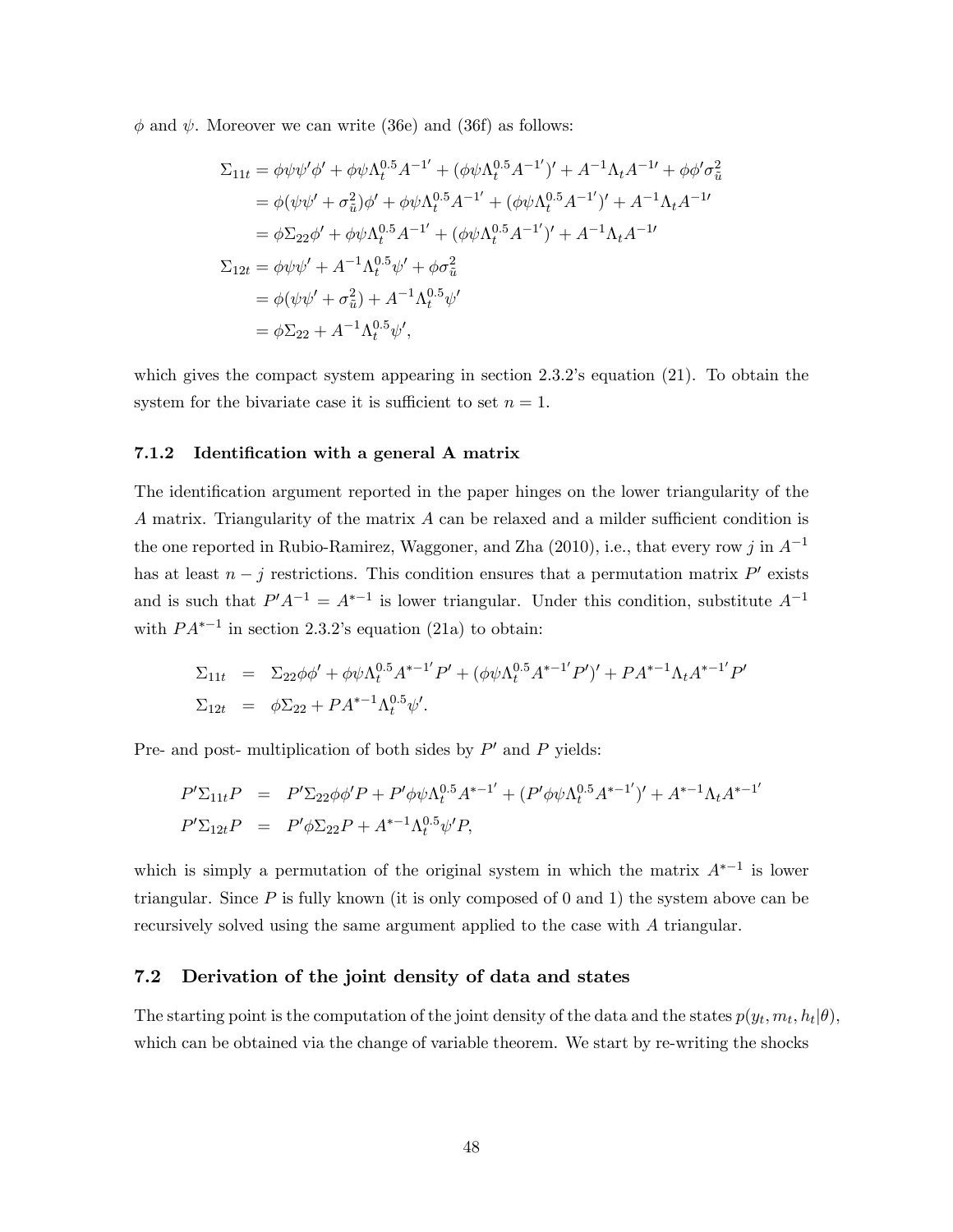$\phi$ and $\psi$. Moreover we can write (36e) and (36f) as follows:

$$
\begin{aligned}
\Sigma_{11t} &= \phi\psi\psi'\phi' + \phi\psi\Lambda_t^{0.5}A^{-1'} + (\phi\psi\Lambda_t^{0.5}A^{-1'})' + A^{-1}\Lambda_t A^{-1\prime} + \phi\phi'\sigma_{\tilde{u}}^2 \\
&= \phi(\psi\psi' + \sigma_{\tilde{u}}^2)\phi' + \phi\psi\Lambda_t^{0.5}A^{-1'} + (\phi\psi\Lambda_t^{0.5}A^{-1'})' + A^{-1}\Lambda_t A^{-1\prime} \\
&= \phi\Sigma_{22}\phi' + \phi\psi\Lambda_t^{0.5}A^{-1'} + (\phi\psi\Lambda_t^{0.5}A^{-1'})' + A^{-1}\Lambda_t A^{-1\prime} \\
\Sigma_{12t} &= \phi\psi\psi' + A^{-1}\Lambda_t^{0.5}\psi' + \phi\sigma_{\tilde{u}}^2 \\
&= \phi(\psi\psi' + \sigma_{\tilde{u}}^2) + A^{-1}\Lambda_t^{0.5}\psi' \\
&= \phi\Sigma_{22} + A^{-1}\Lambda_t^{0.5}\psi',
\end{aligned}
$$

which gives the compact system appearing in section 2.3.2's equation (21). To obtain the system for the bivariate case it is sufficient to set $n = 1$.

### 7.1.2 Identification with a general A matrix

The identification argument reported in the paper hinges on the lower triangularity of the $A$ matrix. Triangularity of the matrix $A$ can be relaxed and a milder sufficient condition is the one reported in Rubio-Ramirez, Waggoner, and Zha (2010), i.e., that every row $j$ in $A^{-1}$ has at least $n - j$ restrictions. This condition ensures that a permutation matrix $P'$ exists and is such that $P'A^{-1} = A^{*-1}$ is lower triangular. Under this condition, substitute $A^{-1}$ with $PA^{*-1}$ in section 2.3.2's equation (21a) to obtain:

$$
\begin{aligned}
\Sigma_{11t} &= \Sigma_{22}\phi\phi' + \phi\psi\Lambda_t^{0.5}A^{*-1'}P' + (\phi\psi\Lambda_t^{0.5}A^{*-1'}P')' + PA^{*-1}\Lambda_t A^{*-1'}P' \\
\Sigma_{12t} &= \phi\Sigma_{22} + PA^{*-1}\Lambda_t^{0.5}\psi'.
\end{aligned}
$$

Pre- and post- multiplication of both sides by $P'$ and $P$ yields:

$$
\begin{aligned}
P'\Sigma_{11t}P &= P'\Sigma_{22}\phi\phi'P + P'\phi\psi\Lambda_t^{0.5}A^{*-1'} + (P'\phi\psi\Lambda_t^{0.5}A^{*-1'})' + A^{*-1}\Lambda_t A^{*-1'} \\
P'\Sigma_{12t}P &= P'\phi\Sigma_{22}P + A^{*-1}\Lambda_t^{0.5}\psi'P,
\end{aligned}
$$

which is simply a permutation of the original system in which the matrix $A^{*-1}$ is lower triangular. Since $P$ is fully known (it is only composed of 0 and 1) the system above can be recursively solved using the same argument applied to the case with $A$ triangular.

## 7.2 Derivation of the joint density of data and states

The starting point is the computation of the joint density of the data and the states $p(y_t, m_t, h_t|\theta)$, which can be obtained via the change of variable theorem. We start by re-writing the shocks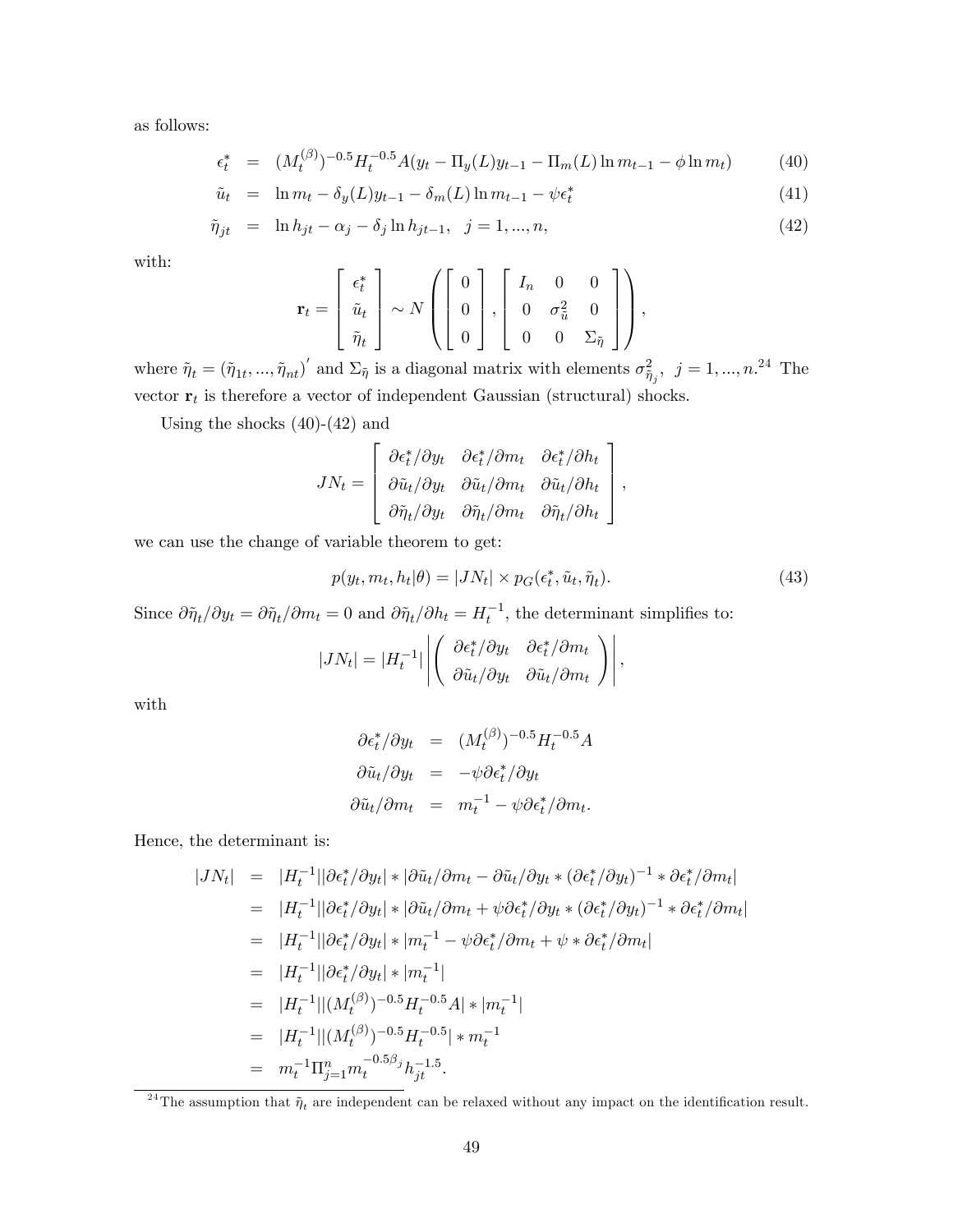as follows:

$$
\begin{aligned}
\epsilon_t^* &= (M_t^{(\beta)})^{-0.5} H_t^{-0.5} A(y_t - \Pi_y(L) y_{t-1} - \Pi_m(L) \ln m_{t-1} - \phi \ln m_t) && (40)\\
\tilde{u}_t &= \ln m_t - \delta_y(L) y_{t-1} - \delta_m(L) \ln m_{t-1} - \psi \epsilon_t^* && (41)\\
\tilde{\eta}_{jt} &= \ln h_{jt} - \alpha_j - \delta_j \ln h_{jt-1}, \quad j = 1, ..., n, && (42)
\end{aligned}
$$

with:

$$
\mathbf{r}_t = \begin{bmatrix} \epsilon_t^* \\ \tilde{u}_t \\ \tilde{\eta}_t \end{bmatrix} \sim N\left( \begin{bmatrix} 0 \\ 0 \\ 0 \end{bmatrix}, \begin{bmatrix} I_n & 0 & 0 \\ 0 & \sigma_{\tilde{u}}^2 & 0 \\ 0 & 0 & \Sigma_{\tilde{\eta}} \end{bmatrix} \right),
$$

where $\tilde{\eta}_t = (\tilde{\eta}_{1t}, ..., \tilde{\eta}_{nt})'$ and $\Sigma_{\tilde{\eta}}$ is a diagonal matrix with elements $\sigma_{\tilde{\eta}_j}^2, \; j = 1, ..., n$.[24] The vector $\mathbf{r}_t$ is therefore a vector of independent Gaussian (structural) shocks.

Using the shocks (40)-(42) and

$$
JN_t = \begin{bmatrix} \partial\epsilon_t^*/\partial y_t & \partial\epsilon_t^*/\partial m_t & \partial\epsilon_t^*/\partial h_t \\ \partial\tilde{u}_t/\partial y_t & \partial\tilde{u}_t/\partial m_t & \partial\tilde{u}_t/\partial h_t \\ \partial\tilde{\eta}_t/\partial y_t & \partial\tilde{\eta}_t/\partial m_t & \partial\tilde{\eta}_t/\partial h_t \end{bmatrix},
$$

we can use the change of variable theorem to get:

$$
p(y_t, m_t, h_t|\theta) = |JN_t| \times p_G(\epsilon_t^*, \tilde{u}_t, \tilde{\eta}_t). \tag{43}
$$

Since $\partial\tilde{\eta}_t/\partial y_t = \partial\tilde{\eta}_t/\partial m_t = 0$ and $\partial\tilde{\eta}_t/\partial h_t = H_t^{-1}$, the determinant simplifies to:

$$
|JN_t| = |H_t^{-1}| \left| \begin{pmatrix} \partial\epsilon_t^*/\partial y_t & \partial\epsilon_t^*/\partial m_t \\ \partial\tilde{u}_t/\partial y_t & \partial\tilde{u}_t/\partial m_t \end{pmatrix} \right|,
$$

with

$$
\begin{aligned}
\partial\epsilon_t^*/\partial y_t &= (M_t^{(\beta)})^{-0.5} H_t^{-0.5} A \\
\partial\tilde{u}_t/\partial y_t &= -\psi \partial\epsilon_t^*/\partial y_t \\
\partial\tilde{u}_t/\partial m_t &= m_t^{-1} - \psi \partial\epsilon_t^*/\partial m_t.
\end{aligned}
$$

Hence, the determinant is:

$$
\begin{aligned}
|JN_t| &= |H_t^{-1}||\partial\epsilon_t^*/\partial y_t| * |\partial\tilde{u}_t/\partial m_t - \partial\tilde{u}_t/\partial y_t * (\partial\epsilon_t^*/\partial y_t)^{-1} * \partial\epsilon_t^*/\partial m_t| \\
&= |H_t^{-1}||\partial\epsilon_t^*/\partial y_t| * |\partial\tilde{u}_t/\partial m_t + \psi\partial\epsilon_t^*/\partial y_t * (\partial\epsilon_t^*/\partial y_t)^{-1} * \partial\epsilon_t^*/\partial m_t| \\
&= |H_t^{-1}||\partial\epsilon_t^*/\partial y_t| * |m_t^{-1} - \psi\partial\epsilon_t^*/\partial m_t + \psi * \partial\epsilon_t^*/\partial m_t| \\
&= |H_t^{-1}||\partial\epsilon_t^*/\partial y_t| * |m_t^{-1}| \\
&= |H_t^{-1}||(M_t^{(\beta)})^{-0.5} H_t^{-0.5} A| * |m_t^{-1}| \\
&= |H_t^{-1}||(M_t^{(\beta)})^{-0.5} H_t^{-0.5}| * m_t^{-1} \\
&= m_t^{-1} \Pi_{j=1}^n m_t^{-0.5\beta_j} h_{jt}^{-1.5}.
\end{aligned}
$$

[24] The assumption that $\tilde{\eta}_t$ are independent can be relaxed without any impact on the identification result.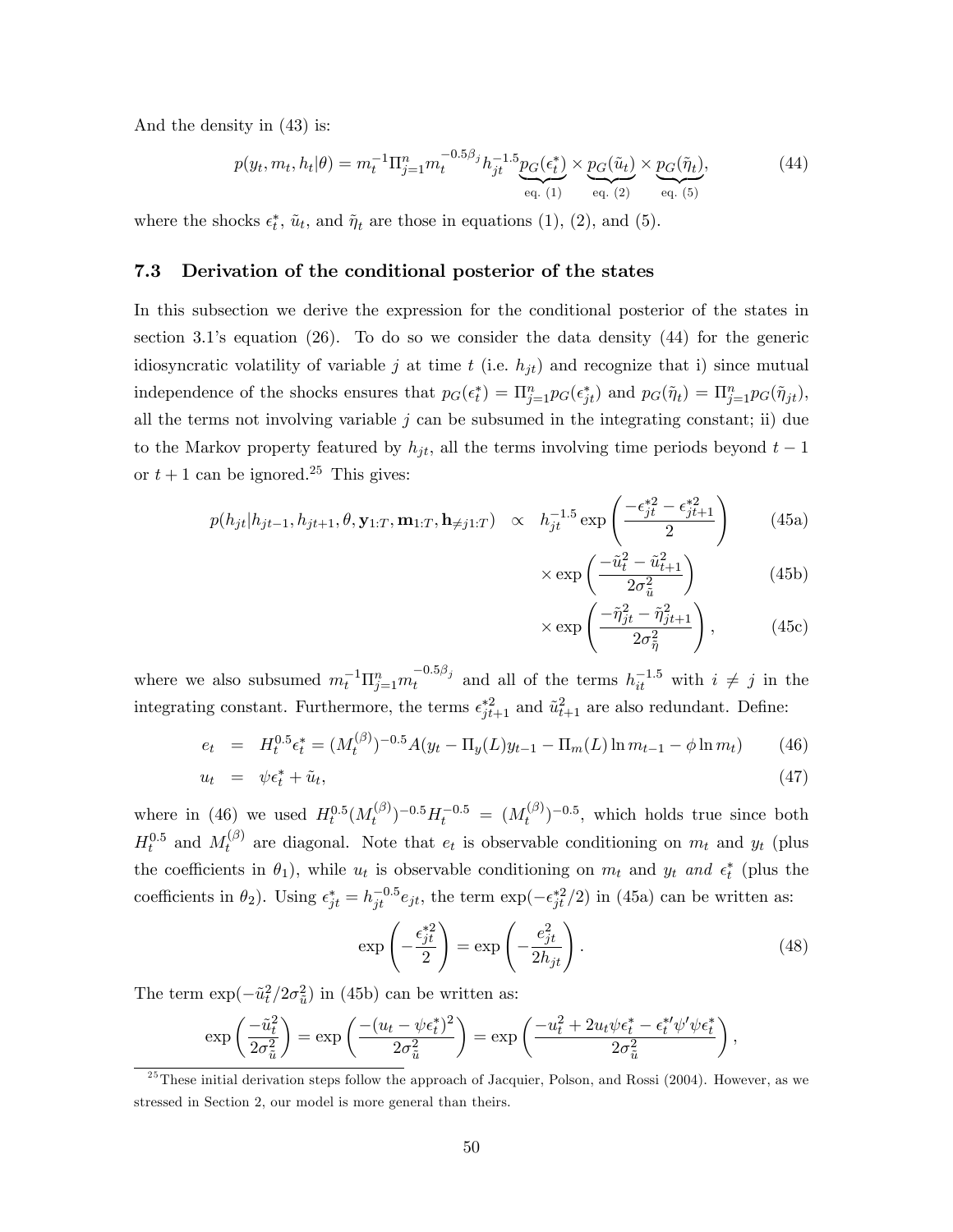And the density in (43) is:

$$p(y_t, m_t, h_t|\theta) = m_t^{-1}\Pi_{j=1}^n m_t^{-0.5\beta_j} h_{jt}^{-1.5} \underbrace{p_G(\epsilon_t^*)}_{\text{eq. (1)}} \times \underbrace{p_G(\tilde{u}_t)}_{\text{eq. (2)}} \times \underbrace{p_G(\tilde{\eta}_t)}_{\text{eq. (5)}}, \tag{44}$$

where the shocks $\epsilon_t^*$, $\tilde{u}_t$, and $\tilde{\eta}_t$ are those in equations (1), (2), and (5).

### 7.3 Derivation of the conditional posterior of the states

In this subsection we derive the expression for the conditional posterior of the states in section 3.1's equation (26). To do so we consider the data density (44) for the generic idiosyncratic volatility of variable $j$ at time $t$ (i.e. $h_{jt}$) and recognize that i) since mutual independence of the shocks ensures that $p_G(\epsilon_t^*) = \Pi_{j=1}^n p_G(\epsilon_{jt}^*)$ and $p_G(\tilde{\eta}_t) = \Pi_{j=1}^n p_G(\tilde{\eta}_{jt})$, all the terms not involving variable $j$ can be subsumed in the integrating constant; ii) due to the Markov property featured by $h_{jt}$, all the terms involving time periods beyond $t-1$ or $t+1$ can be ignored.[25] This gives:

$$\begin{aligned}
p(h_{jt}|h_{jt-1}, h_{jt+1}, \theta, \mathbf{y}_{1:T}, \mathbf{m}_{1:T}, \mathbf{h}_{\neq j1:T}) \quad \propto \quad & h_{jt}^{-1.5} \exp\left(\frac{-\epsilon_{jt}^{*2} - \epsilon_{jt+1}^{*2}}{2}\right) && \text{(45a)} \\
& \times \exp\left(\frac{-\tilde{u}_t^2 - \tilde{u}_{t+1}^2}{2\sigma_{\tilde{u}}^2}\right) && \text{(45b)} \\
& \times \exp\left(\frac{-\tilde{\eta}_{jt}^2 - \tilde{\eta}_{jt+1}^2}{2\sigma_{\tilde{\eta}}^2}\right), && \text{(45c)}
\end{aligned}$$

where we also subsumed $m_t^{-1}\Pi_{j=1}^n m_t^{-0.5\beta_j}$ and all of the terms $h_{it}^{-1.5}$ with $i \neq j$ in the integrating constant. Furthermore, the terms $\epsilon_{jt+1}^{*2}$ and $\tilde{u}_{t+1}^2$ are also redundant. Define:

$$e_t = H_t^{0.5}\epsilon_t^* = (M_t^{(\beta)})^{-0.5} A(y_t - \Pi_y(L)y_{t-1} - \Pi_m(L)\ln m_{t-1} - \phi \ln m_t) \tag{46}$$

$$u_t = \psi\epsilon_t^* + \tilde{u}_t, \tag{47}$$

where in (46) we used $H_t^{0.5}(M_t^{(\beta)})^{-0.5}H_t^{-0.5} = (M_t^{(\beta)})^{-0.5}$, which holds true since both $H_t^{0.5}$ and $M_t^{(\beta)}$ are diagonal. Note that $e_t$ is observable conditioning on $m_t$ and $y_t$ (plus the coefficients in $\theta_1$), while $u_t$ is observable conditioning on $m_t$ and $y_t$ *and* $\epsilon_t^*$ (plus the coefficients in $\theta_2$). Using $\epsilon_{jt}^* = h_{jt}^{-0.5}e_{jt}$, the term $\exp(-\epsilon_{jt}^{*2}/2)$ in (45a) can be written as:

$$\exp\left(-\frac{\epsilon_{jt}^{*2}}{2}\right) = \exp\left(-\frac{e_{jt}^2}{2h_{jt}}\right). \tag{48}$$

The term $\exp(-\tilde{u}_t^2/2\sigma_{\tilde{u}}^2)$ in (45b) can be written as:

$$\exp\left(\frac{-\tilde{u}_t^2}{2\sigma_{\tilde{u}}^2}\right) = \exp\left(\frac{-(u_t - \psi\epsilon_t^*)^2}{2\sigma_{\tilde{u}}^2}\right) = \exp\left(\frac{-u_t^2 + 2u_t\psi\epsilon_t^* - \epsilon_t^{*\prime}\psi'\psi\epsilon_t^*}{2\sigma_{\tilde{u}}^2}\right),$$

[25] These initial derivation steps follow the approach of Jacquier, Polson, and Rossi (2004). However, as we stressed in Section 2, our model is more general than theirs.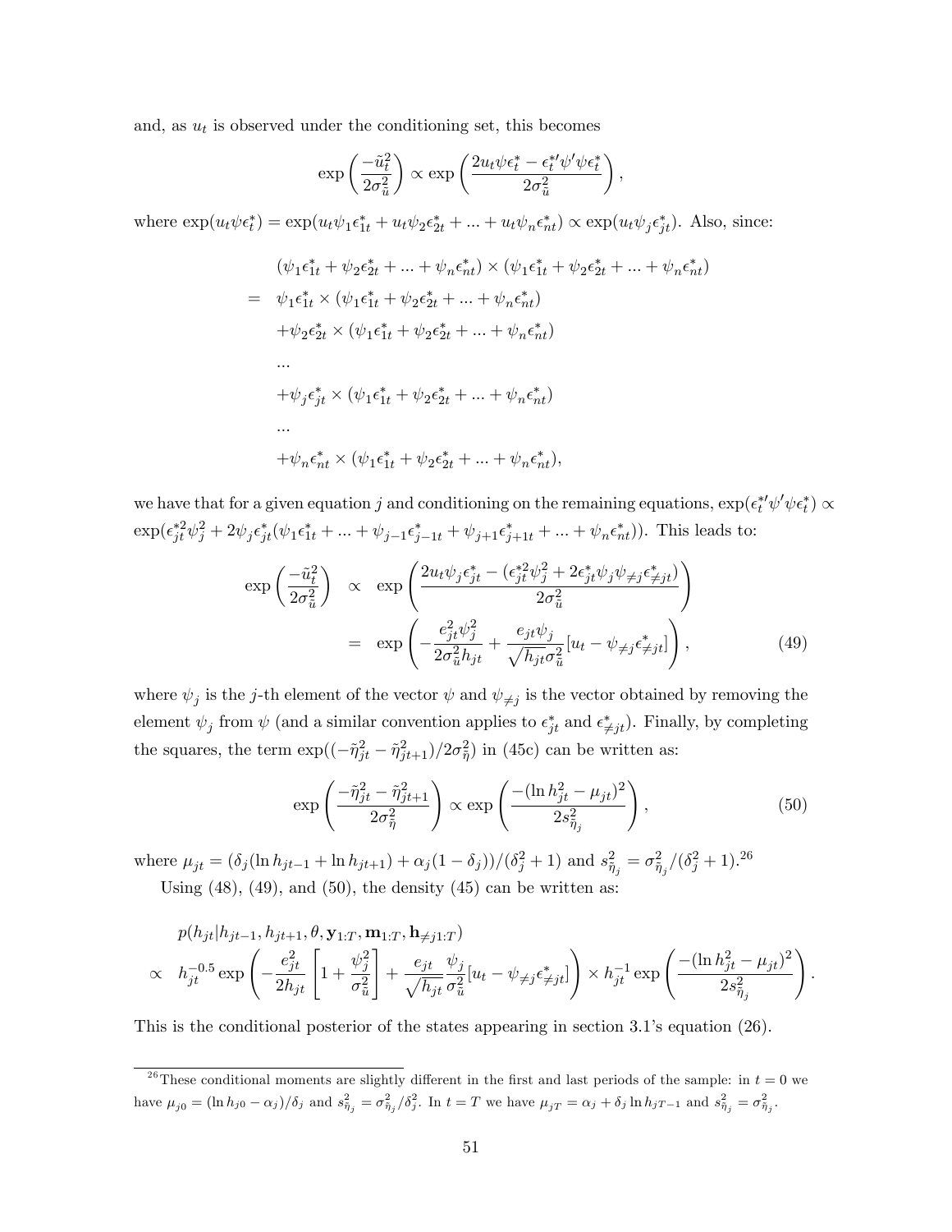and, as $u_t$ is observed under the conditioning set, this becomes

$$\exp\left(\frac{-\tilde{u}_t^2}{2\sigma_{\tilde{u}}^2}\right) \propto \exp\left(\frac{2u_t\psi\epsilon_t^* - \epsilon_t^{*\prime}\psi'\psi\epsilon_t^*}{2\sigma_{\tilde{u}}^2}\right),$$

where $\exp(u_t\psi\epsilon_t^*) = \exp(u_t\psi_1\epsilon_{1t}^* + u_t\psi_2\epsilon_{2t}^* + ... + u_t\psi_n\epsilon_{nt}^*) \propto \exp(u_t\psi_j\epsilon_{jt}^*)$. Also, since:

$$\begin{aligned}
& (\psi_1\epsilon_{1t}^* + \psi_2\epsilon_{2t}^* + ... + \psi_n\epsilon_{nt}^*) \times (\psi_1\epsilon_{1t}^* + \psi_2\epsilon_{2t}^* + ... + \psi_n\epsilon_{nt}^*) \\
= \; & \psi_1\epsilon_{1t}^* \times (\psi_1\epsilon_{1t}^* + \psi_2\epsilon_{2t}^* + ... + \psi_n\epsilon_{nt}^*) \\
& +\psi_2\epsilon_{2t}^* \times (\psi_1\epsilon_{1t}^* + \psi_2\epsilon_{2t}^* + ... + \psi_n\epsilon_{nt}^*) \\
& ... \\
& +\psi_j\epsilon_{jt}^* \times (\psi_1\epsilon_{1t}^* + \psi_2\epsilon_{2t}^* + ... + \psi_n\epsilon_{nt}^*) \\
& ... \\
& +\psi_n\epsilon_{nt}^* \times (\psi_1\epsilon_{1t}^* + \psi_2\epsilon_{2t}^* + ... + \psi_n\epsilon_{nt}^*),
\end{aligned}$$

we have that for a given equation $j$ and conditioning on the remaining equations, $\exp(\epsilon_t^{*\prime}\psi'\psi\epsilon_t^*) \propto \exp(\epsilon_{jt}^{*2}\psi_j^2 + 2\psi_j\epsilon_{jt}^*(\psi_1\epsilon_{1t}^* + ... + \psi_{j-1}\epsilon_{j-1t}^* + \psi_{j+1}\epsilon_{j+1t}^* + ... + \psi_n\epsilon_{nt}^*))$. This leads to:

$$\begin{aligned}
\exp\left(\frac{-\tilde{u}_t^2}{2\sigma_{\tilde{u}}^2}\right) & \propto \exp\left(\frac{2u_t\psi_j\epsilon_{jt}^* - (\epsilon_{jt}^{*2}\psi_j^2 + 2\epsilon_{jt}^*\psi_j\psi_{\neq j}\epsilon_{\neq jt}^*)}{2\sigma_{\tilde{u}}^2}\right) \\
& = \exp\left(-\frac{e_{jt}^2\psi_j^2}{2\sigma_{\tilde{u}}^2 h_{jt}} + \frac{e_{jt}\psi_j}{\sqrt{h_{jt}}\sigma_{\tilde{u}}^2}[u_t - \psi_{\neq j}\epsilon_{\neq jt}^*]\right), \qquad (49)
\end{aligned}$$

where $\psi_j$ is the $j$-th element of the vector $\psi$ and $\psi_{\neq j}$ is the vector obtained by removing the element $\psi_j$ from $\psi$ (and a similar convention applies to $\epsilon_{jt}^*$ and $\epsilon_{\neq jt}^*$). Finally, by completing the squares, the term $\exp((-\tilde{\eta}_{jt}^2 - \tilde{\eta}_{jt+1}^2)/2\sigma_{\tilde{\eta}}^2)$ in (45c) can be written as:

$$\exp\left(\frac{-\tilde{\eta}_{jt}^2 - \tilde{\eta}_{jt+1}^2}{2\sigma_{\tilde{\eta}}^2}\right) \propto \exp\left(\frac{-(\ln h_{jt}^2 - \mu_{jt})^2}{2s_{\tilde{\eta}_j}^2}\right), \qquad (50)$$

where $\mu_{jt} = (\delta_j(\ln h_{jt-1} + \ln h_{jt+1}) + \alpha_j(1-\delta_j))/(\delta_j^2+1)$ and $s_{\tilde{\eta}_j}^2 = \sigma_{\tilde{\eta}_j}^2/(\delta_j^2+1)$.[26]

Using (48), (49), and (50), the density (45) can be written as:

$$\begin{aligned}
& p(h_{jt}|h_{jt-1}, h_{jt+1}, \theta, \mathbf{y}_{1:T}, \mathbf{m}_{1:T}, \mathbf{h}_{\neq j1:T}) \\
\propto \; & h_{jt}^{-0.5}\exp\left(-\frac{e_{jt}^2}{2h_{jt}}\left[1 + \frac{\psi_j^2}{\sigma_{\tilde{u}}^2}\right] + \frac{e_{jt}}{\sqrt{h_{jt}}}\frac{\psi_j}{\sigma_{\tilde{u}}^2}[u_t - \psi_{\neq j}\epsilon_{\neq jt}^*]\right) \times h_{jt}^{-1}\exp\left(\frac{-(\ln h_{jt}^2 - \mu_{jt})^2}{2s_{\tilde{\eta}_j}^2}\right).
\end{aligned}$$

This is the conditional posterior of the states appearing in section 3.1's equation (26).

[26] These conditional moments are slightly different in the first and last periods of the sample: in $t = 0$ we have $\mu_{j0} = (\ln h_{j0} - \alpha_j)/\delta_j$ and $s_{\tilde{\eta}_j}^2 = \sigma_{\tilde{\eta}_j}^2/\delta_j^2$. In $t = T$ we have $\mu_{jT} = \alpha_j + \delta_j \ln h_{jT-1}$ and $s_{\tilde{\eta}_j}^2 = \sigma_{\tilde{\eta}_j}^2$.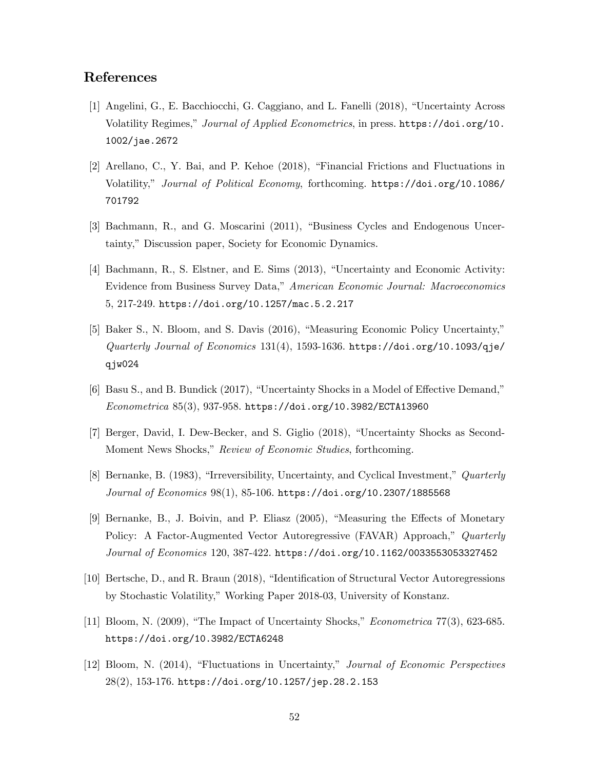## References

[1] Angelini, G., E. Bacchiocchi, G. Caggiano, and L. Fanelli (2018), "Uncertainty Across Volatility Regimes," *Journal of Applied Econometrics*, in press. https://doi.org/10.1002/jae.2672

[2] Arellano, C., Y. Bai, and P. Kehoe (2018), "Financial Frictions and Fluctuations in Volatility," *Journal of Political Economy*, forthcoming. https://doi.org/10.1086/701792

[3] Bachmann, R., and G. Moscarini (2011), "Business Cycles and Endogenous Uncertainty," Discussion paper, Society for Economic Dynamics.

[4] Bachmann, R., S. Elstner, and E. Sims (2013), "Uncertainty and Economic Activity: Evidence from Business Survey Data," *American Economic Journal: Macroeconomics* 5, 217-249. https://doi.org/10.1257/mac.5.2.217

[5] Baker S., N. Bloom, and S. Davis (2016), "Measuring Economic Policy Uncertainty," *Quarterly Journal of Economics* 131(4), 1593-1636. https://doi.org/10.1093/qje/qjw024

[6] Basu S., and B. Bundick (2017), "Uncertainty Shocks in a Model of Effective Demand," *Econometrica* 85(3), 937-958. https://doi.org/10.3982/ECTA13960

[7] Berger, David, I. Dew-Becker, and S. Giglio (2018), "Uncertainty Shocks as Second-Moment News Shocks," *Review of Economic Studies*, forthcoming.

[8] Bernanke, B. (1983), "Irreversibility, Uncertainty, and Cyclical Investment," *Quarterly Journal of Economics* 98(1), 85-106. https://doi.org/10.2307/1885568

[9] Bernanke, B., J. Boivin, and P. Eliasz (2005), "Measuring the Effects of Monetary Policy: A Factor-Augmented Vector Autoregressive (FAVAR) Approach," *Quarterly Journal of Economics* 120, 387-422. https://doi.org/10.1162/0033553053327452

[10] Bertsche, D., and R. Braun (2018), "Identification of Structural Vector Autoregressions by Stochastic Volatility," Working Paper 2018-03, University of Konstanz.

[11] Bloom, N. (2009), "The Impact of Uncertainty Shocks," *Econometrica* 77(3), 623-685. https://doi.org/10.3982/ECTA6248

[12] Bloom, N. (2014), "Fluctuations in Uncertainty," *Journal of Economic Perspectives* 28(2), 153-176. https://doi.org/10.1257/jep.28.2.153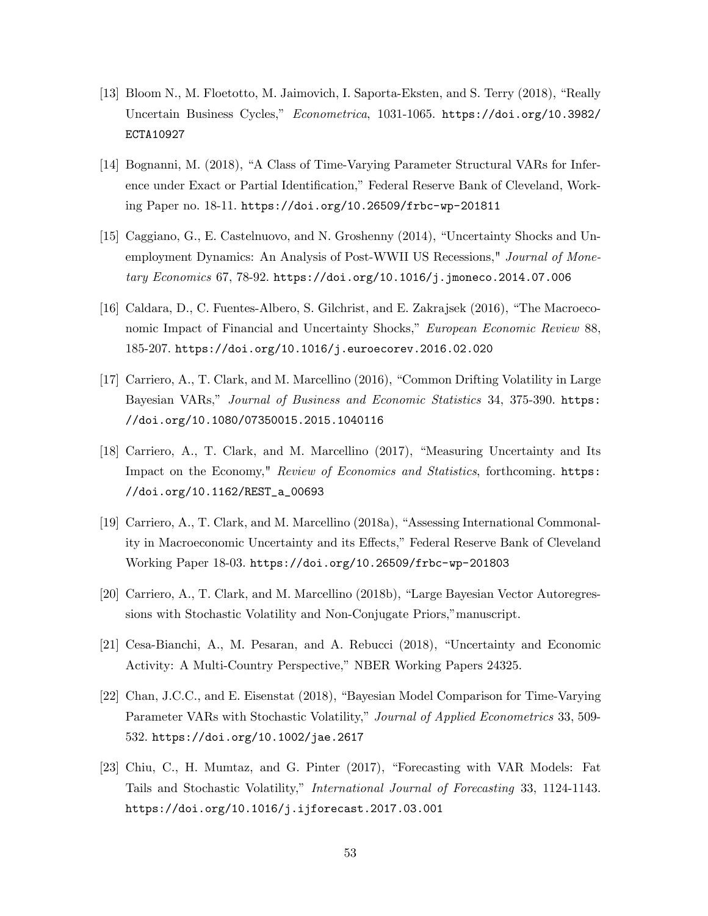[13] Bloom N., M. Floetotto, M. Jaimovich, I. Saporta-Eksten, and S. Terry (2018), "Really Uncertain Business Cycles," *Econometrica*, 1031-1065. https://doi.org/10.3982/ECTA10927

[14] Bognanni, M. (2018), "A Class of Time-Varying Parameter Structural VARs for Inference under Exact or Partial Identification," Federal Reserve Bank of Cleveland, Working Paper no. 18-11. https://doi.org/10.26509/frbc-wp-201811

[15] Caggiano, G., E. Castelnuovo, and N. Groshenny (2014), "Uncertainty Shocks and Unemployment Dynamics: An Analysis of Post-WWII US Recessions," *Journal of Monetary Economics* 67, 78-92. https://doi.org/10.1016/j.jmoneco.2014.07.006

[16] Caldara, D., C. Fuentes-Albero, S. Gilchrist, and E. Zakrajsek (2016), "The Macroeconomic Impact of Financial and Uncertainty Shocks," *European Economic Review* 88, 185-207. https://doi.org/10.1016/j.euroecorev.2016.02.020

[17] Carriero, A., T. Clark, and M. Marcellino (2016), "Common Drifting Volatility in Large Bayesian VARs," *Journal of Business and Economic Statistics* 34, 375-390. https://doi.org/10.1080/07350015.2015.1040116

[18] Carriero, A., T. Clark, and M. Marcellino (2017), "Measuring Uncertainty and Its Impact on the Economy," *Review of Economics and Statistics*, forthcoming. https://doi.org/10.1162/REST_a_00693

[19] Carriero, A., T. Clark, and M. Marcellino (2018a), "Assessing International Commonality in Macroeconomic Uncertainty and its Effects," Federal Reserve Bank of Cleveland Working Paper 18-03. https://doi.org/10.26509/frbc-wp-201803

[20] Carriero, A., T. Clark, and M. Marcellino (2018b), "Large Bayesian Vector Autoregressions with Stochastic Volatility and Non-Conjugate Priors,"manuscript.

[21] Cesa-Bianchi, A., M. Pesaran, and A. Rebucci (2018), "Uncertainty and Economic Activity: A Multi-Country Perspective," NBER Working Papers 24325.

[22] Chan, J.C.C., and E. Eisenstat (2018), "Bayesian Model Comparison for Time-Varying Parameter VARs with Stochastic Volatility," *Journal of Applied Econometrics* 33, 509-532. https://doi.org/10.1002/jae.2617

[23] Chiu, C., H. Mumtaz, and G. Pinter (2017), "Forecasting with VAR Models: Fat Tails and Stochastic Volatility," *International Journal of Forecasting* 33, 1124-1143. https://doi.org/10.1016/j.ijforecast.2017.03.001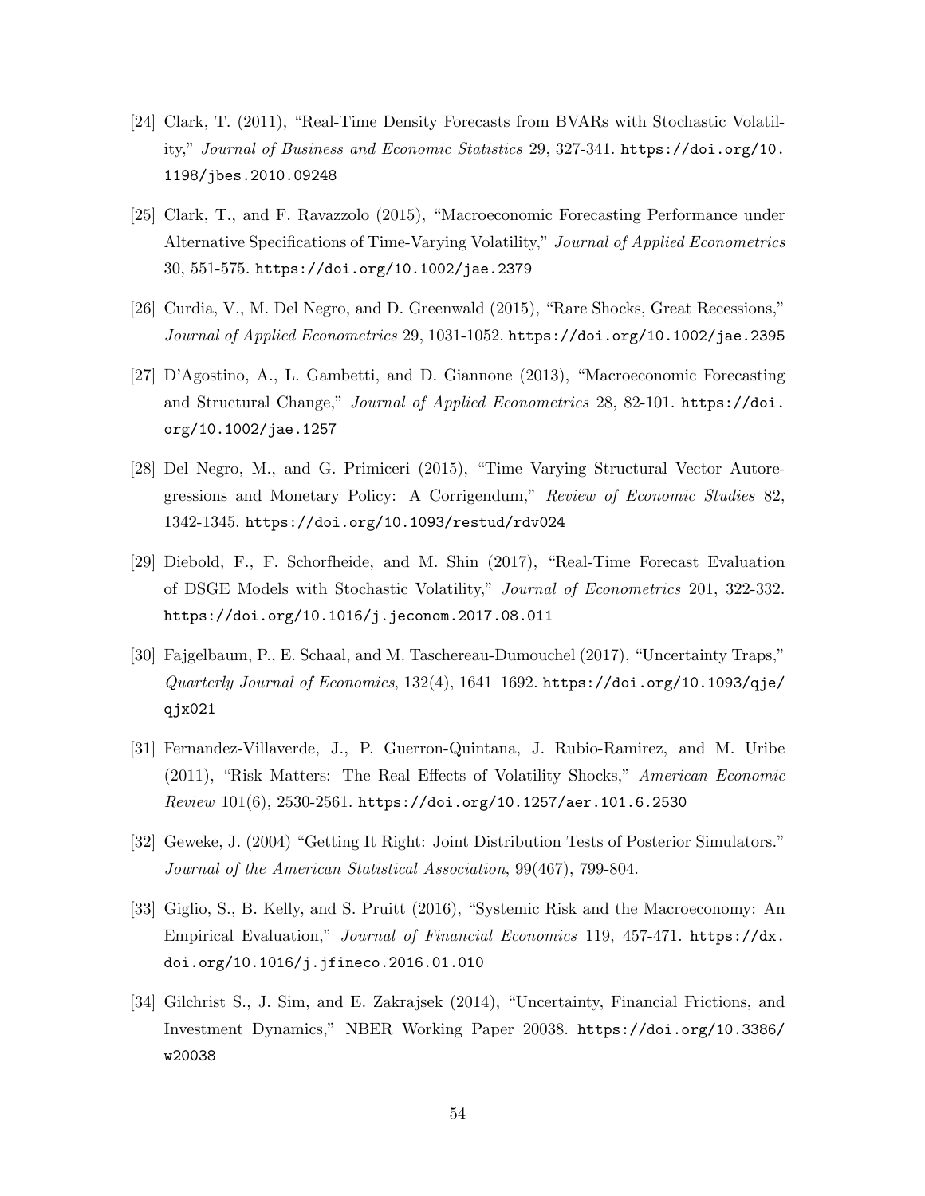[24] Clark, T. (2011), "Real-Time Density Forecasts from BVARs with Stochastic Volatility," *Journal of Business and Economic Statistics* 29, 327-341. https://doi.org/10.1198/jbes.2010.09248

[25] Clark, T., and F. Ravazzolo (2015), "Macroeconomic Forecasting Performance under Alternative Specifications of Time-Varying Volatility," *Journal of Applied Econometrics* 30, 551-575. https://doi.org/10.1002/jae.2379

[26] Curdia, V., M. Del Negro, and D. Greenwald (2015), "Rare Shocks, Great Recessions," *Journal of Applied Econometrics* 29, 1031-1052. https://doi.org/10.1002/jae.2395

[27] D'Agostino, A., L. Gambetti, and D. Giannone (2013), "Macroeconomic Forecasting and Structural Change," *Journal of Applied Econometrics* 28, 82-101. https://doi.org/10.1002/jae.1257

[28] Del Negro, M., and G. Primiceri (2015), "Time Varying Structural Vector Autoregressions and Monetary Policy: A Corrigendum," *Review of Economic Studies* 82, 1342-1345. https://doi.org/10.1093/restud/rdv024

[29] Diebold, F., F. Schorfheide, and M. Shin (2017), "Real-Time Forecast Evaluation of DSGE Models with Stochastic Volatility," *Journal of Econometrics* 201, 322-332. https://doi.org/10.1016/j.jeconom.2017.08.011

[30] Fajgelbaum, P., E. Schaal, and M. Taschereau-Dumouchel (2017), "Uncertainty Traps," *Quarterly Journal of Economics*, 132(4), 1641–1692. https://doi.org/10.1093/qje/qjx021

[31] Fernandez-Villaverde, J., P. Guerron-Quintana, J. Rubio-Ramirez, and M. Uribe (2011), "Risk Matters: The Real Effects of Volatility Shocks," *American Economic Review* 101(6), 2530-2561. https://doi.org/10.1257/aer.101.6.2530

[32] Geweke, J. (2004) "Getting It Right: Joint Distribution Tests of Posterior Simulators." *Journal of the American Statistical Association*, 99(467), 799-804.

[33] Giglio, S., B. Kelly, and S. Pruitt (2016), "Systemic Risk and the Macroeconomy: An Empirical Evaluation," *Journal of Financial Economics* 119, 457-471. https://dx.doi.org/10.1016/j.jfineco.2016.01.010

[34] Gilchrist S., J. Sim, and E. Zakrajsek (2014), "Uncertainty, Financial Frictions, and Investment Dynamics," NBER Working Paper 20038. https://doi.org/10.3386/w20038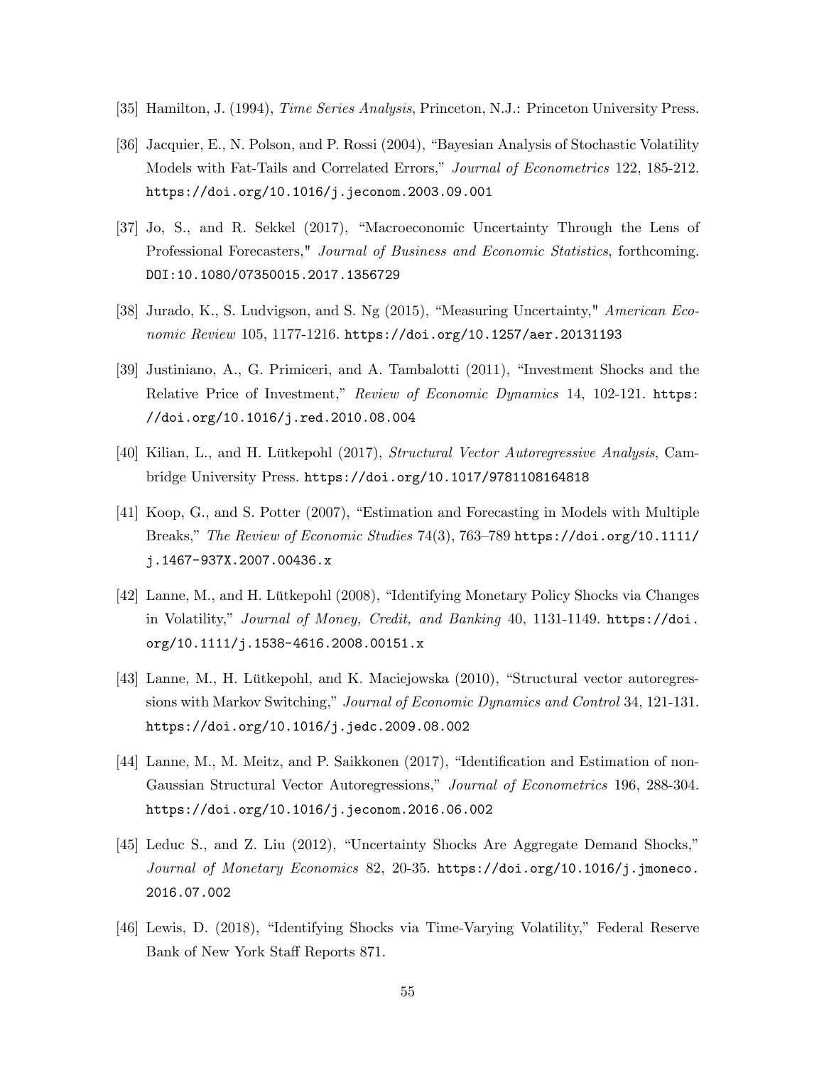[35] Hamilton, J. (1994), *Time Series Analysis*, Princeton, N.J.: Princeton University Press.

[36] Jacquier, E., N. Polson, and P. Rossi (2004), "Bayesian Analysis of Stochastic Volatility Models with Fat-Tails and Correlated Errors," *Journal of Econometrics* 122, 185-212. https://doi.org/10.1016/j.jeconom.2003.09.001

[37] Jo, S., and R. Sekkel (2017), "Macroeconomic Uncertainty Through the Lens of Professional Forecasters," *Journal of Business and Economic Statistics*, forthcoming. DOI:10.1080/07350015.2017.1356729

[38] Jurado, K., S. Ludvigson, and S. Ng (2015), "Measuring Uncertainty," *American Economic Review* 105, 1177-1216. https://doi.org/10.1257/aer.20131193

[39] Justiniano, A., G. Primiceri, and A. Tambalotti (2011), "Investment Shocks and the Relative Price of Investment," *Review of Economic Dynamics* 14, 102-121. https://doi.org/10.1016/j.red.2010.08.004

[40] Kilian, L., and H. Lütkepohl (2017), *Structural Vector Autoregressive Analysis*, Cambridge University Press. https://doi.org/10.1017/9781108164818

[41] Koop, G., and S. Potter (2007), "Estimation and Forecasting in Models with Multiple Breaks," *The Review of Economic Studies* 74(3), 763–789 https://doi.org/10.1111/j.1467-937X.2007.00436.x

[42] Lanne, M., and H. Lütkepohl (2008), "Identifying Monetary Policy Shocks via Changes in Volatility," *Journal of Money, Credit, and Banking* 40, 1131-1149. https://doi.org/10.1111/j.1538-4616.2008.00151.x

[43] Lanne, M., H. Lütkepohl, and K. Maciejowska (2010), "Structural vector autoregressions with Markov Switching," *Journal of Economic Dynamics and Control* 34, 121-131. https://doi.org/10.1016/j.jedc.2009.08.002

[44] Lanne, M., M. Meitz, and P. Saikkonen (2017), "Identification and Estimation of non-Gaussian Structural Vector Autoregressions," *Journal of Econometrics* 196, 288-304. https://doi.org/10.1016/j.jeconom.2016.06.002

[45] Leduc S., and Z. Liu (2012), "Uncertainty Shocks Are Aggregate Demand Shocks," *Journal of Monetary Economics* 82, 20-35. https://doi.org/10.1016/j.jmoneco.2016.07.002

[46] Lewis, D. (2018), "Identifying Shocks via Time-Varying Volatility," Federal Reserve Bank of New York Staff Reports 871.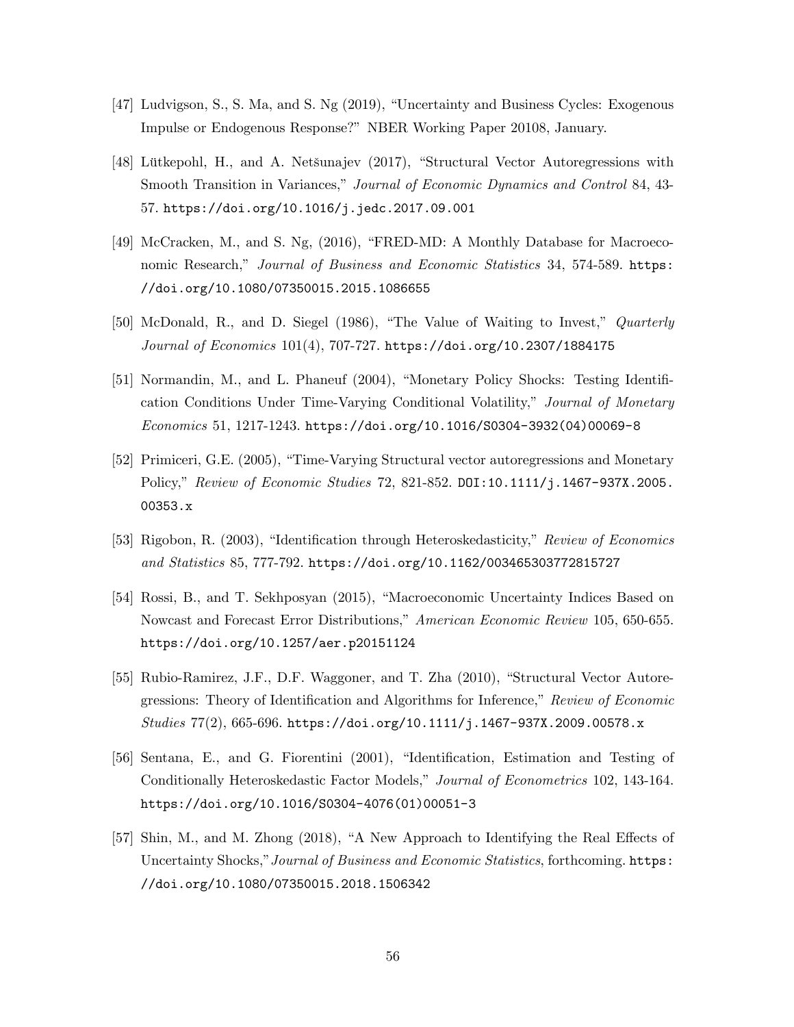[47] Ludvigson, S., S. Ma, and S. Ng (2019), "Uncertainty and Business Cycles: Exogenous Impulse or Endogenous Response?" NBER Working Paper 20108, January.

[48] Lütkepohl, H., and A. Netšunajev (2017), "Structural Vector Autoregressions with Smooth Transition in Variances," *Journal of Economic Dynamics and Control* 84, 43-57. https://doi.org/10.1016/j.jedc.2017.09.001

[49] McCracken, M., and S. Ng, (2016), "FRED-MD: A Monthly Database for Macroeconomic Research," *Journal of Business and Economic Statistics* 34, 574-589. https://doi.org/10.1080/07350015.2015.1086655

[50] McDonald, R., and D. Siegel (1986), "The Value of Waiting to Invest," *Quarterly Journal of Economics* 101(4), 707-727. https://doi.org/10.2307/1884175

[51] Normandin, M., and L. Phaneuf (2004), "Monetary Policy Shocks: Testing Identification Conditions Under Time-Varying Conditional Volatility," *Journal of Monetary Economics* 51, 1217-1243. https://doi.org/10.1016/S0304-3932(04)00069-8

[52] Primiceri, G.E. (2005), "Time-Varying Structural vector autoregressions and Monetary Policy," *Review of Economic Studies* 72, 821-852. DOI:10.1111/j.1467-937X.2005.00353.x

[53] Rigobon, R. (2003), "Identification through Heteroskedasticity," *Review of Economics and Statistics* 85, 777-792. https://doi.org/10.1162/003465303772815727

[54] Rossi, B., and T. Sekhposyan (2015), "Macroeconomic Uncertainty Indices Based on Nowcast and Forecast Error Distributions," *American Economic Review* 105, 650-655. https://doi.org/10.1257/aer.p20151124

[55] Rubio-Ramirez, J.F., D.F. Waggoner, and T. Zha (2010), "Structural Vector Autoregressions: Theory of Identification and Algorithms for Inference," *Review of Economic Studies* 77(2), 665-696. https://doi.org/10.1111/j.1467-937X.2009.00578.x

[56] Sentana, E., and G. Fiorentini (2001), "Identification, Estimation and Testing of Conditionally Heteroskedastic Factor Models," *Journal of Econometrics* 102, 143-164. https://doi.org/10.1016/S0304-4076(01)00051-3

[57] Shin, M., and M. Zhong (2018), "A New Approach to Identifying the Real Effects of Uncertainty Shocks," *Journal of Business and Economic Statistics*, forthcoming. https://doi.org/10.1080/07350015.2018.1506342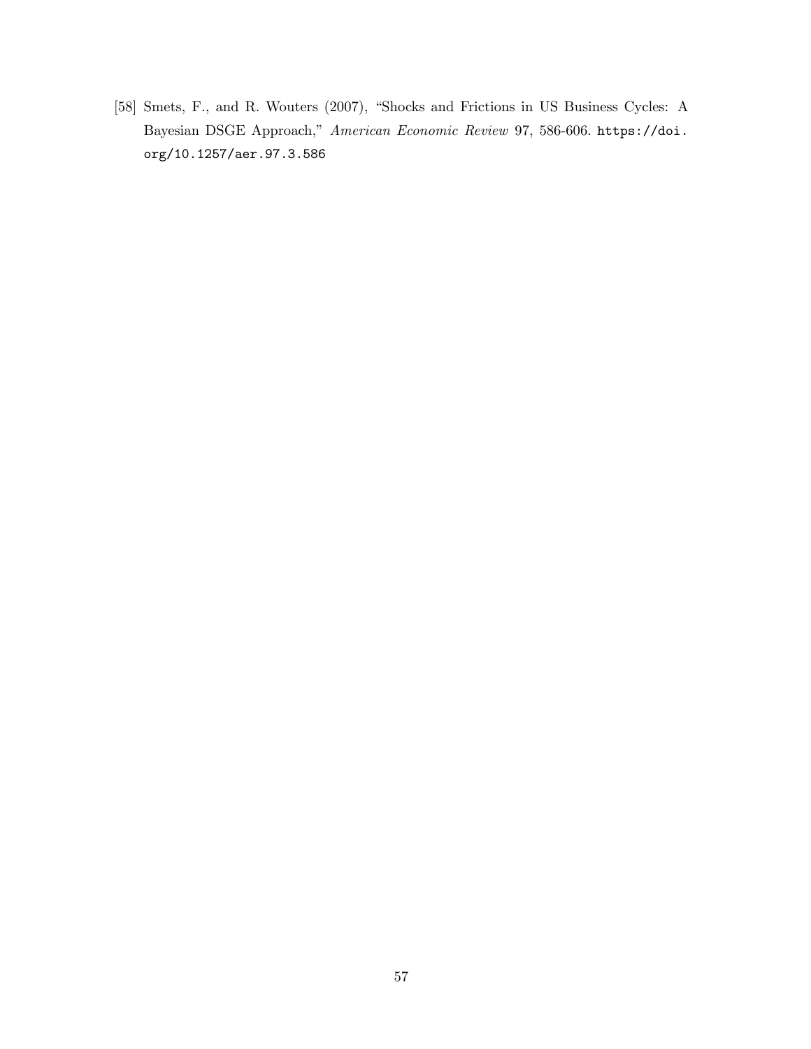[58] Smets, F., and R. Wouters (2007), "Shocks and Frictions in US Business Cycles: A Bayesian DSGE Approach," *American Economic Review* 97, 586-606. https://doi.org/10.1257/aer.97.3.586